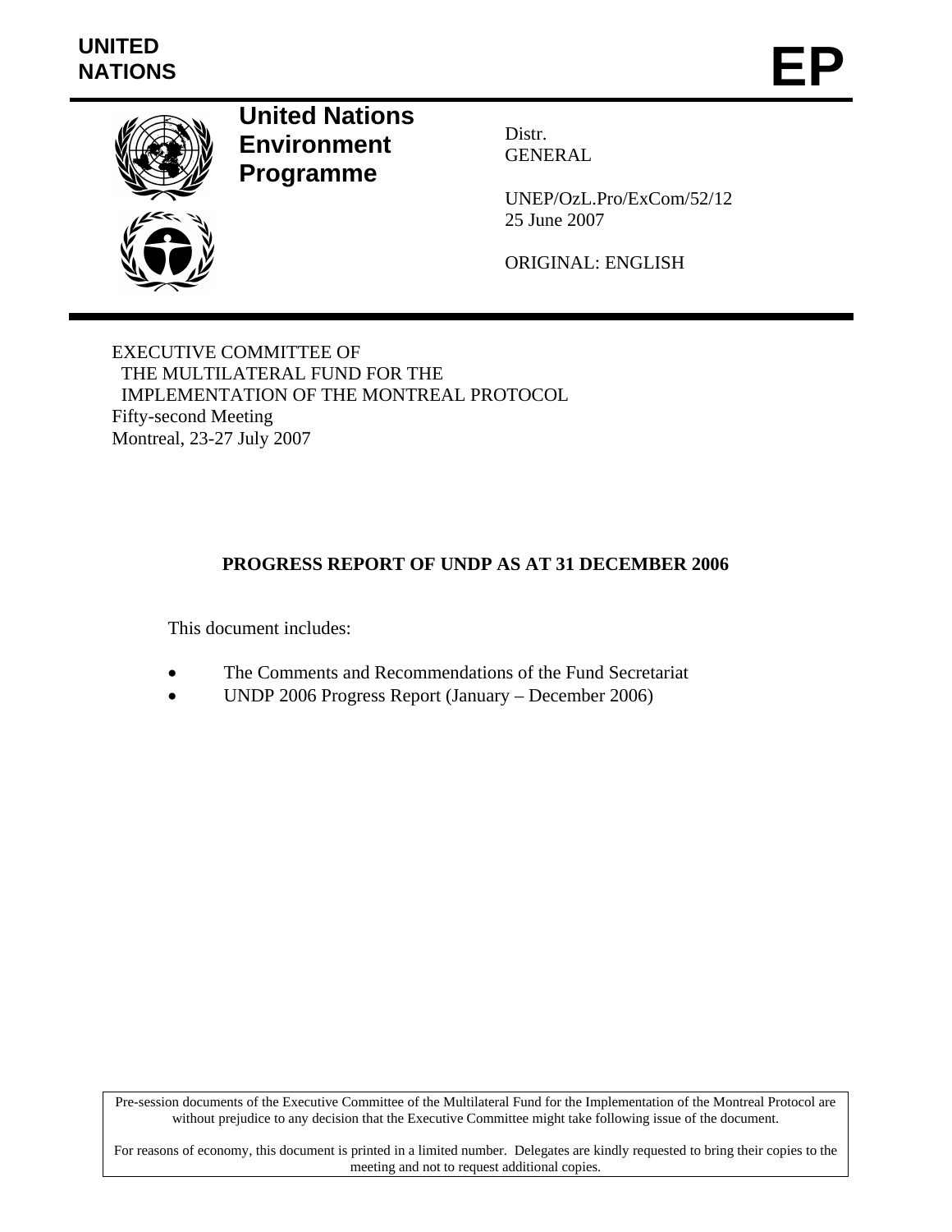UNITED NATIONS

# EP

**United Nations Environment Programme**

Distr.
GENERAL

UNEP/OzL.Pro/ExCom/52/12
25 June 2007

ORIGINAL: ENGLISH

EXECUTIVE COMMITTEE OF
THE MULTILATERAL FUND FOR THE
IMPLEMENTATION OF THE MONTREAL PROTOCOL
Fifty-second Meeting
Montreal, 23-27 July 2007

## PROGRESS REPORT OF UNDP AS AT 31 DECEMBER 2006

This document includes:

- The Comments and Recommendations of the Fund Secretariat
- UNDP 2006 Progress Report (January – December 2006)

Pre-session documents of the Executive Committee of the Multilateral Fund for the Implementation of the Montreal Protocol are without prejudice to any decision that the Executive Committee might take following issue of the document.

For reasons of economy, this document is printed in a limited number. Delegates are kindly requested to bring their copies to the meeting and not to request additional copies.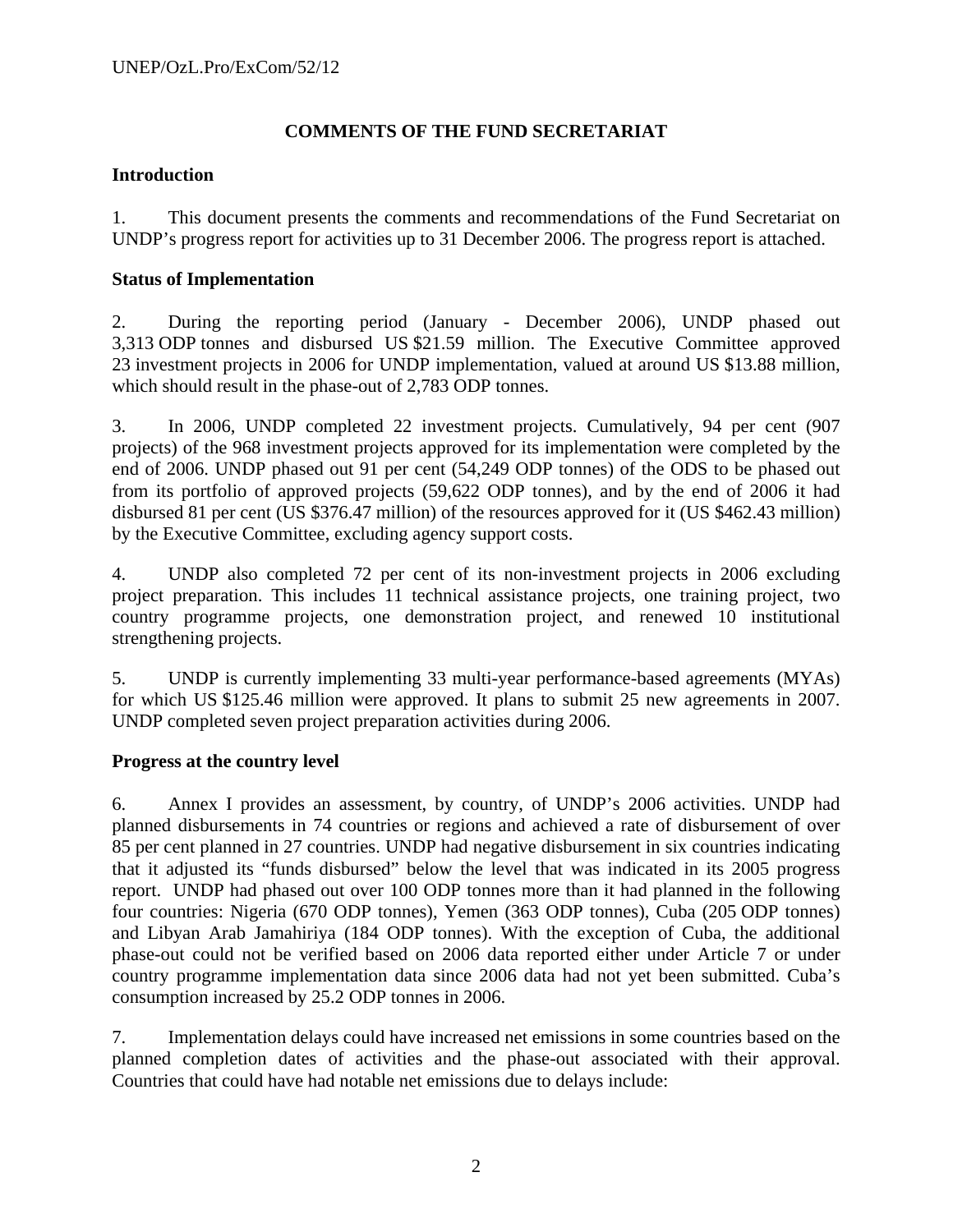## COMMENTS OF THE FUND SECRETARIAT

### Introduction

1. This document presents the comments and recommendations of the Fund Secretariat on UNDP's progress report for activities up to 31 December 2006. The progress report is attached.

### Status of Implementation

2. During the reporting period (January - December 2006), UNDP phased out 3,313 ODP tonnes and disbursed US $21.59 million. The Executive Committee approved 23 investment projects in 2006 for UNDP implementation, valued at around US $13.88 million, which should result in the phase-out of 2,783 ODP tonnes.

3. In 2006, UNDP completed 22 investment projects. Cumulatively, 94 per cent (907 projects) of the 968 investment projects approved for its implementation were completed by the end of 2006. UNDP phased out 91 per cent (54,249 ODP tonnes) of the ODS to be phased out from its portfolio of approved projects (59,622 ODP tonnes), and by the end of 2006 it had disbursed 81 per cent (US $376.47 million) of the resources approved for it (US $462.43 million) by the Executive Committee, excluding agency support costs.

4. UNDP also completed 72 per cent of its non-investment projects in 2006 excluding project preparation. This includes 11 technical assistance projects, one training project, two country programme projects, one demonstration project, and renewed 10 institutional strengthening projects.

5. UNDP is currently implementing 33 multi-year performance-based agreements (MYAs) for which US $125.46 million were approved. It plans to submit 25 new agreements in 2007. UNDP completed seven project preparation activities during 2006.

### Progress at the country level

6. Annex I provides an assessment, by country, of UNDP's 2006 activities. UNDP had planned disbursements in 74 countries or regions and achieved a rate of disbursement of over 85 per cent planned in 27 countries. UNDP had negative disbursement in six countries indicating that it adjusted its "funds disbursed" below the level that was indicated in its 2005 progress report. UNDP had phased out over 100 ODP tonnes more than it had planned in the following four countries: Nigeria (670 ODP tonnes), Yemen (363 ODP tonnes), Cuba (205 ODP tonnes) and Libyan Arab Jamahiriya (184 ODP tonnes). With the exception of Cuba, the additional phase-out could not be verified based on 2006 data reported either under Article 7 or under country programme implementation data since 2006 data had not yet been submitted. Cuba's consumption increased by 25.2 ODP tonnes in 2006.

7. Implementation delays could have increased net emissions in some countries based on the planned completion dates of activities and the phase-out associated with their approval. Countries that could have had notable net emissions due to delays include: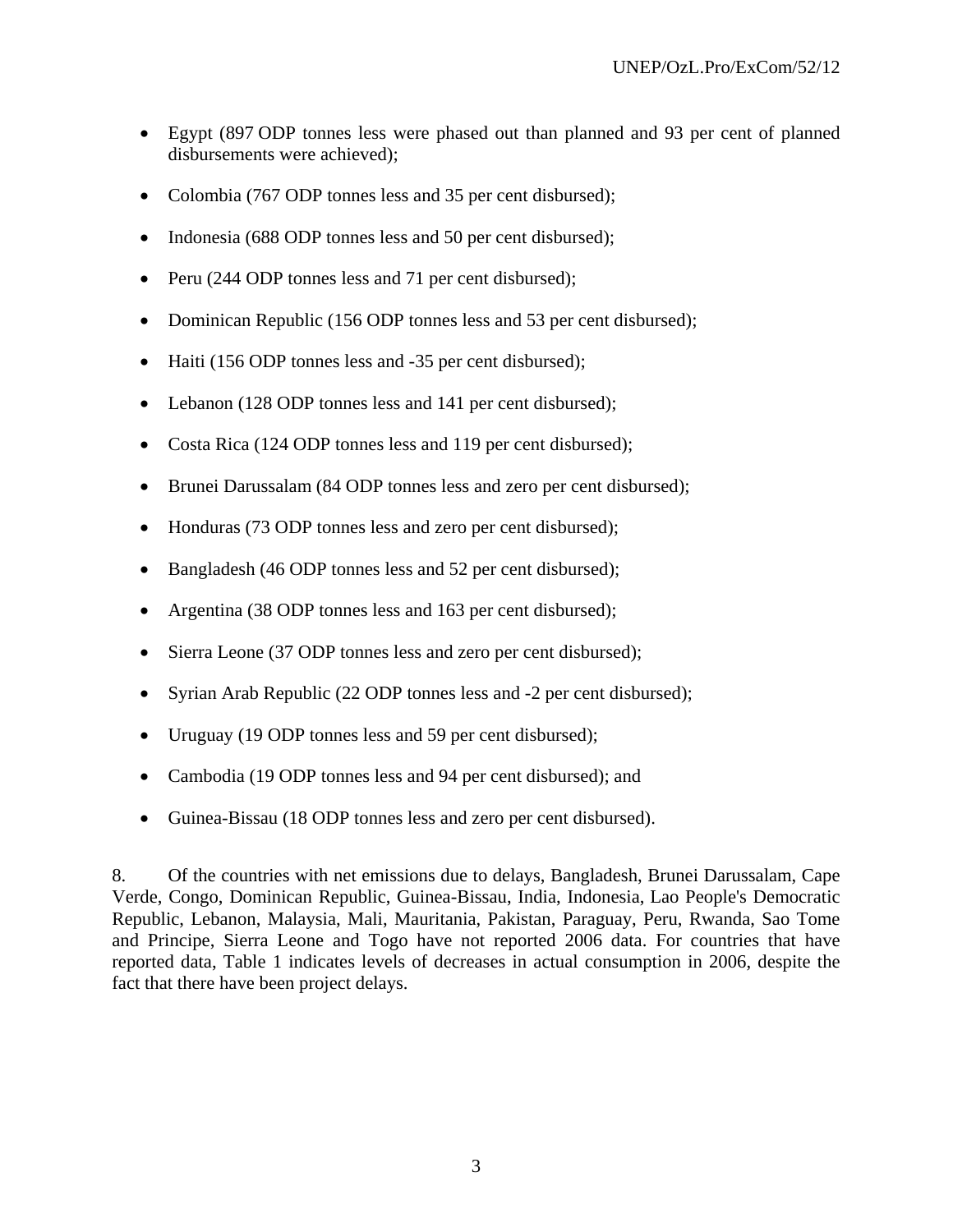- Egypt (897 ODP tonnes less were phased out than planned and 93 per cent of planned disbursements were achieved);
- Colombia (767 ODP tonnes less and 35 per cent disbursed);
- Indonesia (688 ODP tonnes less and 50 per cent disbursed);
- Peru (244 ODP tonnes less and 71 per cent disbursed);
- Dominican Republic (156 ODP tonnes less and 53 per cent disbursed);
- Haiti (156 ODP tonnes less and -35 per cent disbursed);
- Lebanon (128 ODP tonnes less and 141 per cent disbursed);
- Costa Rica (124 ODP tonnes less and 119 per cent disbursed);
- Brunei Darussalam (84 ODP tonnes less and zero per cent disbursed);
- Honduras (73 ODP tonnes less and zero per cent disbursed);
- Bangladesh (46 ODP tonnes less and 52 per cent disbursed);
- Argentina (38 ODP tonnes less and 163 per cent disbursed);
- Sierra Leone (37 ODP tonnes less and zero per cent disbursed);
- Syrian Arab Republic (22 ODP tonnes less and -2 per cent disbursed);
- Uruguay (19 ODP tonnes less and 59 per cent disbursed);
- Cambodia (19 ODP tonnes less and 94 per cent disbursed); and
- Guinea-Bissau (18 ODP tonnes less and zero per cent disbursed).

8. Of the countries with net emissions due to delays, Bangladesh, Brunei Darussalam, Cape Verde, Congo, Dominican Republic, Guinea-Bissau, India, Indonesia, Lao People's Democratic Republic, Lebanon, Malaysia, Mali, Mauritania, Pakistan, Paraguay, Peru, Rwanda, Sao Tome and Principe, Sierra Leone and Togo have not reported 2006 data. For countries that have reported data, Table 1 indicates levels of decreases in actual consumption in 2006, despite the fact that there have been project delays.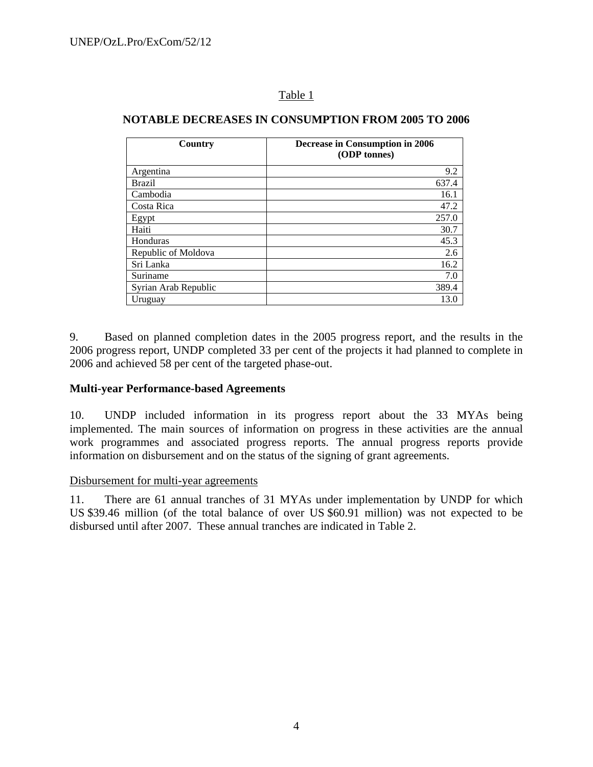Table 1

**NOTABLE DECREASES IN CONSUMPTION FROM 2005 TO 2006**

| Country | Decrease in Consumption in 2006 (ODP tonnes) |
|---|---|
| Argentina | 9.2 |
| Brazil | 637.4 |
| Cambodia | 16.1 |
| Costa Rica | 47.2 |
| Egypt | 257.0 |
| Haiti | 30.7 |
| Honduras | 45.3 |
| Republic of Moldova | 2.6 |
| Sri Lanka | 16.2 |
| Suriname | 7.0 |
| Syrian Arab Republic | 389.4 |
| Uruguay | 13.0 |

9. Based on planned completion dates in the 2005 progress report, and the results in the 2006 progress report, UNDP completed 33 per cent of the projects it had planned to complete in 2006 and achieved 58 per cent of the targeted phase-out.

**Multi-year Performance-based Agreements**

10. UNDP included information in its progress report about the 33 MYAs being implemented. The main sources of information on progress in these activities are the annual work programmes and associated progress reports. The annual progress reports provide information on disbursement and on the status of the signing of grant agreements.

Disbursement for multi-year agreements

11. There are 61 annual tranches of 31 MYAs under implementation by UNDP for which US $39.46 million (of the total balance of over US $60.91 million) was not expected to be disbursed until after 2007. These annual tranches are indicated in Table 2.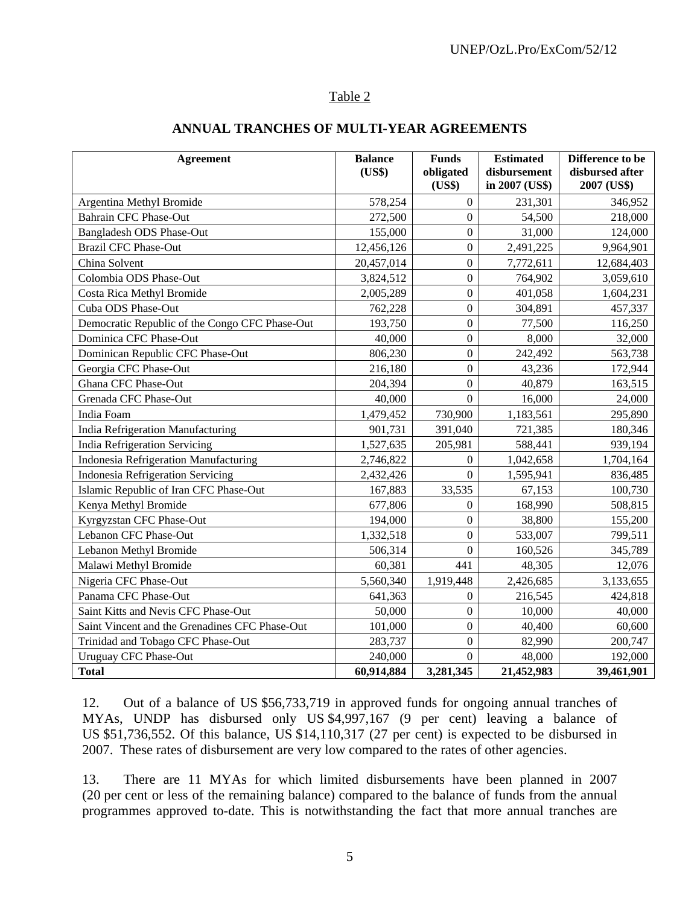Table 2

**ANNUAL TRANCHES OF MULTI-YEAR AGREEMENTS**

| Agreement | Balance (US$) | Funds obligated (US$) | Estimated disbursement in 2007 (US$) | Difference to be disbursed after 2007 (US$) |
|---|---|---|---|---|
| Argentina Methyl Bromide | 578,254 | 0 | 231,301 | 346,952 |
| Bahrain CFC Phase-Out | 272,500 | 0 | 54,500 | 218,000 |
| Bangladesh ODS Phase-Out | 155,000 | 0 | 31,000 | 124,000 |
| Brazil CFC Phase-Out | 12,456,126 | 0 | 2,491,225 | 9,964,901 |
| China Solvent | 20,457,014 | 0 | 7,772,611 | 12,684,403 |
| Colombia ODS Phase-Out | 3,824,512 | 0 | 764,902 | 3,059,610 |
| Costa Rica Methyl Bromide | 2,005,289 | 0 | 401,058 | 1,604,231 |
| Cuba ODS Phase-Out | 762,228 | 0 | 304,891 | 457,337 |
| Democratic Republic of the Congo CFC Phase-Out | 193,750 | 0 | 77,500 | 116,250 |
| Dominica CFC Phase-Out | 40,000 | 0 | 8,000 | 32,000 |
| Dominican Republic CFC Phase-Out | 806,230 | 0 | 242,492 | 563,738 |
| Georgia CFC Phase-Out | 216,180 | 0 | 43,236 | 172,944 |
| Ghana CFC Phase-Out | 204,394 | 0 | 40,879 | 163,515 |
| Grenada CFC Phase-Out | 40,000 | 0 | 16,000 | 24,000 |
| India Foam | 1,479,452 | 730,900 | 1,183,561 | 295,890 |
| India Refrigeration Manufacturing | 901,731 | 391,040 | 721,385 | 180,346 |
| India Refrigeration Servicing | 1,527,635 | 205,981 | 588,441 | 939,194 |
| Indonesia Refrigeration Manufacturing | 2,746,822 | 0 | 1,042,658 | 1,704,164 |
| Indonesia Refrigeration Servicing | 2,432,426 | 0 | 1,595,941 | 836,485 |
| Islamic Republic of Iran CFC Phase-Out | 167,883 | 33,535 | 67,153 | 100,730 |
| Kenya Methyl Bromide | 677,806 | 0 | 168,990 | 508,815 |
| Kyrgyzstan CFC Phase-Out | 194,000 | 0 | 38,800 | 155,200 |
| Lebanon CFC Phase-Out | 1,332,518 | 0 | 533,007 | 799,511 |
| Lebanon Methyl Bromide | 506,314 | 0 | 160,526 | 345,789 |
| Malawi Methyl Bromide | 60,381 | 441 | 48,305 | 12,076 |
| Nigeria CFC Phase-Out | 5,560,340 | 1,919,448 | 2,426,685 | 3,133,655 |
| Panama CFC Phase-Out | 641,363 | 0 | 216,545 | 424,818 |
| Saint Kitts and Nevis CFC Phase-Out | 50,000 | 0 | 10,000 | 40,000 |
| Saint Vincent and the Grenadines CFC Phase-Out | 101,000 | 0 | 40,400 | 60,600 |
| Trinidad and Tobago CFC Phase-Out | 283,737 | 0 | 82,990 | 200,747 |
| Uruguay CFC Phase-Out | 240,000 | 0 | 48,000 | 192,000 |
| **Total** | **60,914,884** | **3,281,345** | **21,452,983** | **39,461,901** |

12. Out of a balance of US $56,733,719 in approved funds for ongoing annual tranches of MYAs, UNDP has disbursed only US $4,997,167 (9 per cent) leaving a balance of US $51,736,552. Of this balance, US $14,110,317 (27 per cent) is expected to be disbursed in 2007. These rates of disbursement are very low compared to the rates of other agencies.

13. There are 11 MYAs for which limited disbursements have been planned in 2007 (20 per cent or less of the remaining balance) compared to the balance of funds from the annual programmes approved to-date. This is notwithstanding the fact that more annual tranches are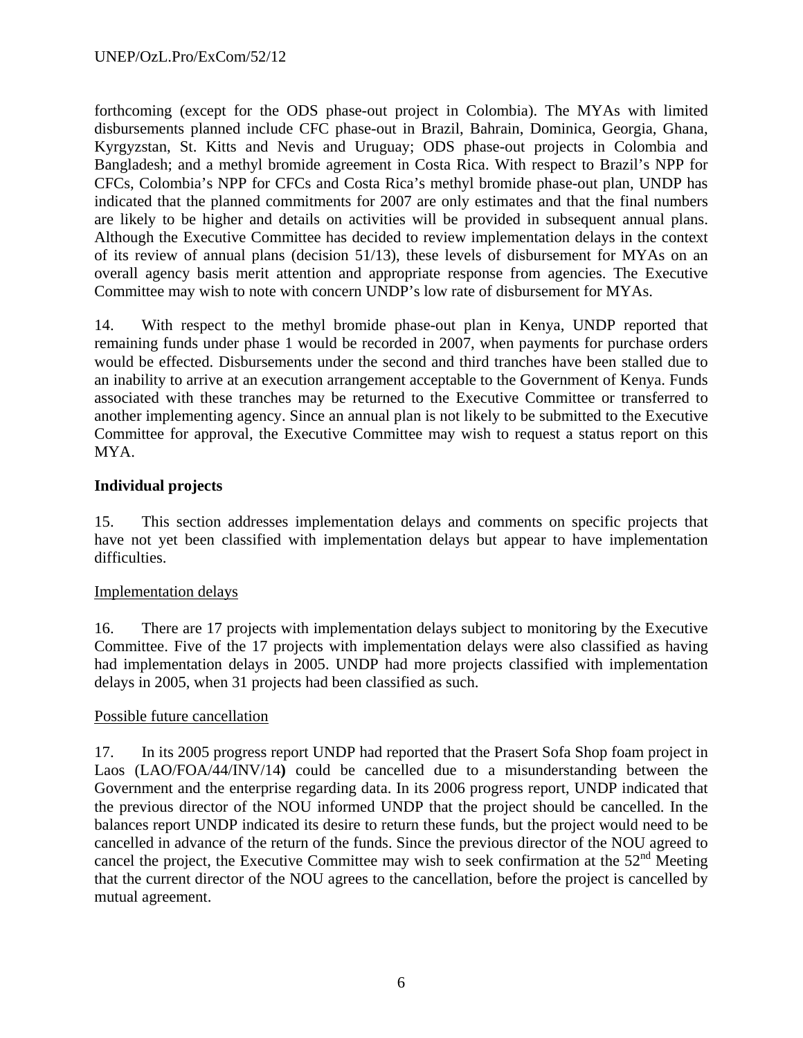forthcoming (except for the ODS phase-out project in Colombia). The MYAs with limited disbursements planned include CFC phase-out in Brazil, Bahrain, Dominica, Georgia, Ghana, Kyrgyzstan, St. Kitts and Nevis and Uruguay; ODS phase-out projects in Colombia and Bangladesh; and a methyl bromide agreement in Costa Rica. With respect to Brazil's NPP for CFCs, Colombia's NPP for CFCs and Costa Rica's methyl bromide phase-out plan, UNDP has indicated that the planned commitments for 2007 are only estimates and that the final numbers are likely to be higher and details on activities will be provided in subsequent annual plans. Although the Executive Committee has decided to review implementation delays in the context of its review of annual plans (decision 51/13), these levels of disbursement for MYAs on an overall agency basis merit attention and appropriate response from agencies. The Executive Committee may wish to note with concern UNDP's low rate of disbursement for MYAs.

14. With respect to the methyl bromide phase-out plan in Kenya, UNDP reported that remaining funds under phase 1 would be recorded in 2007, when payments for purchase orders would be effected. Disbursements under the second and third tranches have been stalled due to an inability to arrive at an execution arrangement acceptable to the Government of Kenya. Funds associated with these tranches may be returned to the Executive Committee or transferred to another implementing agency. Since an annual plan is not likely to be submitted to the Executive Committee for approval, the Executive Committee may wish to request a status report on this MYA.

**Individual projects**

15. This section addresses implementation delays and comments on specific projects that have not yet been classified with implementation delays but appear to have implementation difficulties.

Implementation delays

16. There are 17 projects with implementation delays subject to monitoring by the Executive Committee. Five of the 17 projects with implementation delays were also classified as having had implementation delays in 2005. UNDP had more projects classified with implementation delays in 2005, when 31 projects had been classified as such.

Possible future cancellation

17. In its 2005 progress report UNDP had reported that the Prasert Sofa Shop foam project in Laos (LAO/FOA/44/INV/14**)** could be cancelled due to a misunderstanding between the Government and the enterprise regarding data. In its 2006 progress report, UNDP indicated that the previous director of the NOU informed UNDP that the project should be cancelled. In the balances report UNDP indicated its desire to return these funds, but the project would need to be cancelled in advance of the return of the funds. Since the previous director of the NOU agreed to cancel the project, the Executive Committee may wish to seek confirmation at the 52nd Meeting that the current director of the NOU agrees to the cancellation, before the project is cancelled by mutual agreement.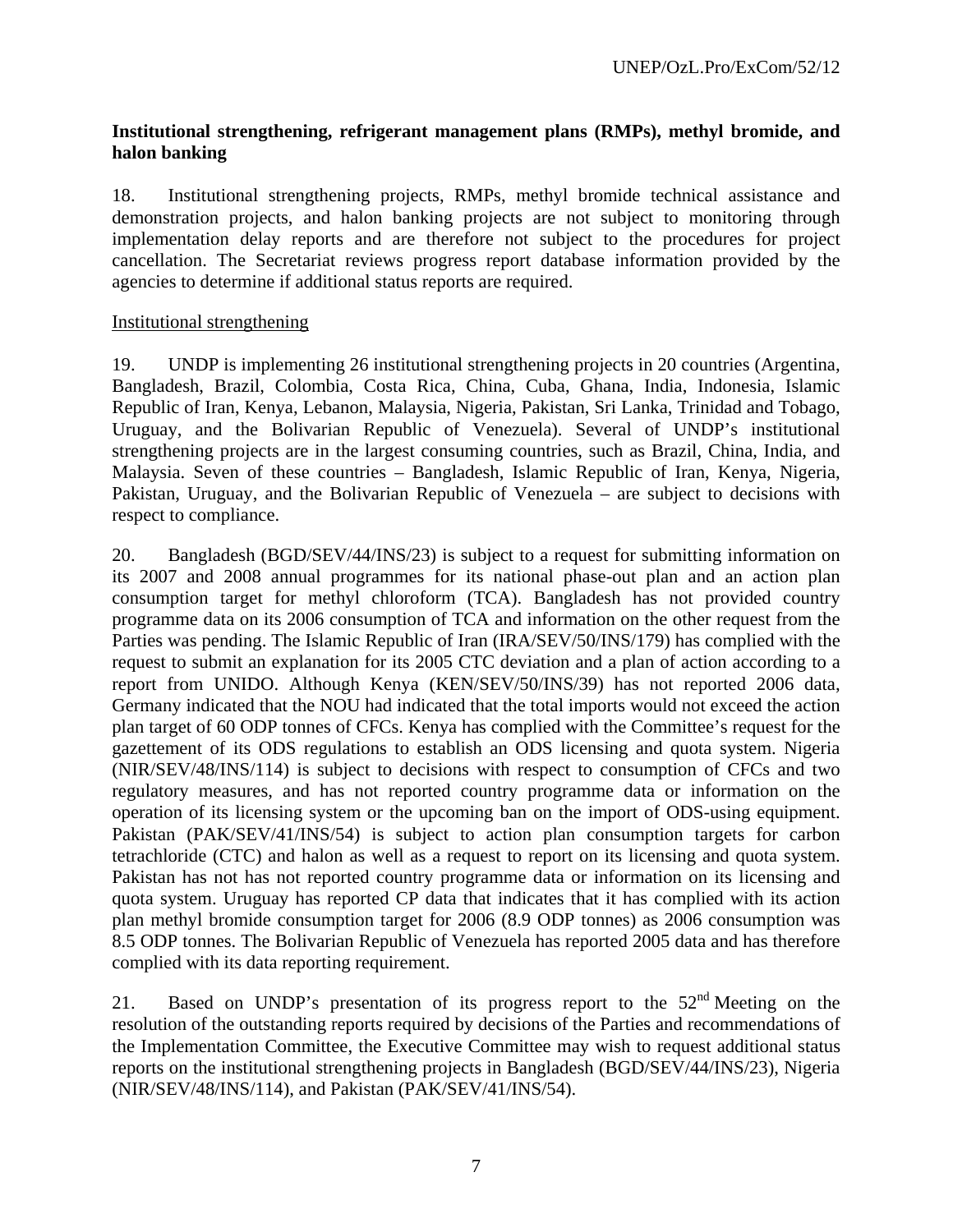**Institutional strengthening, refrigerant management plans (RMPs), methyl bromide, and halon banking**

18. Institutional strengthening projects, RMPs, methyl bromide technical assistance and demonstration projects, and halon banking projects are not subject to monitoring through implementation delay reports and are therefore not subject to the procedures for project cancellation. The Secretariat reviews progress report database information provided by the agencies to determine if additional status reports are required.

Institutional strengthening

19. UNDP is implementing 26 institutional strengthening projects in 20 countries (Argentina, Bangladesh, Brazil, Colombia, Costa Rica, China, Cuba, Ghana, India, Indonesia, Islamic Republic of Iran, Kenya, Lebanon, Malaysia, Nigeria, Pakistan, Sri Lanka, Trinidad and Tobago, Uruguay, and the Bolivarian Republic of Venezuela). Several of UNDP's institutional strengthening projects are in the largest consuming countries, such as Brazil, China, India, and Malaysia. Seven of these countries – Bangladesh, Islamic Republic of Iran, Kenya, Nigeria, Pakistan, Uruguay, and the Bolivarian Republic of Venezuela – are subject to decisions with respect to compliance.

20. Bangladesh (BGD/SEV/44/INS/23) is subject to a request for submitting information on its 2007 and 2008 annual programmes for its national phase-out plan and an action plan consumption target for methyl chloroform (TCA). Bangladesh has not provided country programme data on its 2006 consumption of TCA and information on the other request from the Parties was pending. The Islamic Republic of Iran (IRA/SEV/50/INS/179) has complied with the request to submit an explanation for its 2005 CTC deviation and a plan of action according to a report from UNIDO. Although Kenya (KEN/SEV/50/INS/39) has not reported 2006 data, Germany indicated that the NOU had indicated that the total imports would not exceed the action plan target of 60 ODP tonnes of CFCs. Kenya has complied with the Committee's request for the gazettement of its ODS regulations to establish an ODS licensing and quota system. Nigeria (NIR/SEV/48/INS/114) is subject to decisions with respect to consumption of CFCs and two regulatory measures, and has not reported country programme data or information on the operation of its licensing system or the upcoming ban on the import of ODS-using equipment. Pakistan (PAK/SEV/41/INS/54) is subject to action plan consumption targets for carbon tetrachloride (CTC) and halon as well as a request to report on its licensing and quota system. Pakistan has not has not reported country programme data or information on its licensing and quota system. Uruguay has reported CP data that indicates that it has complied with its action plan methyl bromide consumption target for 2006 (8.9 ODP tonnes) as 2006 consumption was 8.5 ODP tonnes. The Bolivarian Republic of Venezuela has reported 2005 data and has therefore complied with its data reporting requirement.

21. Based on UNDP's presentation of its progress report to the 52nd Meeting on the resolution of the outstanding reports required by decisions of the Parties and recommendations of the Implementation Committee, the Executive Committee may wish to request additional status reports on the institutional strengthening projects in Bangladesh (BGD/SEV/44/INS/23), Nigeria (NIR/SEV/48/INS/114), and Pakistan (PAK/SEV/41/INS/54).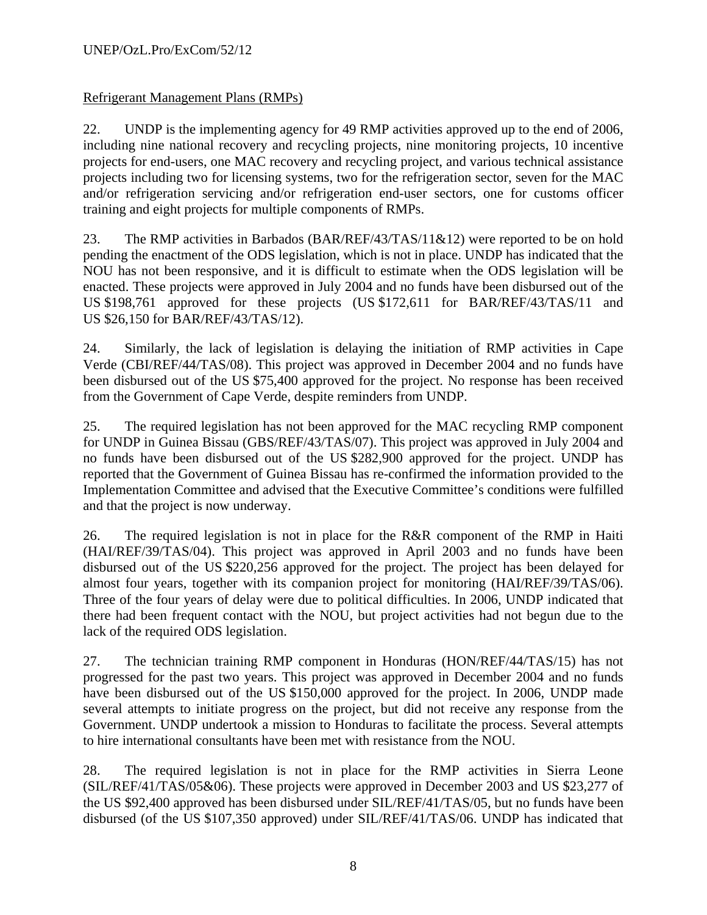Refrigerant Management Plans (RMPs)

22. UNDP is the implementing agency for 49 RMP activities approved up to the end of 2006, including nine national recovery and recycling projects, nine monitoring projects, 10 incentive projects for end-users, one MAC recovery and recycling project, and various technical assistance projects including two for licensing systems, two for the refrigeration sector, seven for the MAC and/or refrigeration servicing and/or refrigeration end-user sectors, one for customs officer training and eight projects for multiple components of RMPs.

23. The RMP activities in Barbados (BAR/REF/43/TAS/11&12) were reported to be on hold pending the enactment of the ODS legislation, which is not in place. UNDP has indicated that the NOU has not been responsive, and it is difficult to estimate when the ODS legislation will be enacted. These projects were approved in July 2004 and no funds have been disbursed out of the US $198,761 approved for these projects (US $172,611 for BAR/REF/43/TAS/11 and US $26,150 for BAR/REF/43/TAS/12).

24. Similarly, the lack of legislation is delaying the initiation of RMP activities in Cape Verde (CBI/REF/44/TAS/08). This project was approved in December 2004 and no funds have been disbursed out of the US $75,400 approved for the project. No response has been received from the Government of Cape Verde, despite reminders from UNDP.

25. The required legislation has not been approved for the MAC recycling RMP component for UNDP in Guinea Bissau (GBS/REF/43/TAS/07). This project was approved in July 2004 and no funds have been disbursed out of the US $282,900 approved for the project. UNDP has reported that the Government of Guinea Bissau has re-confirmed the information provided to the Implementation Committee and advised that the Executive Committee's conditions were fulfilled and that the project is now underway.

26. The required legislation is not in place for the R&R component of the RMP in Haiti (HAI/REF/39/TAS/04). This project was approved in April 2003 and no funds have been disbursed out of the US $220,256 approved for the project. The project has been delayed for almost four years, together with its companion project for monitoring (HAI/REF/39/TAS/06). Three of the four years of delay were due to political difficulties. In 2006, UNDP indicated that there had been frequent contact with the NOU, but project activities had not begun due to the lack of the required ODS legislation.

27. The technician training RMP component in Honduras (HON/REF/44/TAS/15) has not progressed for the past two years. This project was approved in December 2004 and no funds have been disbursed out of the US $150,000 approved for the project. In 2006, UNDP made several attempts to initiate progress on the project, but did not receive any response from the Government. UNDP undertook a mission to Honduras to facilitate the process. Several attempts to hire international consultants have been met with resistance from the NOU.

28. The required legislation is not in place for the RMP activities in Sierra Leone (SIL/REF/41/TAS/05&06). These projects were approved in December 2003 and US $23,277 of the US $92,400 approved has been disbursed under SIL/REF/41/TAS/05, but no funds have been disbursed (of the US $107,350 approved) under SIL/REF/41/TAS/06. UNDP has indicated that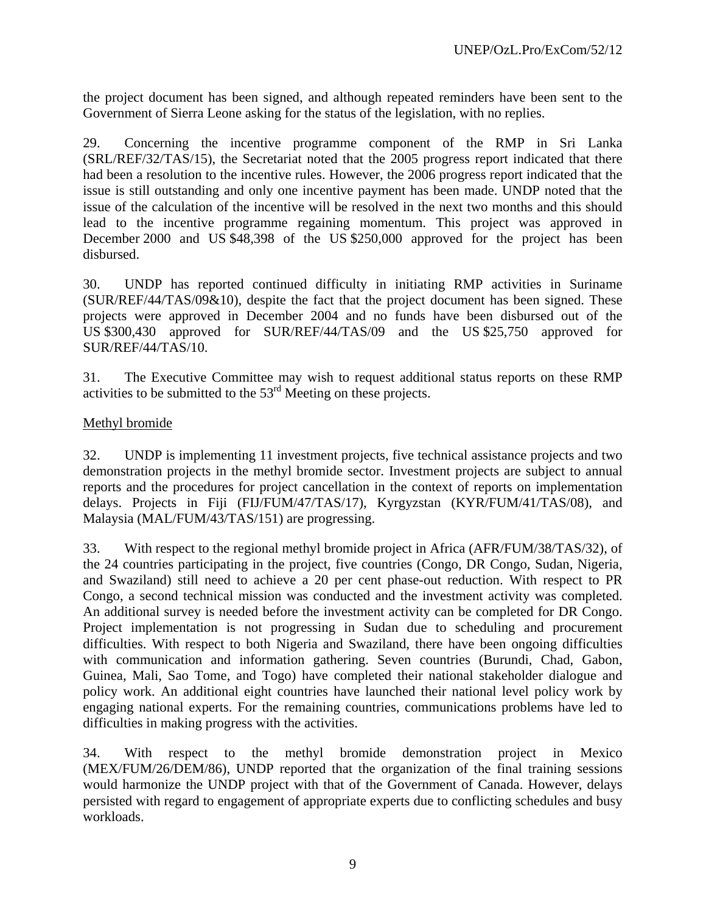the project document has been signed, and although repeated reminders have been sent to the Government of Sierra Leone asking for the status of the legislation, with no replies.

29. Concerning the incentive programme component of the RMP in Sri Lanka (SRL/REF/32/TAS/15), the Secretariat noted that the 2005 progress report indicated that there had been a resolution to the incentive rules. However, the 2006 progress report indicated that the issue is still outstanding and only one incentive payment has been made. UNDP noted that the issue of the calculation of the incentive will be resolved in the next two months and this should lead to the incentive programme regaining momentum. This project was approved in December 2000 and US $48,398 of the US $250,000 approved for the project has been disbursed.

30. UNDP has reported continued difficulty in initiating RMP activities in Suriname (SUR/REF/44/TAS/09&10), despite the fact that the project document has been signed. These projects were approved in December 2004 and no funds have been disbursed out of the US $300,430 approved for SUR/REF/44/TAS/09 and the US $25,750 approved for SUR/REF/44/TAS/10.

31. The Executive Committee may wish to request additional status reports on these RMP activities to be submitted to the 53rd Meeting on these projects.

Methyl bromide

32. UNDP is implementing 11 investment projects, five technical assistance projects and two demonstration projects in the methyl bromide sector. Investment projects are subject to annual reports and the procedures for project cancellation in the context of reports on implementation delays. Projects in Fiji (FIJ/FUM/47/TAS/17), Kyrgyzstan (KYR/FUM/41/TAS/08), and Malaysia (MAL/FUM/43/TAS/151) are progressing.

33. With respect to the regional methyl bromide project in Africa (AFR/FUM/38/TAS/32), of the 24 countries participating in the project, five countries (Congo, DR Congo, Sudan, Nigeria, and Swaziland) still need to achieve a 20 per cent phase-out reduction. With respect to PR Congo, a second technical mission was conducted and the investment activity was completed. An additional survey is needed before the investment activity can be completed for DR Congo. Project implementation is not progressing in Sudan due to scheduling and procurement difficulties. With respect to both Nigeria and Swaziland, there have been ongoing difficulties with communication and information gathering. Seven countries (Burundi, Chad, Gabon, Guinea, Mali, Sao Tome, and Togo) have completed their national stakeholder dialogue and policy work. An additional eight countries have launched their national level policy work by engaging national experts. For the remaining countries, communications problems have led to difficulties in making progress with the activities.

34. With respect to the methyl bromide demonstration project in Mexico (MEX/FUM/26/DEM/86), UNDP reported that the organization of the final training sessions would harmonize the UNDP project with that of the Government of Canada. However, delays persisted with regard to engagement of appropriate experts due to conflicting schedules and busy workloads.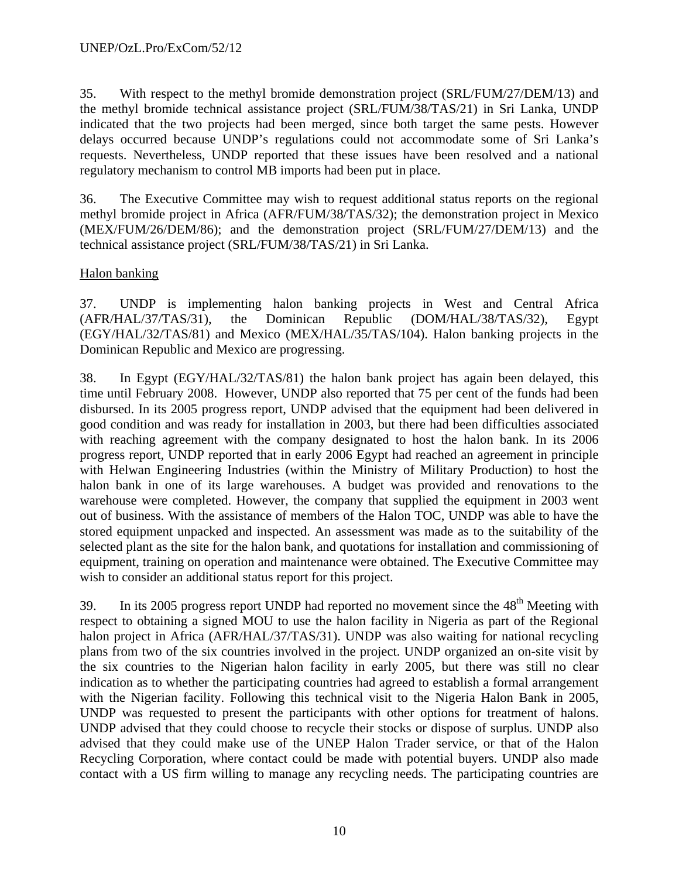35. With respect to the methyl bromide demonstration project (SRL/FUM/27/DEM/13) and the methyl bromide technical assistance project (SRL/FUM/38/TAS/21) in Sri Lanka, UNDP indicated that the two projects had been merged, since both target the same pests. However delays occurred because UNDP's regulations could not accommodate some of Sri Lanka's requests. Nevertheless, UNDP reported that these issues have been resolved and a national regulatory mechanism to control MB imports had been put in place.

36. The Executive Committee may wish to request additional status reports on the regional methyl bromide project in Africa (AFR/FUM/38/TAS/32); the demonstration project in Mexico (MEX/FUM/26/DEM/86); and the demonstration project (SRL/FUM/27/DEM/13) and the technical assistance project (SRL/FUM/38/TAS/21) in Sri Lanka.

Halon banking

37. UNDP is implementing halon banking projects in West and Central Africa (AFR/HAL/37/TAS/31), the Dominican Republic (DOM/HAL/38/TAS/32), Egypt (EGY/HAL/32/TAS/81) and Mexico (MEX/HAL/35/TAS/104). Halon banking projects in the Dominican Republic and Mexico are progressing.

38. In Egypt (EGY/HAL/32/TAS/81) the halon bank project has again been delayed, this time until February 2008. However, UNDP also reported that 75 per cent of the funds had been disbursed. In its 2005 progress report, UNDP advised that the equipment had been delivered in good condition and was ready for installation in 2003, but there had been difficulties associated with reaching agreement with the company designated to host the halon bank. In its 2006 progress report, UNDP reported that in early 2006 Egypt had reached an agreement in principle with Helwan Engineering Industries (within the Ministry of Military Production) to host the halon bank in one of its large warehouses. A budget was provided and renovations to the warehouse were completed. However, the company that supplied the equipment in 2003 went out of business. With the assistance of members of the Halon TOC, UNDP was able to have the stored equipment unpacked and inspected. An assessment was made as to the suitability of the selected plant as the site for the halon bank, and quotations for installation and commissioning of equipment, training on operation and maintenance were obtained. The Executive Committee may wish to consider an additional status report for this project.

39. In its 2005 progress report UNDP had reported no movement since the 48th Meeting with respect to obtaining a signed MOU to use the halon facility in Nigeria as part of the Regional halon project in Africa (AFR/HAL/37/TAS/31). UNDP was also waiting for national recycling plans from two of the six countries involved in the project. UNDP organized an on-site visit by the six countries to the Nigerian halon facility in early 2005, but there was still no clear indication as to whether the participating countries had agreed to establish a formal arrangement with the Nigerian facility. Following this technical visit to the Nigeria Halon Bank in 2005, UNDP was requested to present the participants with other options for treatment of halons. UNDP advised that they could choose to recycle their stocks or dispose of surplus. UNDP also advised that they could make use of the UNEP Halon Trader service, or that of the Halon Recycling Corporation, where contact could be made with potential buyers. UNDP also made contact with a US firm willing to manage any recycling needs. The participating countries are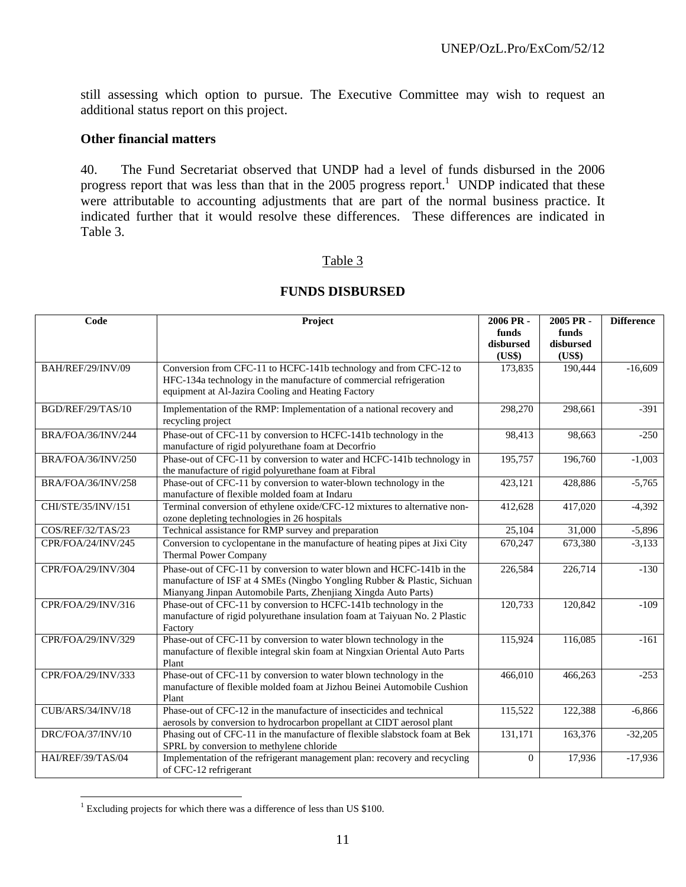still assessing which option to pursue. The Executive Committee may wish to request an additional status report on this project.

**Other financial matters**

40. The Fund Secretariat observed that UNDP had a level of funds disbursed in the 2006 progress report that was less than that in the 2005 progress report.[1] UNDP indicated that these were attributable to accounting adjustments that are part of the normal business practice. It indicated further that it would resolve these differences. These differences are indicated in Table 3.

Table 3

**FUNDS DISBURSED**

| Code | Project | 2006 PR - funds disbursed (US$) | 2005 PR - funds disbursed (US$) | Difference |
|---|---|---|---|---|
| BAH/REF/29/INV/09 | Conversion from CFC-11 to HCFC-141b technology and from CFC-12 to HFC-134a technology in the manufacture of commercial refrigeration equipment at Al-Jazira Cooling and Heating Factory | 173,835 | 190,444 | -16,609 |
| BGD/REF/29/TAS/10 | Implementation of the RMP: Implementation of a national recovery and recycling project | 298,270 | 298,661 | -391 |
| BRA/FOA/36/INV/244 | Phase-out of CFC-11 by conversion to HCFC-141b technology in the manufacture of rigid polyurethane foam at Decorfrio | 98,413 | 98,663 | -250 |
| BRA/FOA/36/INV/250 | Phase-out of CFC-11 by conversion to water and HCFC-141b technology in the manufacture of rigid polyurethane foam at Fibral | 195,757 | 196,760 | -1,003 |
| BRA/FOA/36/INV/258 | Phase-out of CFC-11 by conversion to water-blown technology in the manufacture of flexible molded foam at Indaru | 423,121 | 428,886 | -5,765 |
| CHI/STE/35/INV/151 | Terminal conversion of ethylene oxide/CFC-12 mixtures to alternative non-ozone depleting technologies in 26 hospitals | 412,628 | 417,020 | -4,392 |
| COS/REF/32/TAS/23 | Technical assistance for RMP survey and preparation | 25,104 | 31,000 | -5,896 |
| CPR/FOA/24/INV/245 | Conversion to cyclopentane in the manufacture of heating pipes at Jixi City Thermal Power Company | 670,247 | 673,380 | -3,133 |
| CPR/FOA/29/INV/304 | Phase-out of CFC-11 by conversion to water blown and HCFC-141b in the manufacture of ISF at 4 SMEs (Ningbo Yongling Rubber & Plastic, Sichuan Mianyang Jinpan Automobile Parts, Zhenjiang Xingda Auto Parts) | 226,584 | 226,714 | -130 |
| CPR/FOA/29/INV/316 | Phase-out of CFC-11 by conversion to HCFC-141b technology in the manufacture of rigid polyurethane insulation foam at Taiyuan No. 2 Plastic Factory | 120,733 | 120,842 | -109 |
| CPR/FOA/29/INV/329 | Phase-out of CFC-11 by conversion to water blown technology in the manufacture of flexible integral skin foam at Ningxian Oriental Auto Parts Plant | 115,924 | 116,085 | -161 |
| CPR/FOA/29/INV/333 | Phase-out of CFC-11 by conversion to water blown technology in the manufacture of flexible molded foam at Jizhou Beinei Automobile Cushion Plant | 466,010 | 466,263 | -253 |
| CUB/ARS/34/INV/18 | Phase-out of CFC-12 in the manufacture of insecticides and technical aerosols by conversion to hydrocarbon propellant at CIDT aerosol plant | 115,522 | 122,388 | -6,866 |
| DRC/FOA/37/INV/10 | Phasing out of CFC-11 in the manufacture of flexible slabstock foam at Bek SPRL by conversion to methylene chloride | 131,171 | 163,376 | -32,205 |
| HAI/REF/39/TAS/04 | Implementation of the refrigerant management plan: recovery and recycling of CFC-12 refrigerant | 0 | 17,936 | -17,936 |

[1] Excluding projects for which there was a difference of less than US $100.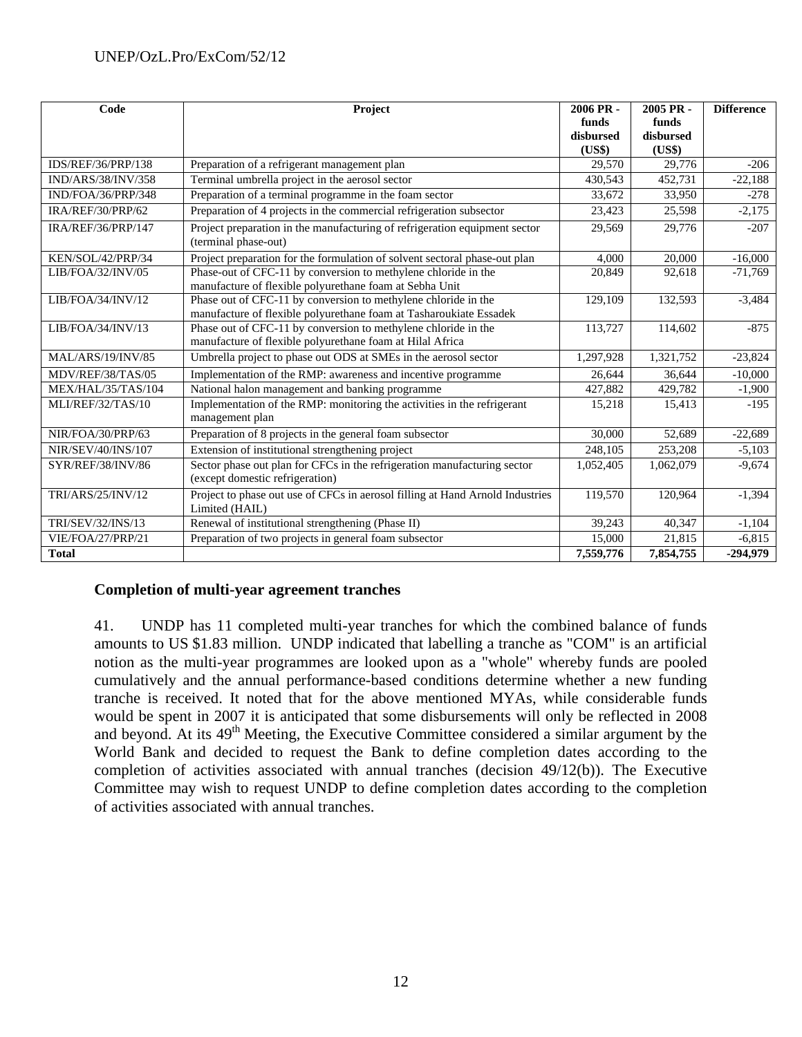| Code | Project | 2006 PR - funds disbursed (US$) | 2005 PR - funds disbursed (US$) | Difference |
|---|---|---|---|---|
| IDS/REF/36/PRP/138 | Preparation of a refrigerant management plan | 29,570 | 29,776 | -206 |
| IND/ARS/38/INV/358 | Terminal umbrella project in the aerosol sector | 430,543 | 452,731 | -22,188 |
| IND/FOA/36/PRP/348 | Preparation of a terminal programme in the foam sector | 33,672 | 33,950 | -278 |
| IRA/REF/30/PRP/62 | Preparation of 4 projects in the commercial refrigeration subsector | 23,423 | 25,598 | -2,175 |
| IRA/REF/36/PRP/147 | Project preparation in the manufacturing of refrigeration equipment sector (terminal phase-out) | 29,569 | 29,776 | -207 |
| KEN/SOL/42/PRP/34 | Project preparation for the formulation of solvent sectoral phase-out plan | 4,000 | 20,000 | -16,000 |
| LIB/FOA/32/INV/05 | Phase-out of CFC-11 by conversion to methylene chloride in the manufacture of flexible polyurethane foam at Sebha Unit | 20,849 | 92,618 | -71,769 |
| LIB/FOA/34/INV/12 | Phase out of CFC-11 by conversion to methylene chloride in the manufacture of flexible polyurethane foam at Tasharoukiate Essadek | 129,109 | 132,593 | -3,484 |
| LIB/FOA/34/INV/13 | Phase out of CFC-11 by conversion to methylene chloride in the manufacture of flexible polyurethane foam at Hilal Africa | 113,727 | 114,602 | -875 |
| MAL/ARS/19/INV/85 | Umbrella project to phase out ODS at SMEs in the aerosol sector | 1,297,928 | 1,321,752 | -23,824 |
| MDV/REF/38/TAS/05 | Implementation of the RMP: awareness and incentive programme | 26,644 | 36,644 | -10,000 |
| MEX/HAL/35/TAS/104 | National halon management and banking programme | 427,882 | 429,782 | -1,900 |
| MLI/REF/32/TAS/10 | Implementation of the RMP: monitoring the activities in the refrigerant management plan | 15,218 | 15,413 | -195 |
| NIR/FOA/30/PRP/63 | Preparation of 8 projects in the general foam subsector | 30,000 | 52,689 | -22,689 |
| NIR/SEV/40/INS/107 | Extension of institutional strengthening project | 248,105 | 253,208 | -5,103 |
| SYR/REF/38/INV/86 | Sector phase out plan for CFCs in the refrigeration manufacturing sector (except domestic refrigeration) | 1,052,405 | 1,062,079 | -9,674 |
| TRI/ARS/25/INV/12 | Project to phase out use of CFCs in aerosol filling at Hand Arnold Industries Limited (HAIL) | 119,570 | 120,964 | -1,394 |
| TRI/SEV/32/INS/13 | Renewal of institutional strengthening (Phase II) | 39,243 | 40,347 | -1,104 |
| VIE/FOA/27/PRP/21 | Preparation of two projects in general foam subsector | 15,000 | 21,815 | -6,815 |
| **Total** | | **7,559,776** | **7,854,755** | **-294,979** |

### Completion of multi-year agreement tranches

41. UNDP has 11 completed multi-year tranches for which the combined balance of funds amounts to US $1.83 million. UNDP indicated that labelling a tranche as "COM" is an artificial notion as the multi-year programmes are looked upon as a "whole" whereby funds are pooled cumulatively and the annual performance-based conditions determine whether a new funding tranche is received. It noted that for the above mentioned MYAs, while considerable funds would be spent in 2007 it is anticipated that some disbursements will only be reflected in 2008 and beyond. At its 49th Meeting, the Executive Committee considered a similar argument by the World Bank and decided to request the Bank to define completion dates according to the completion of activities associated with annual tranches (decision 49/12(b)). The Executive Committee may wish to request UNDP to define completion dates according to the completion of activities associated with annual tranches.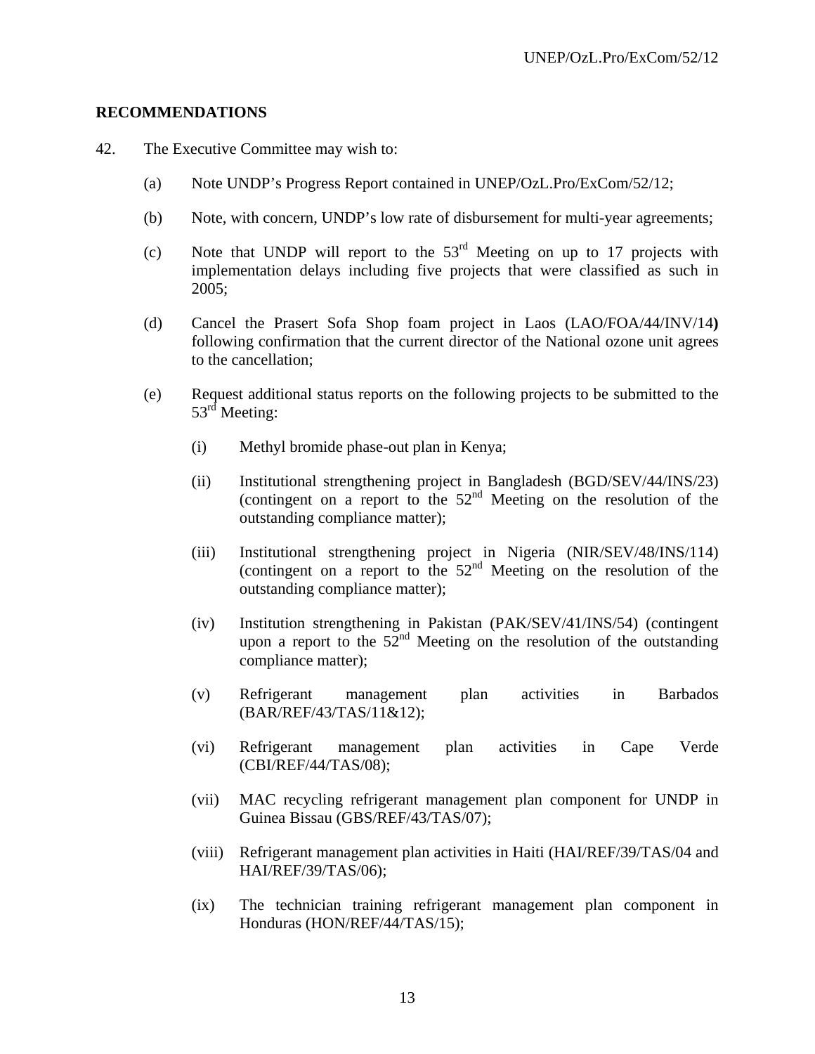## RECOMMENDATIONS

42. The Executive Committee may wish to:

   (a) Note UNDP's Progress Report contained in UNEP/OzL.Pro/ExCom/52/12;

   (b) Note, with concern, UNDP's low rate of disbursement for multi-year agreements;

   (c) Note that UNDP will report to the 53rd Meeting on up to 17 projects with implementation delays including five projects that were classified as such in 2005;

   (d) Cancel the Prasert Sofa Shop foam project in Laos (LAO/FOA/44/INV/14**)** following confirmation that the current director of the National ozone unit agrees to the cancellation;

   (e) Request additional status reports on the following projects to be submitted to the 53rd Meeting:

      (i) Methyl bromide phase-out plan in Kenya;

      (ii) Institutional strengthening project in Bangladesh (BGD/SEV/44/INS/23) (contingent on a report to the 52nd Meeting on the resolution of the outstanding compliance matter);

      (iii) Institutional strengthening project in Nigeria (NIR/SEV/48/INS/114) (contingent on a report to the 52nd Meeting on the resolution of the outstanding compliance matter);

      (iv) Institution strengthening in Pakistan (PAK/SEV/41/INS/54) (contingent upon a report to the 52nd Meeting on the resolution of the outstanding compliance matter);

      (v) Refrigerant management plan activities in Barbados (BAR/REF/43/TAS/11&12);

      (vi) Refrigerant management plan activities in Cape Verde (CBI/REF/44/TAS/08);

      (vii) MAC recycling refrigerant management plan component for UNDP in Guinea Bissau (GBS/REF/43/TAS/07);

      (viii) Refrigerant management plan activities in Haiti (HAI/REF/39/TAS/04 and HAI/REF/39/TAS/06);

      (ix) The technician training refrigerant management plan component in Honduras (HON/REF/44/TAS/15);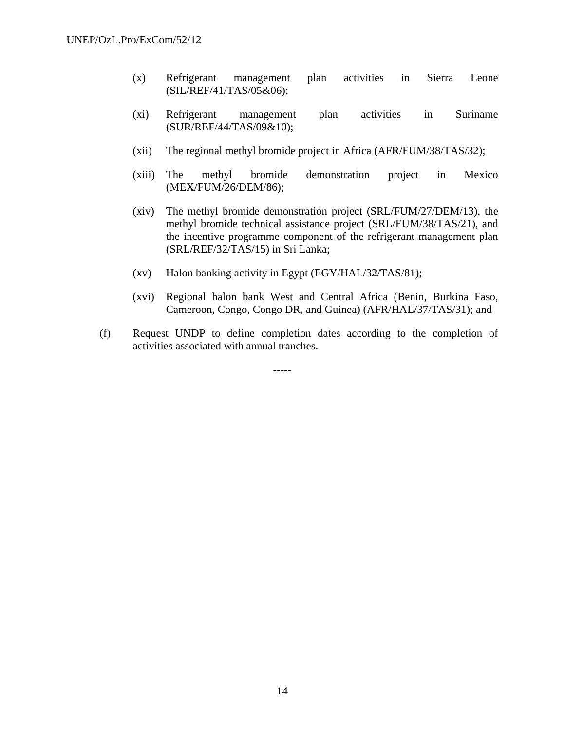(x) Refrigerant management plan activities in Sierra Leone (SIL/REF/41/TAS/05&06);

(xi) Refrigerant management plan activities in Suriname (SUR/REF/44/TAS/09&10);

(xii) The regional methyl bromide project in Africa (AFR/FUM/38/TAS/32);

(xiii) The methyl bromide demonstration project in Mexico (MEX/FUM/26/DEM/86);

(xiv) The methyl bromide demonstration project (SRL/FUM/27/DEM/13), the methyl bromide technical assistance project (SRL/FUM/38/TAS/21), and the incentive programme component of the refrigerant management plan (SRL/REF/32/TAS/15) in Sri Lanka;

(xv) Halon banking activity in Egypt (EGY/HAL/32/TAS/81);

(xvi) Regional halon bank West and Central Africa (Benin, Burkina Faso, Cameroon, Congo, Congo DR, and Guinea) (AFR/HAL/37/TAS/31); and

(f) Request UNDP to define completion dates according to the completion of activities associated with annual tranches.

-----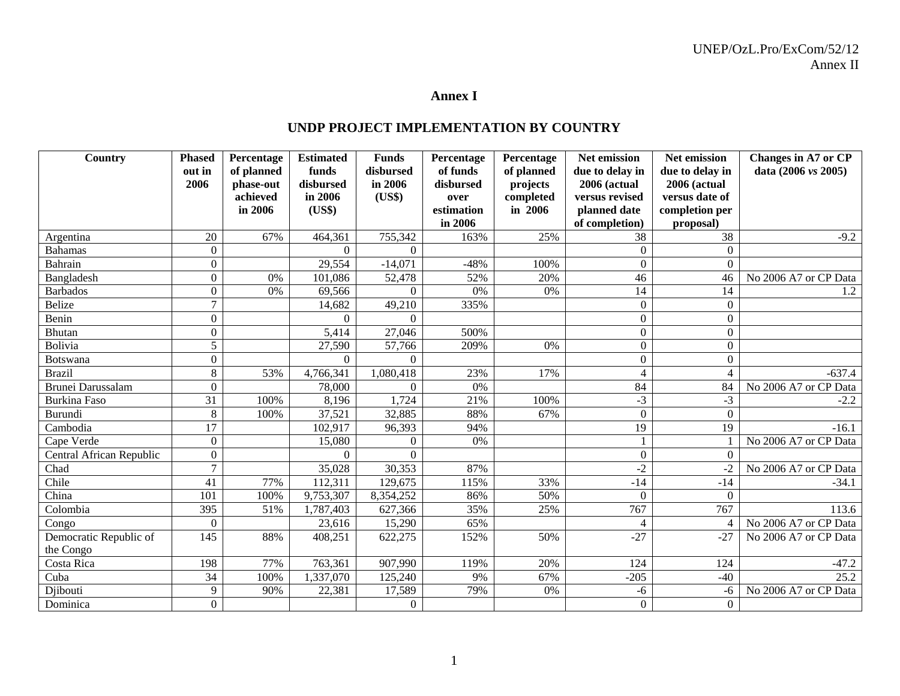# Annex I

## UNDP PROJECT IMPLEMENTATION BY COUNTRY

| Country | Phased out in 2006 | Percentage of planned phase-out achieved in 2006 | Estimated funds disbursed in 2006 (US$) | Funds disbursed in 2006 (US$) | Percentage of funds disbursed over estimation in 2006 | Percentage of planned projects completed in 2006 | Net emission due to delay in 2006 (actual versus revised planned date of completion) | Net emission due to delay in 2006 (actual versus date of completion per proposal) | Changes in A7 or CP data (2006 *vs* 2005) |
|---|---|---|---|---|---|---|---|---|---|
| Argentina | 20 | 67% | 464,361 | 755,342 | 163% | 25% | 38 | 38 | -9.2 |
| Bahamas | 0 | | 0 | 0 | | | 0 | 0 | |
| Bahrain | 0 | | 29,554 | -14,071 | -48% | 100% | 0 | 0 | |
| Bangladesh | 0 | 0% | 101,086 | 52,478 | 52% | 20% | 46 | 46 | No 2006 A7 or CP Data |
| Barbados | 0 | 0% | 69,566 | 0 | 0% | 0% | 14 | 14 | 1.2 |
| Belize | 7 | | 14,682 | 49,210 | 335% | | 0 | 0 | |
| Benin | 0 | | 0 | 0 | | | 0 | 0 | |
| Bhutan | 0 | | 5,414 | 27,046 | 500% | | 0 | 0 | |
| Bolivia | 5 | | 27,590 | 57,766 | 209% | 0% | 0 | 0 | |
| Botswana | 0 | | 0 | 0 | | | 0 | 0 | |
| Brazil | 8 | 53% | 4,766,341 | 1,080,418 | 23% | 17% | 4 | 4 | -637.4 |
| Brunei Darussalam | 0 | | 78,000 | 0 | 0% | | 84 | 84 | No 2006 A7 or CP Data |
| Burkina Faso | 31 | 100% | 8,196 | 1,724 | 21% | 100% | -3 | -3 | -2.2 |
| Burundi | 8 | 100% | 37,521 | 32,885 | 88% | 67% | 0 | 0 | |
| Cambodia | 17 | | 102,917 | 96,393 | 94% | | 19 | 19 | -16.1 |
| Cape Verde | 0 | | 15,080 | 0 | 0% | | 1 | 1 | No 2006 A7 or CP Data |
| Central African Republic | 0 | | 0 | 0 | | | 0 | 0 | |
| Chad | 7 | | 35,028 | 30,353 | 87% | | -2 | -2 | No 2006 A7 or CP Data |
| Chile | 41 | 77% | 112,311 | 129,675 | 115% | 33% | -14 | -14 | -34.1 |
| China | 101 | 100% | 9,753,307 | 8,354,252 | 86% | 50% | 0 | 0 | |
| Colombia | 395 | 51% | 1,787,403 | 627,366 | 35% | 25% | 767 | 767 | 113.6 |
| Congo | 0 | | 23,616 | 15,290 | 65% | | 4 | 4 | No 2006 A7 or CP Data |
| Democratic Republic of the Congo | 145 | 88% | 408,251 | 622,275 | 152% | 50% | -27 | -27 | No 2006 A7 or CP Data |
| Costa Rica | 198 | 77% | 763,361 | 907,990 | 119% | 20% | 124 | 124 | -47.2 |
| Cuba | 34 | 100% | 1,337,070 | 125,240 | 9% | 67% | -205 | -40 | 25.2 |
| Djibouti | 9 | 90% | 22,381 | 17,589 | 79% | 0% | -6 | -6 | No 2006 A7 or CP Data |
| Dominica | 0 | | | 0 | | | 0 | 0 | |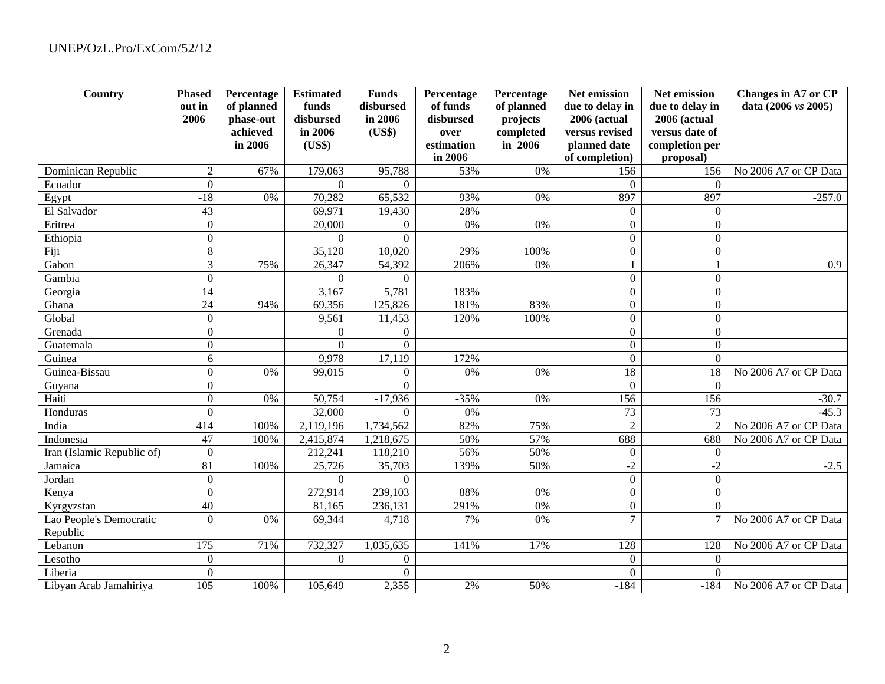| Country | Phased out in 2006 | Percentage of planned phase-out achieved in 2006 | Estimated funds disbursed in 2006 (US$) | Funds disbursed in 2006 (US$) | Percentage of funds disbursed over estimation in 2006 | Percentage of planned projects completed in 2006 | Net emission due to delay in 2006 (actual versus revised planned date of completion) | Net emission due to delay in 2006 (actual versus date of completion per proposal) | Changes in A7 or CP data (2006 *vs* 2005) |
|---|---|---|---|---|---|---|---|---|---|
| Dominican Republic | 2 | 67% | 179,063 | 95,788 | 53% | 0% | 156 | 156 | No 2006 A7 or CP Data |
| Ecuador | 0 | | 0 | 0 | | | 0 | 0 | |
| Egypt | -18 | 0% | 70,282 | 65,532 | 93% | 0% | 897 | 897 | -257.0 |
| El Salvador | 43 | | 69,971 | 19,430 | 28% | | 0 | 0 | |
| Eritrea | 0 | | 20,000 | 0 | 0% | 0% | 0 | 0 | |
| Ethiopia | 0 | | 0 | 0 | | | 0 | 0 | |
| Fiji | 8 | | 35,120 | 10,020 | 29% | 100% | 0 | 0 | |
| Gabon | 3 | 75% | 26,347 | 54,392 | 206% | 0% | 1 | 1 | 0.9 |
| Gambia | 0 | | 0 | 0 | | | 0 | 0 | |
| Georgia | 14 | | 3,167 | 5,781 | 183% | | 0 | 0 | |
| Ghana | 24 | 94% | 69,356 | 125,826 | 181% | 83% | 0 | 0 | |
| Global | 0 | | 9,561 | 11,453 | 120% | 100% | 0 | 0 | |
| Grenada | 0 | | 0 | 0 | | | 0 | 0 | |
| Guatemala | 0 | | 0 | 0 | | | 0 | 0 | |
| Guinea | 6 | | 9,978 | 17,119 | 172% | | 0 | 0 | |
| Guinea-Bissau | 0 | 0% | 99,015 | 0 | 0% | 0% | 18 | 18 | No 2006 A7 or CP Data |
| Guyana | 0 | | | 0 | | | 0 | 0 | |
| Haiti | 0 | 0% | 50,754 | -17,936 | -35% | 0% | 156 | 156 | -30.7 |
| Honduras | 0 | | 32,000 | 0 | 0% | | 73 | 73 | -45.3 |
| India | 414 | 100% | 2,119,196 | 1,734,562 | 82% | 75% | 2 | 2 | No 2006 A7 or CP Data |
| Indonesia | 47 | 100% | 2,415,874 | 1,218,675 | 50% | 57% | 688 | 688 | No 2006 A7 or CP Data |
| Iran (Islamic Republic of) | 0 | | 212,241 | 118,210 | 56% | 50% | 0 | 0 | |
| Jamaica | 81 | 100% | 25,726 | 35,703 | 139% | 50% | -2 | -2 | -2.5 |
| Jordan | 0 | | 0 | 0 | | | 0 | 0 | |
| Kenya | 0 | | 272,914 | 239,103 | 88% | 0% | 0 | 0 | |
| Kyrgyzstan | 40 | | 81,165 | 236,131 | 291% | 0% | 0 | 0 | |
| Lao People's Democratic Republic | 0 | 0% | 69,344 | 4,718 | 7% | 0% | 7 | 7 | No 2006 A7 or CP Data |
| Lebanon | 175 | 71% | 732,327 | 1,035,635 | 141% | 17% | 128 | 128 | No 2006 A7 or CP Data |
| Lesotho | 0 | | 0 | 0 | | | 0 | 0 | |
| Liberia | 0 | | | 0 | | | 0 | 0 | |
| Libyan Arab Jamahiriya | 105 | 100% | 105,649 | 2,355 | 2% | 50% | -184 | -184 | No 2006 A7 or CP Data |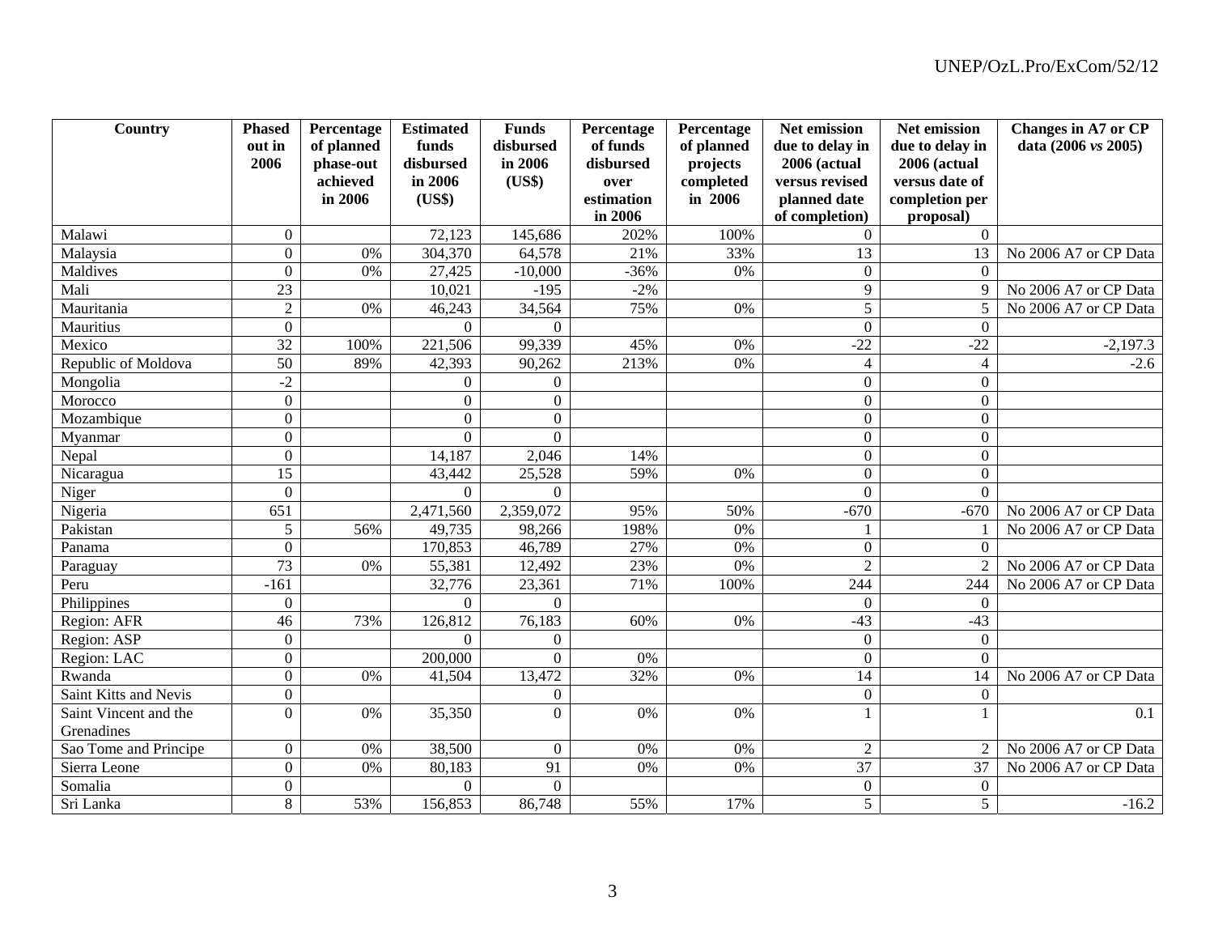| Country | Phased out in 2006 | Percentage of planned phase-out achieved in 2006 | Estimated funds disbursed in 2006 (US$) | Funds disbursed in 2006 (US$) | Percentage of funds disbursed over estimation in 2006 | Percentage of planned projects completed in 2006 | Net emission due to delay in 2006 (actual versus revised planned date of completion) | Net emission due to delay in 2006 (actual versus date of completion per proposal) | Changes in A7 or CP data (2006 *vs* 2005) |
|---|---|---|---|---|---|---|---|---|---|
| Malawi | 0 | | 72,123 | 145,686 | 202% | 100% | 0 | 0 | |
| Malaysia | 0 | 0% | 304,370 | 64,578 | 21% | 33% | 13 | 13 | No 2006 A7 or CP Data |
| Maldives | 0 | 0% | 27,425 | -10,000 | -36% | 0% | 0 | 0 | |
| Mali | 23 | | 10,021 | -195 | -2% | | 9 | 9 | No 2006 A7 or CP Data |
| Mauritania | 2 | 0% | 46,243 | 34,564 | 75% | 0% | 5 | 5 | No 2006 A7 or CP Data |
| Mauritius | 0 | | 0 | 0 | | | 0 | 0 | |
| Mexico | 32 | 100% | 221,506 | 99,339 | 45% | 0% | -22 | -22 | -2,197.3 |
| Republic of Moldova | 50 | 89% | 42,393 | 90,262 | 213% | 0% | 4 | 4 | -2.6 |
| Mongolia | -2 | | 0 | 0 | | | 0 | 0 | |
| Morocco | 0 | | 0 | 0 | | | 0 | 0 | |
| Mozambique | 0 | | 0 | 0 | | | 0 | 0 | |
| Myanmar | 0 | | 0 | 0 | | | 0 | 0 | |
| Nepal | 0 | | 14,187 | 2,046 | 14% | | 0 | 0 | |
| Nicaragua | 15 | | 43,442 | 25,528 | 59% | 0% | 0 | 0 | |
| Niger | 0 | | 0 | 0 | | | 0 | 0 | |
| Nigeria | 651 | | 2,471,560 | 2,359,072 | 95% | 50% | -670 | -670 | No 2006 A7 or CP Data |
| Pakistan | 5 | 56% | 49,735 | 98,266 | 198% | 0% | 1 | 1 | No 2006 A7 or CP Data |
| Panama | 0 | | 170,853 | 46,789 | 27% | 0% | 0 | 0 | |
| Paraguay | 73 | 0% | 55,381 | 12,492 | 23% | 0% | 2 | 2 | No 2006 A7 or CP Data |
| Peru | -161 | | 32,776 | 23,361 | 71% | 100% | 244 | 244 | No 2006 A7 or CP Data |
| Philippines | 0 | | 0 | 0 | | | 0 | 0 | |
| Region: AFR | 46 | 73% | 126,812 | 76,183 | 60% | 0% | -43 | -43 | |
| Region: ASP | 0 | | 0 | 0 | | | 0 | 0 | |
| Region: LAC | 0 | | 200,000 | 0 | 0% | | 0 | 0 | |
| Rwanda | 0 | 0% | 41,504 | 13,472 | 32% | 0% | 14 | 14 | No 2006 A7 or CP Data |
| Saint Kitts and Nevis | 0 | | | 0 | | | 0 | 0 | |
| Saint Vincent and the Grenadines | 0 | 0% | 35,350 | 0 | 0% | 0% | 1 | 1 | 0.1 |
| Sao Tome and Principe | 0 | 0% | 38,500 | 0 | 0% | 0% | 2 | 2 | No 2006 A7 or CP Data |
| Sierra Leone | 0 | 0% | 80,183 | 91 | 0% | 0% | 37 | 37 | No 2006 A7 or CP Data |
| Somalia | 0 | | 0 | 0 | | | 0 | 0 | |
| Sri Lanka | 8 | 53% | 156,853 | 86,748 | 55% | 17% | 5 | 5 | -16.2 |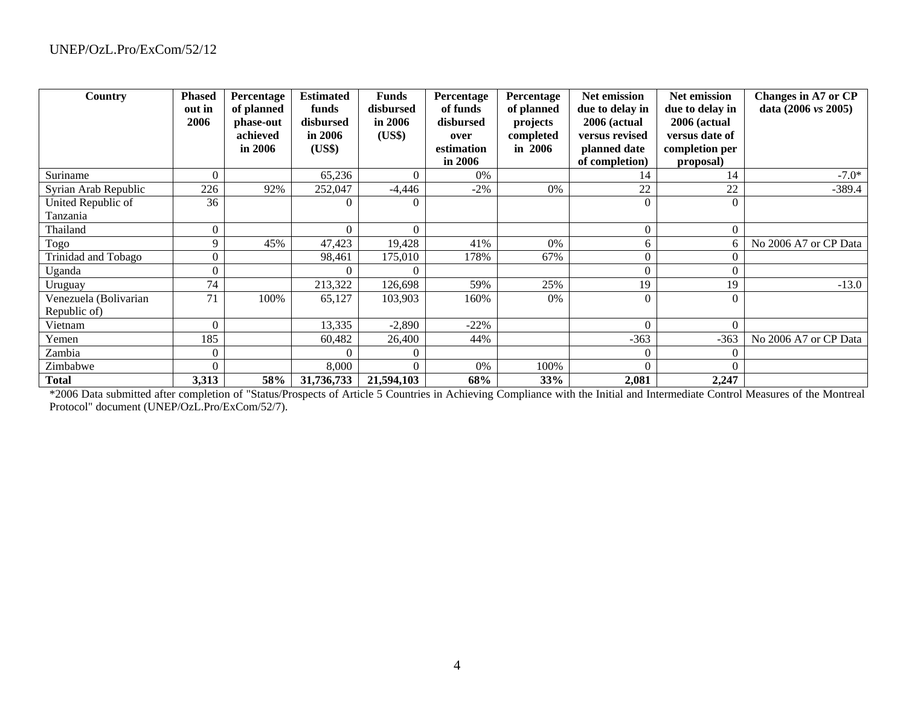| Country | Phased out in 2006 | Percentage of planned phase-out achieved in 2006 | Estimated funds disbursed in 2006 (US$) | Funds disbursed in 2006 (US$) | Percentage of funds disbursed over estimation in 2006 | Percentage of planned projects completed in 2006 | Net emission due to delay in 2006 (actual versus revised planned date of completion) | Net emission due to delay in 2006 (actual versus date of completion per proposal) | Changes in A7 or CP data (2006 *vs* 2005) |
|---|---|---|---|---|---|---|---|---|---|
| Suriname | 0 | | 65,236 | 0 | 0% | | 14 | 14 | -7.0* |
| Syrian Arab Republic | 226 | 92% | 252,047 | -4,446 | -2% | 0% | 22 | 22 | -389.4 |
| United Republic of Tanzania | 36 | | 0 | 0 | | | 0 | 0 | |
| Thailand | 0 | | 0 | 0 | | | 0 | 0 | |
| Togo | 9 | 45% | 47,423 | 19,428 | 41% | 0% | 6 | 6 | No 2006 A7 or CP Data |
| Trinidad and Tobago | 0 | | 98,461 | 175,010 | 178% | 67% | 0 | 0 | |
| Uganda | 0 | | 0 | 0 | | | 0 | 0 | |
| Uruguay | 74 | | 213,322 | 126,698 | 59% | 25% | 19 | 19 | -13.0 |
| Venezuela (Bolivarian Republic of) | 71 | 100% | 65,127 | 103,903 | 160% | 0% | 0 | 0 | |
| Vietnam | 0 | | 13,335 | -2,890 | -22% | | 0 | 0 | |
| Yemen | 185 | | 60,482 | 26,400 | 44% | | -363 | -363 | No 2006 A7 or CP Data |
| Zambia | 0 | | 0 | 0 | | | 0 | 0 | |
| Zimbabwe | 0 | | 8,000 | 0 | 0% | 100% | 0 | 0 | |
| **Total** | **3,313** | **58%** | **31,736,733** | **21,594,103** | **68%** | **33%** | **2,081** | **2,247** | |

*2006 Data submitted after completion of "Status/Prospects of Article 5 Countries in Achieving Compliance with the Initial and Intermediate Control Measures of the Montreal Protocol" document (UNEP/OzL.Pro/ExCom/52/7).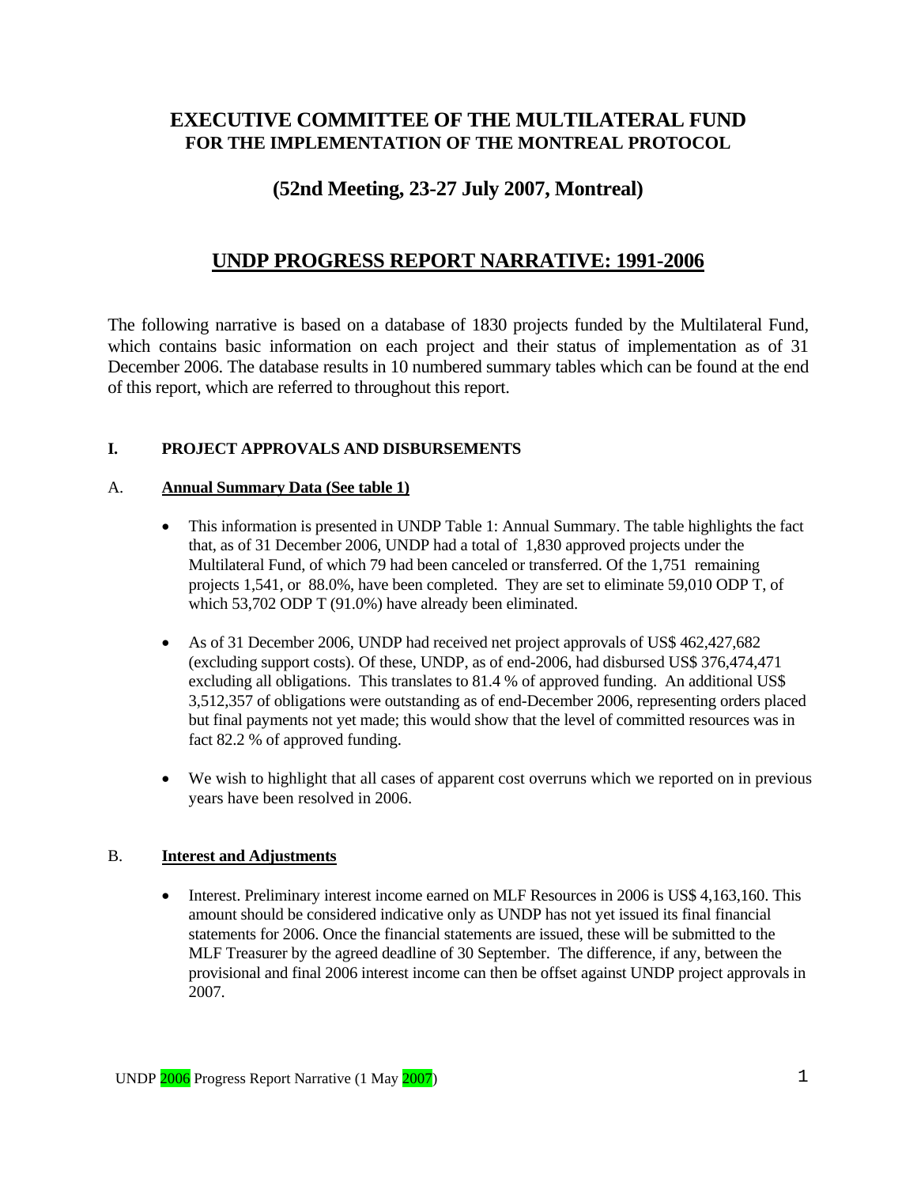# EXECUTIVE COMMITTEE OF THE MULTILATERAL FUND
## FOR THE IMPLEMENTATION OF THE MONTREAL PROTOCOL

## (52nd Meeting, 23-27 July 2007, Montreal)

## UNDP PROGRESS REPORT NARRATIVE: 1991-2006

The following narrative is based on a database of 1830 projects funded by the Multilateral Fund, which contains basic information on each project and their status of implementation as of 31 December 2006. The database results in 10 numbered summary tables which can be found at the end of this report, which are referred to throughout this report.

### I. PROJECT APPROVALS AND DISBURSEMENTS

#### A. Annual Summary Data (See table 1)

- This information is presented in UNDP Table 1: Annual Summary. The table highlights the fact that, as of 31 December 2006, UNDP had a total of 1,830 approved projects under the Multilateral Fund, of which 79 had been canceled or transferred. Of the 1,751 remaining projects 1,541, or 88.0%, have been completed. They are set to eliminate 59,010 ODP T, of which 53,702 ODP T (91.0%) have already been eliminated.

- As of 31 December 2006, UNDP had received net project approvals of US$ 462,427,682 (excluding support costs). Of these, UNDP, as of end-2006, had disbursed US$ 376,474,471 excluding all obligations. This translates to 81.4 % of approved funding. An additional US$ 3,512,357 of obligations were outstanding as of end-December 2006, representing orders placed but final payments not yet made; this would show that the level of committed resources was in fact 82.2 % of approved funding.

- We wish to highlight that all cases of apparent cost overruns which we reported on in previous years have been resolved in 2006.

#### B. Interest and Adjustments

- Interest. Preliminary interest income earned on MLF Resources in 2006 is US$ 4,163,160. This amount should be considered indicative only as UNDP has not yet issued its final financial statements for 2006. Once the financial statements are issued, these will be submitted to the MLF Treasurer by the agreed deadline of 30 September. The difference, if any, between the provisional and final 2006 interest income can then be offset against UNDP project approvals in 2007.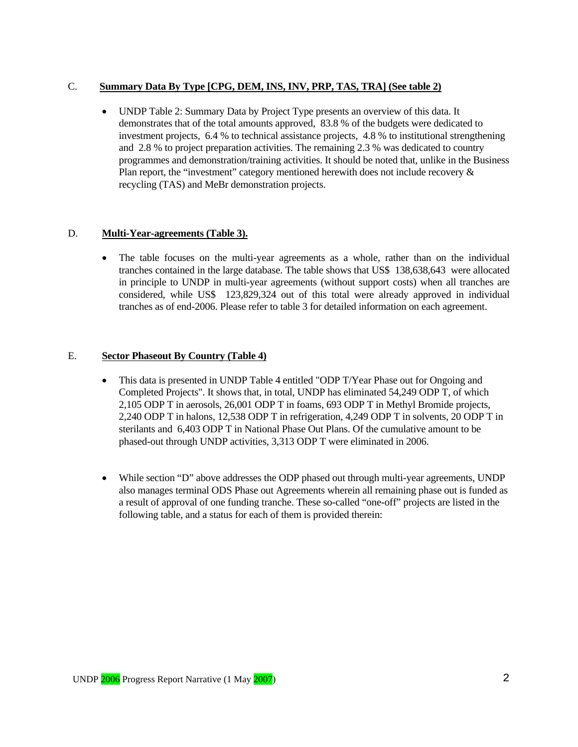C. **Summary Data By Type [CPG, DEM, INS, INV, PRP, TAS, TRA] (See table 2)**

- UNDP Table 2: Summary Data by Project Type presents an overview of this data. It demonstrates that of the total amounts approved, 83.8 % of the budgets were dedicated to investment projects, 6.4 % to technical assistance projects, 4.8 % to institutional strengthening and 2.8 % to project preparation activities. The remaining 2.3 % was dedicated to country programmes and demonstration/training activities. It should be noted that, unlike in the Business Plan report, the "investment" category mentioned herewith does not include recovery & recycling (TAS) and MeBr demonstration projects.

D. **Multi-Year-agreements (Table 3).**

- The table focuses on the multi-year agreements as a whole, rather than on the individual tranches contained in the large database. The table shows that US$ 138,638,643 were allocated in principle to UNDP in multi-year agreements (without support costs) when all tranches are considered, while US$ 123,829,324 out of this total were already approved in individual tranches as of end-2006. Please refer to table 3 for detailed information on each agreement.

E. **Sector Phaseout By Country (Table 4)**

- This data is presented in UNDP Table 4 entitled "ODP T/Year Phase out for Ongoing and Completed Projects". It shows that, in total, UNDP has eliminated 54,249 ODP T, of which 2,105 ODP T in aerosols, 26,001 ODP T in foams, 693 ODP T in Methyl Bromide projects, 2,240 ODP T in halons, 12,538 ODP T in refrigeration, 4,249 ODP T in solvents, 20 ODP T in sterilants and 6,403 ODP T in National Phase Out Plans. Of the cumulative amount to be phased-out through UNDP activities, 3,313 ODP T were eliminated in 2006.

- While section "D" above addresses the ODP phased out through multi-year agreements, UNDP also manages terminal ODS Phase out Agreements wherein all remaining phase out is funded as a result of approval of one funding tranche. These so-called "one-off" projects are listed in the following table, and a status for each of them is provided therein: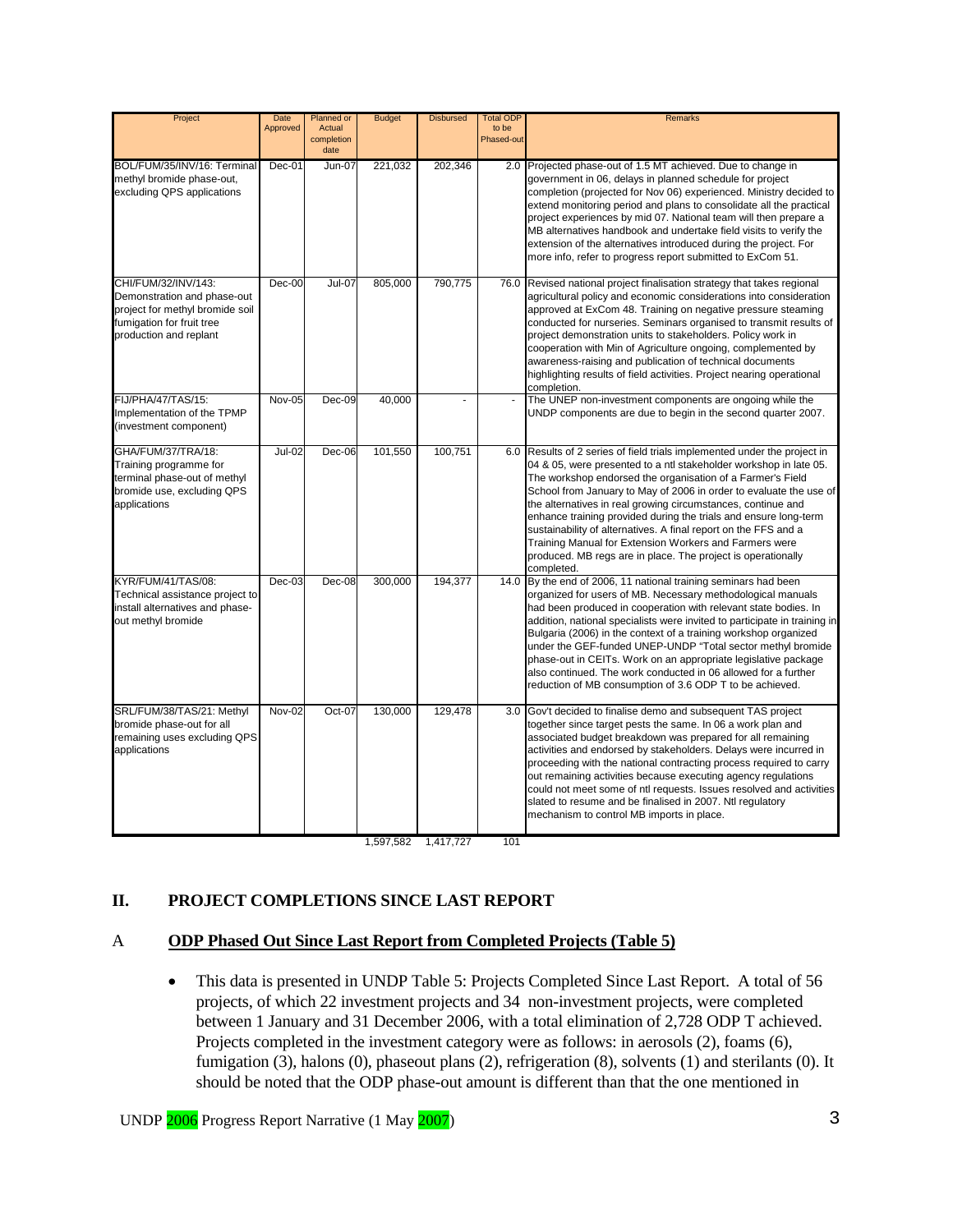| Project | Date Approved | Planned or Actual completion date | Budget | Disbursed | Total ODP to be Phased-out | Remarks |
|---|---|---|---|---|---|---|
| BOL/FUM/35/INV/16: Terminal methyl bromide phase-out, excluding QPS applications | Dec-01 | Jun-07 | 221,032 | 202,346 | 2.0 | Projected phase-out of 1.5 MT achieved. Due to change in government in 06, delays in planned schedule for project completion (projected for Nov 06) experienced. Ministry decided to extend monitoring period and plans to consolidate all the practical project experiences by mid 07. National team will then prepare a MB alternatives handbook and undertake field visits to verify the extension of the alternatives introduced during the project. For more info, refer to progress report submitted to ExCom 51. |
| CHI/FUM/32/INV/143: Demonstration and phase-out project for methyl bromide soil fumigation for fruit tree production and replant | Dec-00 | Jul-07 | 805,000 | 790,775 | 76.0 | Revised national project finalisation strategy that takes regional agricultural policy and economic considerations into consideration approved at ExCom 48. Training on negative pressure steaming conducted for nurseries. Seminars organised to transmit results of project demonstration units to stakeholders. Policy work in cooperation with Min of Agriculture ongoing, complemented by awareness-raising and publication of technical documents highlighting results of field activities. Project nearing operational completion. |
| FIJ/PHA/47/TAS/15: Implementation of the TPMP (investment component) | Nov-05 | Dec-09 | 40,000 | - | - | The UNEP non-investment components are ongoing while the UNDP components are due to begin in the second quarter 2007. |
| GHA/FUM/37/TRA/18: Training programme for terminal phase-out of methyl bromide use, excluding QPS applications | Jul-02 | Dec-06 | 101,550 | 100,751 | 6.0 | Results of 2 series of field trials implemented under the project in 04 & 05, were presented to a ntl stakeholder workshop in late 05. The workshop endorsed the organisation of a Farmer's Field School from January to May of 2006 in order to evaluate the use of the alternatives in real growing circumstances, continue and enhance training provided during the trials and ensure long-term sustainability of alternatives. A final report on the FFS and a Training Manual for Extension Workers and Farmers were produced. MB regs are in place. The project is operationally completed. |
| KYR/FUM/41/TAS/08: Technical assistance project to install alternatives and phase-out methyl bromide | Dec-03 | Dec-08 | 300,000 | 194,377 | 14.0 | By the end of 2006, 11 national training seminars had been organized for users of MB. Necessary methodological manuals had been produced in cooperation with relevant state bodies. In addition, national specialists were invited to participate in training in Bulgaria (2006) in the context of a training workshop organized under the GEF-funded UNEP-UNDP "Total sector methyl bromide phase-out in CEITs. Work on an appropriate legislative package also continued. The work conducted in 06 allowed for a further reduction of MB consumption of 3.6 ODP T to be achieved. |
| SRL/FUM/38/TAS/21: Methyl bromide phase-out for all remaining uses excluding QPS applications | Nov-02 | Oct-07 | 130,000 | 129,478 | 3.0 | Gov't decided to finalise demo and subsequent TAS project together since target pests the same. In 06 a work plan and associated budget breakdown was prepared for all remaining activities and endorsed by stakeholders. Delays were incurred in proceeding with the national contracting process required to carry out remaining activities because executing agency regulations could not meet some of ntl requests. Issues resolved and activities slated to resume and be finalised in 2007. Ntl regulatory mechanism to control MB imports in place. |
| | | | 1,597,582 | 1,417,727 | 101 | |

## II. PROJECT COMPLETIONS SINCE LAST REPORT

### A **ODP Phased Out Since Last Report from Completed Projects (Table 5)**

- This data is presented in UNDP Table 5: Projects Completed Since Last Report. A total of 56 projects, of which 22 investment projects and 34 non-investment projects, were completed between 1 January and 31 December 2006, with a total elimination of 2,728 ODP T achieved. Projects completed in the investment category were as follows: in aerosols (2), foams (6), fumigation (3), halons (0), phaseout plans (2), refrigeration (8), solvents (1) and sterilants (0). It should be noted that the ODP phase-out amount is different than that the one mentioned in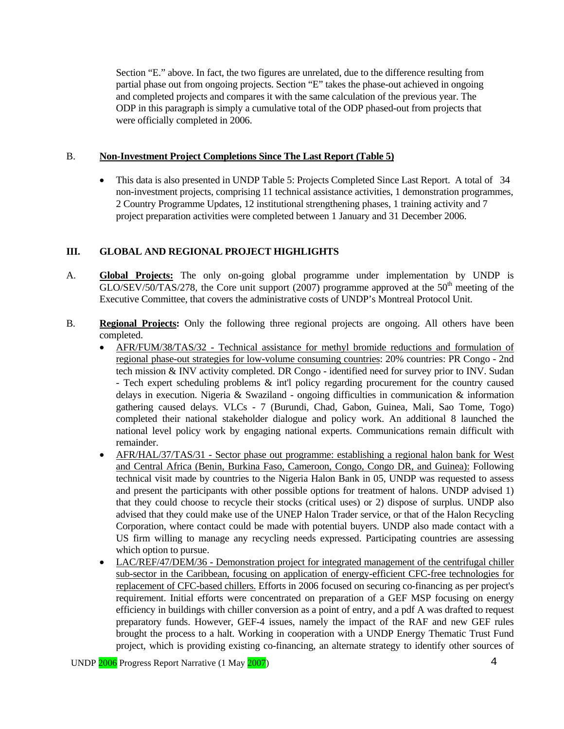Section “E.” above. In fact, the two figures are unrelated, due to the difference resulting from partial phase out from ongoing projects. Section “E” takes the phase-out achieved in ongoing and completed projects and compares it with the same calculation of the previous year. The ODP in this paragraph is simply a cumulative total of the ODP phased-out from projects that were officially completed in 2006.

B. **Non-Investment Project Completions Since The Last Report (Table 5)**

- This data is also presented in UNDP Table 5: Projects Completed Since Last Report. A total of 34 non-investment projects, comprising 11 technical assistance activities, 1 demonstration programmes, 2 Country Programme Updates, 12 institutional strengthening phases, 1 training activity and 7 project preparation activities were completed between 1 January and 31 December 2006.

## III. GLOBAL AND REGIONAL PROJECT HIGHLIGHTS

A. **Global Projects:** The only on-going global programme under implementation by UNDP is GLO/SEV/50/TAS/278, the Core unit support (2007) programme approved at the 50th meeting of the Executive Committee, that covers the administrative costs of UNDP's Montreal Protocol Unit.

B. **Regional Projects:** Only the following three regional projects are ongoing. All others have been completed.

- AFR/FUM/38/TAS/32 - Technical assistance for methyl bromide reductions and formulation of regional phase-out strategies for low-volume consuming countries: 20% countries: PR Congo - 2nd tech mission & INV activity completed. DR Congo - identified need for survey prior to INV. Sudan - Tech expert scheduling problems & int'l policy regarding procurement for the country caused delays in execution. Nigeria & Swaziland - ongoing difficulties in communication & information gathering caused delays. VLCs - 7 (Burundi, Chad, Gabon, Guinea, Mali, Sao Tome, Togo) completed their national stakeholder dialogue and policy work. An additional 8 launched the national level policy work by engaging national experts. Communications remain difficult with remainder.
- AFR/HAL/37/TAS/31 - Sector phase out programme: establishing a regional halon bank for West and Central Africa (Benin, Burkina Faso, Cameroon, Congo, Congo DR, and Guinea): Following technical visit made by countries to the Nigeria Halon Bank in 05, UNDP was requested to assess and present the participants with other possible options for treatment of halons. UNDP advised 1) that they could choose to recycle their stocks (critical uses) or 2) dispose of surplus. UNDP also advised that they could make use of the UNEP Halon Trader service, or that of the Halon Recycling Corporation, where contact could be made with potential buyers. UNDP also made contact with a US firm willing to manage any recycling needs expressed. Participating countries are assessing which option to pursue.
- LAC/REF/47/DEM/36 - Demonstration project for integrated management of the centrifugal chiller sub-sector in the Caribbean, focusing on application of energy-efficient CFC-free technologies for replacement of CFC-based chillers. Efforts in 2006 focused on securing co-financing as per project's requirement. Initial efforts were concentrated on preparation of a GEF MSP focusing on energy efficiency in buildings with chiller conversion as a point of entry, and a pdf A was drafted to request preparatory funds. However, GEF-4 issues, namely the impact of the RAF and new GEF rules brought the process to a halt. Working in cooperation with a UNDP Energy Thematic Trust Fund project, which is providing existing co-financing, an alternate strategy to identify other sources of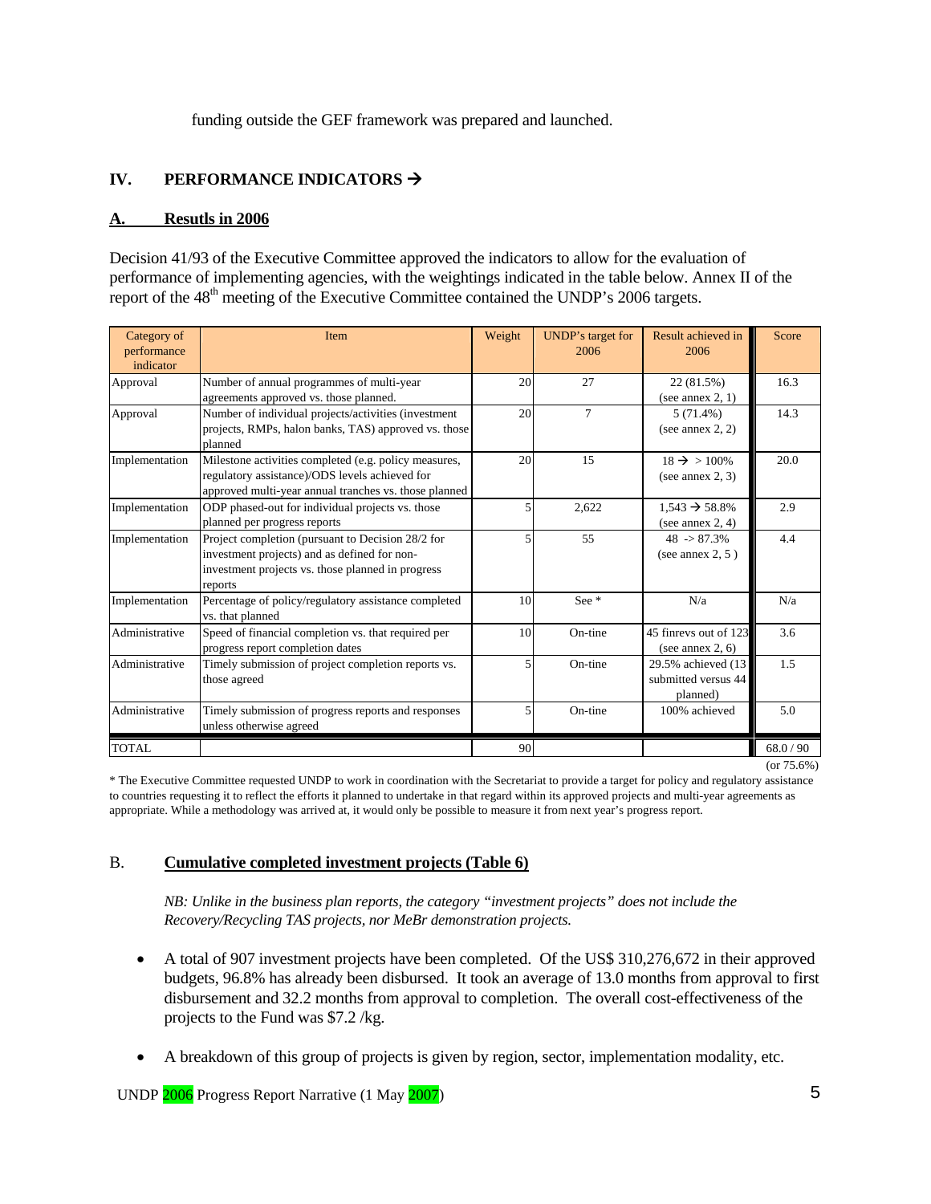funding outside the GEF framework was prepared and launched.

## IV. PERFORMANCE INDICATORS →

### A. Resutls in 2006

Decision 41/93 of the Executive Committee approved the indicators to allow for the evaluation of performance of implementing agencies, with the weightings indicated in the table below. Annex II of the report of the 48th meeting of the Executive Committee contained the UNDP's 2006 targets.

| Category of performance indicator | Item | Weight | UNDP's target for 2006 | Result achieved in 2006 | Score |
|---|---|---|---|---|---|
| Approval | Number of annual programmes of multi-year agreements approved vs. those planned. | 20 | 27 | 22 (81.5%) (see annex 2, 1) | 16.3 |
| Approval | Number of individual projects/activities (investment projects, RMPs, halon banks, TAS) approved vs. those planned | 20 | 7 | 5 (71.4%) (see annex 2, 2) | 14.3 |
| Implementation | Milestone activities completed (e.g. policy measures, regulatory assistance)/ODS levels achieved for approved multi-year annual tranches vs. those planned | 20 | 15 | 18 → > 100% (see annex 2, 3) | 20.0 |
| Implementation | ODP phased-out for individual projects vs. those planned per progress reports | 5 | 2,622 | 1,543 → 58.8% (see annex 2, 4) | 2.9 |
| Implementation | Project completion (pursuant to Decision 28/2 for investment projects) and as defined for non-investment projects vs. those planned in progress reports | 5 | 55 | 48 -> 87.3% (see annex 2, 5 ) | 4.4 |
| Implementation | Percentage of policy/regulatory assistance completed vs. that planned | 10 | See * | N/a | N/a |
| Administrative | Speed of financial completion vs. that required per progress report completion dates | 10 | On-tine | 45 finrevs out of 123 (see annex 2, 6) | 3.6 |
| Administrative | Timely submission of project completion reports vs. those agreed | 5 | On-tine | 29.5% achieved (13 submitted versus 44 planned) | 1.5 |
| Administrative | Timely submission of progress reports and responses unless otherwise agreed | 5 | On-tine | 100% achieved | 5.0 |
| TOTAL | | 90 | | | 68.0 / 90 (or 75.6%) |

* The Executive Committee requested UNDP to work in coordination with the Secretariat to provide a target for policy and regulatory assistance to countries requesting it to reflect the efforts it planned to undertake in that regard within its approved projects and multi-year agreements as appropriate. While a methodology was arrived at, it would only be possible to measure it from next year's progress report.

### B. Cumulative completed investment projects (Table 6)

*NB: Unlike in the business plan reports, the category "investment projects" does not include the Recovery/Recycling TAS projects, nor MeBr demonstration projects.*

- A total of 907 investment projects have been completed. Of the US$ 310,276,672 in their approved budgets, 96.8% has already been disbursed. It took an average of 13.0 months from approval to first disbursement and 32.2 months from approval to completion. The overall cost-effectiveness of the projects to the Fund was $7.2 /kg.

- A breakdown of this group of projects is given by region, sector, implementation modality, etc.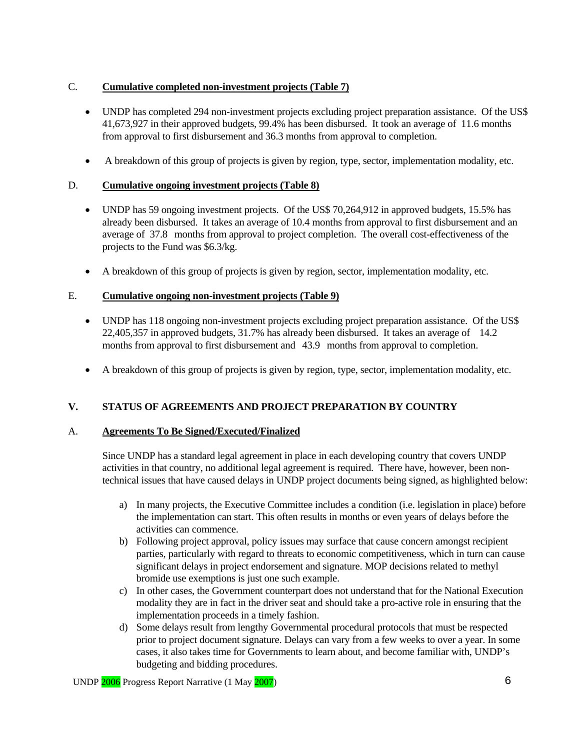### C. <u>Cumulative completed non-investment projects (Table 7)</u>

- UNDP has completed 294 non-investment projects excluding project preparation assistance. Of the US$ 41,673,927 in their approved budgets, 99.4% has been disbursed. It took an average of 11.6 months from approval to first disbursement and 36.3 months from approval to completion.
- A breakdown of this group of projects is given by region, type, sector, implementation modality, etc.

### D. <u>Cumulative ongoing investment projects (Table 8)</u>

- UNDP has 59 ongoing investment projects. Of the US$ 70,264,912 in approved budgets, 15.5% has already been disbursed. It takes an average of 10.4 months from approval to first disbursement and an average of 37.8 months from approval to project completion. The overall cost-effectiveness of the projects to the Fund was $6.3/kg.
- A breakdown of this group of projects is given by region, sector, implementation modality, etc.

### E. <u>Cumulative ongoing non-investment projects (Table 9)</u>

- UNDP has 118 ongoing non-investment projects excluding project preparation assistance. Of the US$ 22,405,357 in approved budgets, 31.7% has already been disbursed. It takes an average of 14.2 months from approval to first disbursement and 43.9 months from approval to completion.
- A breakdown of this group of projects is given by region, type, sector, implementation modality, etc.

## V. STATUS OF AGREEMENTS AND PROJECT PREPARATION BY COUNTRY

### A. <u>Agreements To Be Signed/Executed/Finalized</u>

Since UNDP has a standard legal agreement in place in each developing country that covers UNDP activities in that country, no additional legal agreement is required. There have, however, been non-technical issues that have caused delays in UNDP project documents being signed, as highlighted below:

a) In many projects, the Executive Committee includes a condition (i.e. legislation in place) before the implementation can start. This often results in months or even years of delays before the activities can commence.

b) Following project approval, policy issues may surface that cause concern amongst recipient parties, particularly with regard to threats to economic competitiveness, which in turn can cause significant delays in project endorsement and signature. MOP decisions related to methyl bromide use exemptions is just one such example.

c) In other cases, the Government counterpart does not understand that for the National Execution modality they are in fact in the driver seat and should take a pro-active role in ensuring that the implementation proceeds in a timely fashion.

d) Some delays result from lengthy Governmental procedural protocols that must be respected prior to project document signature. Delays can vary from a few weeks to over a year. In some cases, it also takes time for Governments to learn about, and become familiar with, UNDP's budgeting and bidding procedures.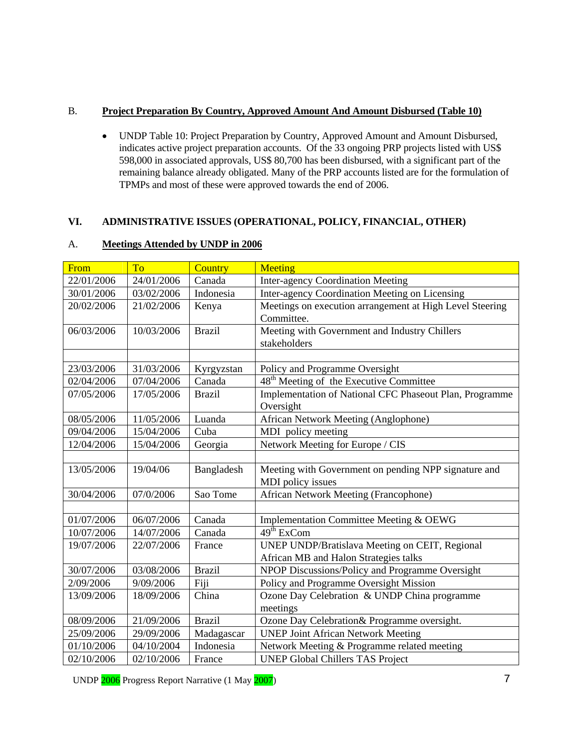B. **Project Preparation By Country, Approved Amount And Amount Disbursed (Table 10)**

- UNDP Table 10: Project Preparation by Country, Approved Amount and Amount Disbursed, indicates active project preparation accounts. Of the 33 ongoing PRP projects listed with US$ 598,000 in associated approvals, US$ 80,700 has been disbursed, with a significant part of the remaining balance already obligated. Many of the PRP accounts listed are for the formulation of TPMPs and most of these were approved towards the end of 2006.

## VI. ADMINISTRATIVE ISSUES (OPERATIONAL, POLICY, FINANCIAL, OTHER)

A. **Meetings Attended by UNDP in 2006**

| From | To | Country | Meeting |
|---|---|---|---|
| 22/01/2006 | 24/01/2006 | Canada | Inter-agency Coordination Meeting |
| 30/01/2006 | 03/02/2006 | Indonesia | Inter-agency Coordination Meeting on Licensing |
| 20/02/2006 | 21/02/2006 | Kenya | Meetings on execution arrangement at High Level Steering Committee. |
| 06/03/2006 | 10/03/2006 | Brazil | Meeting with Government and Industry Chillers stakeholders |
| | | | |
| 23/03/2006 | 31/03/2006 | Kyrgyzstan | Policy and Programme Oversight |
| 02/04/2006 | 07/04/2006 | Canada | 48th Meeting of the Executive Committee |
| 07/05/2006 | 17/05/2006 | Brazil | Implementation of National CFC Phaseout Plan, Programme Oversight |
| 08/05/2006 | 11/05/2006 | Luanda | African Network Meeting (Anglophone) |
| 09/04/2006 | 15/04/2006 | Cuba | MDI policy meeting |
| 12/04/2006 | 15/04/2006 | Georgia | Network Meeting for Europe / CIS |
| | | | |
| 13/05/2006 | 19/04/06 | Bangladesh | Meeting with Government on pending NPP signature and MDI policy issues |
| 30/04/2006 | 07/0/2006 | Sao Tome | African Network Meeting (Francophone) |
| | | | |
| 01/07/2006 | 06/07/2006 | Canada | Implementation Committee Meeting & OEWG |
| 10/07/2006 | 14/07/2006 | Canada | 49th ExCom |
| 19/07/2006 | 22/07/2006 | France | UNEP UNDP/Bratislava Meeting on CEIT, Regional African MB and Halon Strategies talks |
| 30/07/2006 | 03/08/2006 | Brazil | NPOP Discussions/Policy and Programme Oversight |
| 2/09/2006 | 9/09/2006 | Fiji | Policy and Programme Oversight Mission |
| 13/09/2006 | 18/09/2006 | China | Ozone Day Celebration & UNDP China programme meetings |
| 08/09/2006 | 21/09/2006 | Brazil | Ozone Day Celebration& Programme oversight. |
| 25/09/2006 | 29/09/2006 | Madagascar | UNEP Joint African Network Meeting |
| 01/10/2006 | 04/10/2004 | Indonesia | Network Meeting & Programme related meeting |
| 02/10/2006 | 02/10/2006 | France | UNEP Global Chillers TAS Project |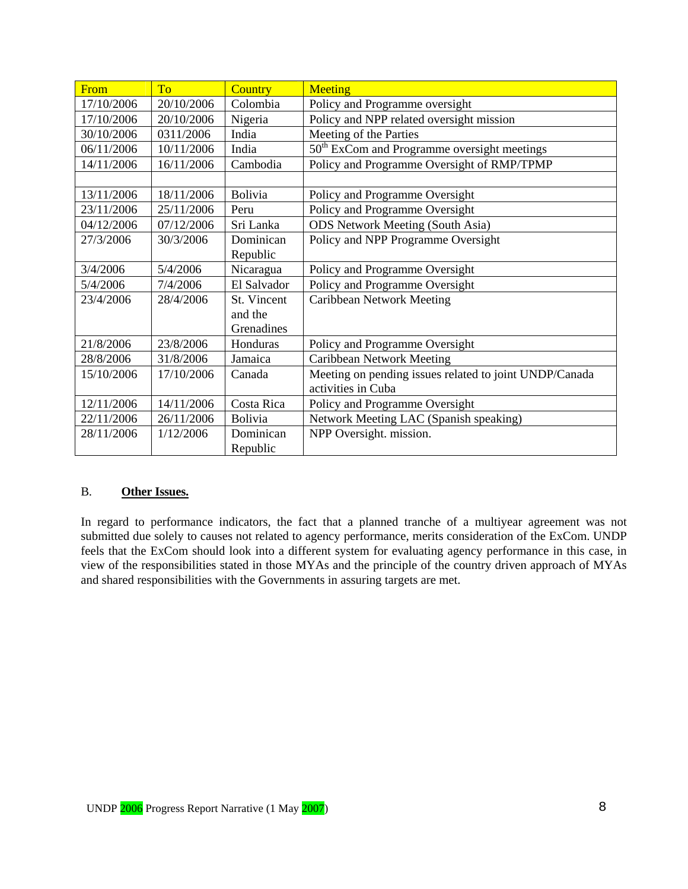| From | To | Country | Meeting |
| --- | --- | --- | --- |
| 17/10/2006 | 20/10/2006 | Colombia | Policy and Programme oversight |
| 17/10/2006 | 20/10/2006 | Nigeria | Policy and NPP related oversight mission |
| 30/10/2006 | 0311/2006 | India | Meeting of the Parties |
| 06/11/2006 | 10/11/2006 | India | 50th ExCom and Programme oversight meetings |
| 14/11/2006 | 16/11/2006 | Cambodia | Policy and Programme Oversight of RMP/TPMP |
| | | | |
| 13/11/2006 | 18/11/2006 | Bolivia | Policy and Programme Oversight |
| 23/11/2006 | 25/11/2006 | Peru | Policy and Programme Oversight |
| 04/12/2006 | 07/12/2006 | Sri Lanka | ODS Network Meeting (South Asia) |
| 27/3/2006 | 30/3/2006 | Dominican Republic | Policy and NPP Programme Oversight |
| 3/4/2006 | 5/4/2006 | Nicaragua | Policy and Programme Oversight |
| 5/4/2006 | 7/4/2006 | El Salvador | Policy and Programme Oversight |
| 23/4/2006 | 28/4/2006 | St. Vincent and the Grenadines | Caribbean Network Meeting |
| 21/8/2006 | 23/8/2006 | Honduras | Policy and Programme Oversight |
| 28/8/2006 | 31/8/2006 | Jamaica | Caribbean Network Meeting |
| 15/10/2006 | 17/10/2006 | Canada | Meeting on pending issues related to joint UNDP/Canada activities in Cuba |
| 12/11/2006 | 14/11/2006 | Costa Rica | Policy and Programme Oversight |
| 22/11/2006 | 26/11/2006 | Bolivia | Network Meeting LAC (Spanish speaking) |
| 28/11/2006 | 1/12/2006 | Dominican Republic | NPP Oversight. mission. |

B. **Other Issues.**

In regard to performance indicators, the fact that a planned tranche of a multiyear agreement was not submitted due solely to causes not related to agency performance, merits consideration of the ExCom. UNDP feels that the ExCom should look into a different system for evaluating agency performance in this case, in view of the responsibilities stated in those MYAs and the principle of the country driven approach of MYAs and shared responsibilities with the Governments in assuring targets are met.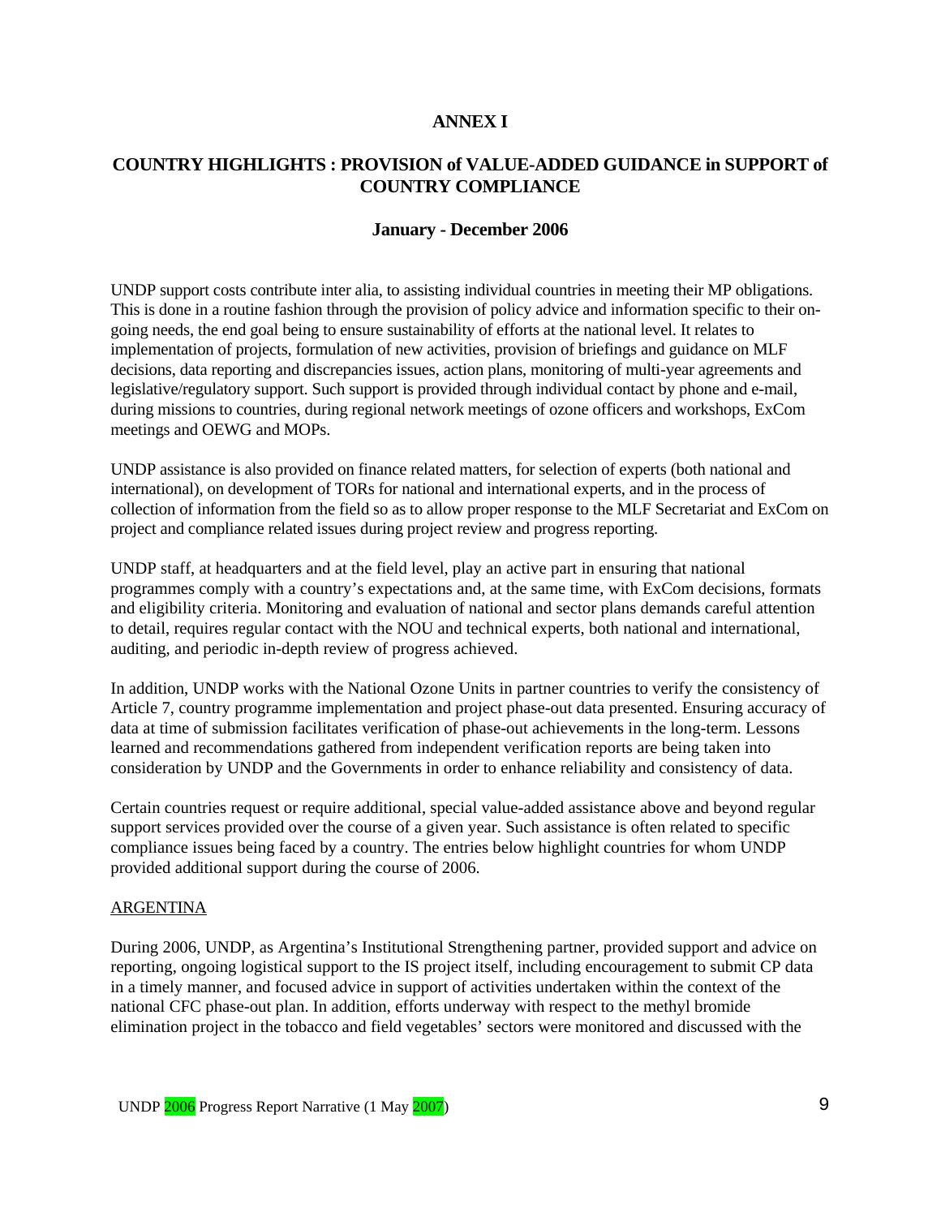# ANNEX I

## COUNTRY HIGHLIGHTS : PROVISION of VALUE-ADDED GUIDANCE in SUPPORT of COUNTRY COMPLIANCE

### January - December 2006

UNDP support costs contribute inter alia, to assisting individual countries in meeting their MP obligations. This is done in a routine fashion through the provision of policy advice and information specific to their on-going needs, the end goal being to ensure sustainability of efforts at the national level. It relates to implementation of projects, formulation of new activities, provision of briefings and guidance on MLF decisions, data reporting and discrepancies issues, action plans, monitoring of multi-year agreements and legislative/regulatory support. Such support is provided through individual contact by phone and e-mail, during missions to countries, during regional network meetings of ozone officers and workshops, ExCom meetings and OEWG and MOPs.

UNDP assistance is also provided on finance related matters, for selection of experts (both national and international), on development of TORs for national and international experts, and in the process of collection of information from the field so as to allow proper response to the MLF Secretariat and ExCom on project and compliance related issues during project review and progress reporting.

UNDP staff, at headquarters and at the field level, play an active part in ensuring that national programmes comply with a country's expectations and, at the same time, with ExCom decisions, formats and eligibility criteria. Monitoring and evaluation of national and sector plans demands careful attention to detail, requires regular contact with the NOU and technical experts, both national and international, auditing, and periodic in-depth review of progress achieved.

In addition, UNDP works with the National Ozone Units in partner countries to verify the consistency of Article 7, country programme implementation and project phase-out data presented. Ensuring accuracy of data at time of submission facilitates verification of phase-out achievements in the long-term. Lessons learned and recommendations gathered from independent verification reports are being taken into consideration by UNDP and the Governments in order to enhance reliability and consistency of data.

Certain countries request or require additional, special value-added assistance above and beyond regular support services provided over the course of a given year. Such assistance is often related to specific compliance issues being faced by a country. The entries below highlight countries for whom UNDP provided additional support during the course of 2006.

ARGENTINA

During 2006, UNDP, as Argentina's Institutional Strengthening partner, provided support and advice on reporting, ongoing logistical support to the IS project itself, including encouragement to submit CP data in a timely manner, and focused advice in support of activities undertaken within the context of the national CFC phase-out plan. In addition, efforts underway with respect to the methyl bromide elimination project in the tobacco and field vegetables' sectors were monitored and discussed with the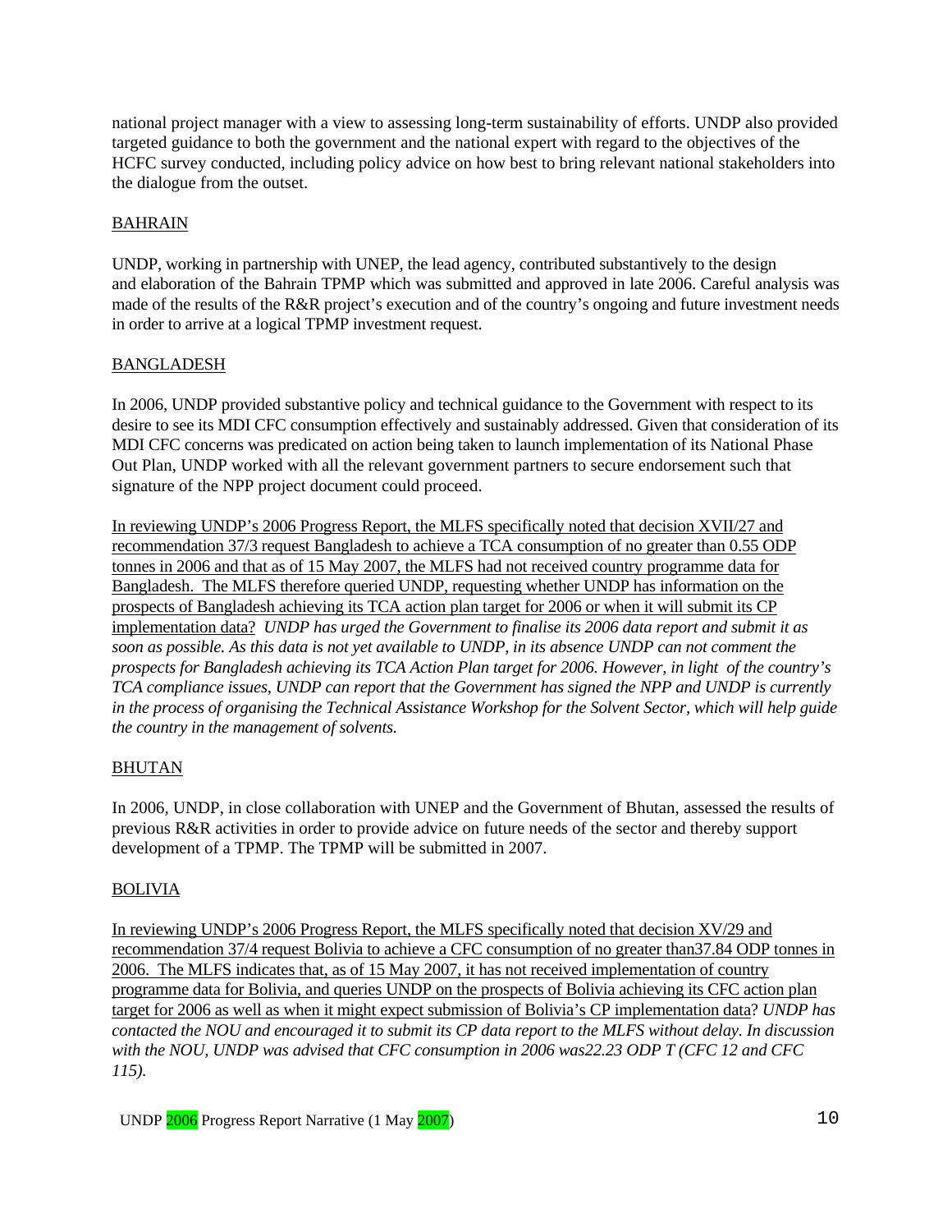national project manager with a view to assessing long-term sustainability of efforts. UNDP also provided targeted guidance to both the government and the national expert with regard to the objectives of the HCFC survey conducted, including policy advice on how best to bring relevant national stakeholders into the dialogue from the outset.

BAHRAIN

UNDP, working in partnership with UNEP, the lead agency, contributed substantively to the design and elaboration of the Bahrain TPMP which was submitted and approved in late 2006. Careful analysis was made of the results of the R&R project's execution and of the country's ongoing and future investment needs in order to arrive at a logical TPMP investment request.

BANGLADESH

In 2006, UNDP provided substantive policy and technical guidance to the Government with respect to its desire to see its MDI CFC consumption effectively and sustainably addressed. Given that consideration of its MDI CFC concerns was predicated on action being taken to launch implementation of its National Phase Out Plan, UNDP worked with all the relevant government partners to secure endorsement such that signature of the NPP project document could proceed.

In reviewing UNDP's 2006 Progress Report, the MLFS specifically noted that decision XVII/27 and recommendation 37/3 request Bangladesh to achieve a TCA consumption of no greater than 0.55 ODP tonnes in 2006 and that as of 15 May 2007, the MLFS had not received country programme data for Bangladesh. The MLFS therefore queried UNDP, requesting whether UNDP has information on the prospects of Bangladesh achieving its TCA action plan target for 2006 or when it will submit its CP implementation data? *UNDP has urged the Government to finalise its 2006 data report and submit it as soon as possible. As this data is not yet available to UNDP, in its absence UNDP can not comment the prospects for Bangladesh achieving its TCA Action Plan target for 2006. However, in light of the country's TCA compliance issues, UNDP can report that the Government has signed the NPP and UNDP is currently in the process of organising the Technical Assistance Workshop for the Solvent Sector, which will help guide the country in the management of solvents.*

BHUTAN

In 2006, UNDP, in close collaboration with UNEP and the Government of Bhutan, assessed the results of previous R&R activities in order to provide advice on future needs of the sector and thereby support development of a TPMP. The TPMP will be submitted in 2007.

BOLIVIA

In reviewing UNDP's 2006 Progress Report, the MLFS specifically noted that decision XV/29 and recommendation 37/4 request Bolivia to achieve a CFC consumption of no greater than37.84 ODP tonnes in 2006. The MLFS indicates that, as of 15 May 2007, it has not received implementation of country programme data for Bolivia, and queries UNDP on the prospects of Bolivia achieving its CFC action plan target for 2006 as well as when it might expect submission of Bolivia's CP implementation data? *UNDP has contacted the NOU and encouraged it to submit its CP data report to the MLFS without delay. In discussion with the NOU, UNDP was advised that CFC consumption in 2006 was22.23 ODP T (CFC 12 and CFC 115).*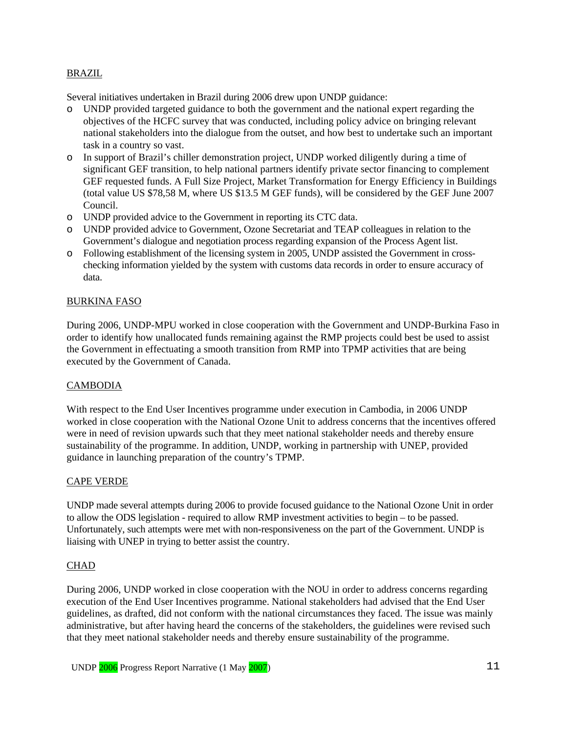## BRAZIL

Several initiatives undertaken in Brazil during 2006 drew upon UNDP guidance:

- UNDP provided targeted guidance to both the government and the national expert regarding the objectives of the HCFC survey that was conducted, including policy advice on bringing relevant national stakeholders into the dialogue from the outset, and how best to undertake such an important task in a country so vast.
- In support of Brazil's chiller demonstration project, UNDP worked diligently during a time of significant GEF transition, to help national partners identify private sector financing to complement GEF requested funds. A Full Size Project, Market Transformation for Energy Efficiency in Buildings (total value US $78,58 M, where US $13.5 M GEF funds), will be considered by the GEF June 2007 Council.
- UNDP provided advice to the Government in reporting its CTC data.
- UNDP provided advice to Government, Ozone Secretariat and TEAP colleagues in relation to the Government's dialogue and negotiation process regarding expansion of the Process Agent list.
- Following establishment of the licensing system in 2005, UNDP assisted the Government in cross-checking information yielded by the system with customs data records in order to ensure accuracy of data.

## BURKINA FASO

During 2006, UNDP-MPU worked in close cooperation with the Government and UNDP-Burkina Faso in order to identify how unallocated funds remaining against the RMP projects could best be used to assist the Government in effectuating a smooth transition from RMP into TPMP activities that are being executed by the Government of Canada.

## CAMBODIA

With respect to the End User Incentives programme under execution in Cambodia, in 2006 UNDP worked in close cooperation with the National Ozone Unit to address concerns that the incentives offered were in need of revision upwards such that they meet national stakeholder needs and thereby ensure sustainability of the programme. In addition, UNDP, working in partnership with UNEP, provided guidance in launching preparation of the country's TPMP.

## CAPE VERDE

UNDP made several attempts during 2006 to provide focused guidance to the National Ozone Unit in order to allow the ODS legislation - required to allow RMP investment activities to begin – to be passed. Unfortunately, such attempts were met with non-responsiveness on the part of the Government. UNDP is liaising with UNEP in trying to better assist the country.

## CHAD

During 2006, UNDP worked in close cooperation with the NOU in order to address concerns regarding execution of the End User Incentives programme. National stakeholders had advised that the End User guidelines, as drafted, did not conform with the national circumstances they faced. The issue was mainly administrative, but after having heard the concerns of the stakeholders, the guidelines were revised such that they meet national stakeholder needs and thereby ensure sustainability of the programme.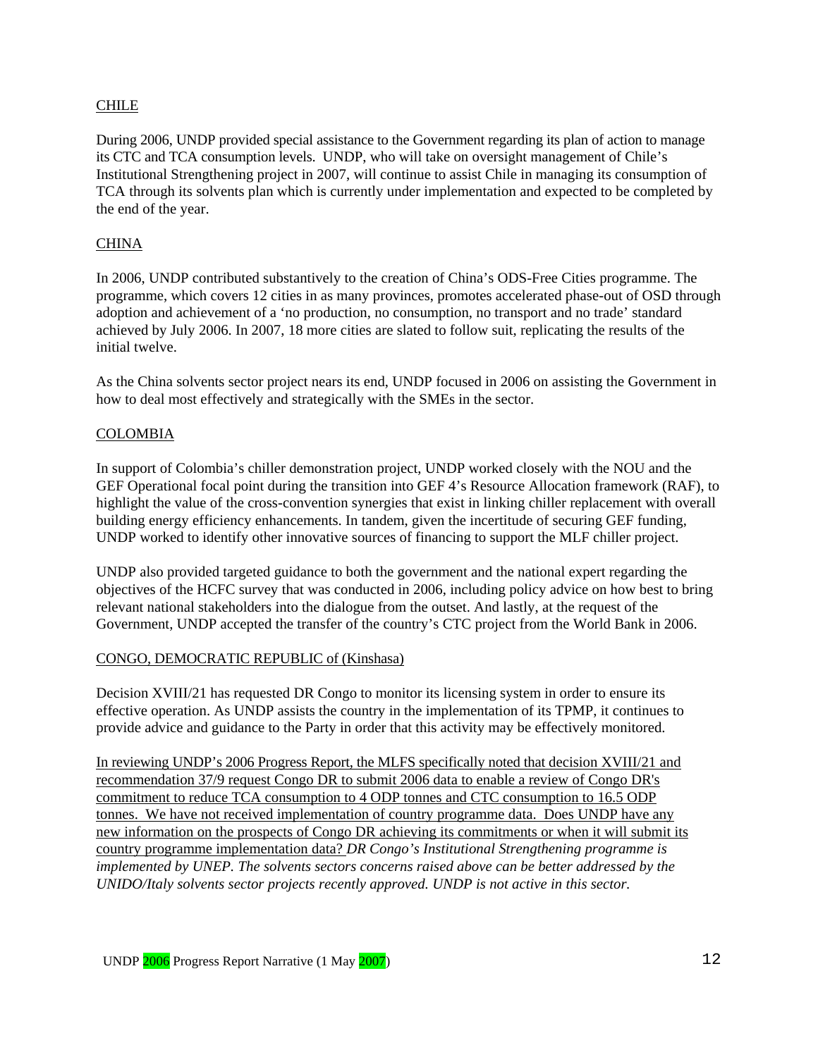<u>CHILE</u>

During 2006, UNDP provided special assistance to the Government regarding its plan of action to manage its CTC and TCA consumption levels. UNDP, who will take on oversight management of Chile's Institutional Strengthening project in 2007, will continue to assist Chile in managing its consumption of TCA through its solvents plan which is currently under implementation and expected to be completed by the end of the year.

<u>CHINA</u>

In 2006, UNDP contributed substantively to the creation of China's ODS-Free Cities programme. The programme, which covers 12 cities in as many provinces, promotes accelerated phase-out of OSD through adoption and achievement of a 'no production, no consumption, no transport and no trade' standard achieved by July 2006. In 2007, 18 more cities are slated to follow suit, replicating the results of the initial twelve.

As the China solvents sector project nears its end, UNDP focused in 2006 on assisting the Government in how to deal most effectively and strategically with the SMEs in the sector.

<u>COLOMBIA</u>

In support of Colombia's chiller demonstration project, UNDP worked closely with the NOU and the GEF Operational focal point during the transition into GEF 4's Resource Allocation framework (RAF), to highlight the value of the cross-convention synergies that exist in linking chiller replacement with overall building energy efficiency enhancements. In tandem, given the incertitude of securing GEF funding, UNDP worked to identify other innovative sources of financing to support the MLF chiller project.

UNDP also provided targeted guidance to both the government and the national expert regarding the objectives of the HCFC survey that was conducted in 2006, including policy advice on how best to bring relevant national stakeholders into the dialogue from the outset. And lastly, at the request of the Government, UNDP accepted the transfer of the country's CTC project from the World Bank in 2006.

<u>CONGO, DEMOCRATIC REPUBLIC of (Kinshasa)</u>

Decision XVIII/21 has requested DR Congo to monitor its licensing system in order to ensure its effective operation. As UNDP assists the country in the implementation of its TPMP, it continues to provide advice and guidance to the Party in order that this activity may be effectively monitored.

<u>In reviewing UNDP's 2006 Progress Report, the MLFS specifically noted that decision XVIII/21 and recommendation 37/9 request Congo DR to submit 2006 data to enable a review of Congo DR's commitment to reduce TCA consumption to 4 ODP tonnes and CTC consumption to 16.5 ODP tonnes. We have not received implementation of country programme data. Does UNDP have any new information on the prospects of Congo DR achieving its commitments or when it will submit its country programme implementation data?</u> *DR Congo's Institutional Strengthening programme is implemented by UNEP. The solvents sectors concerns raised above can be better addressed by the UNIDO/Italy solvents sector projects recently approved. UNDP is not active in this sector.*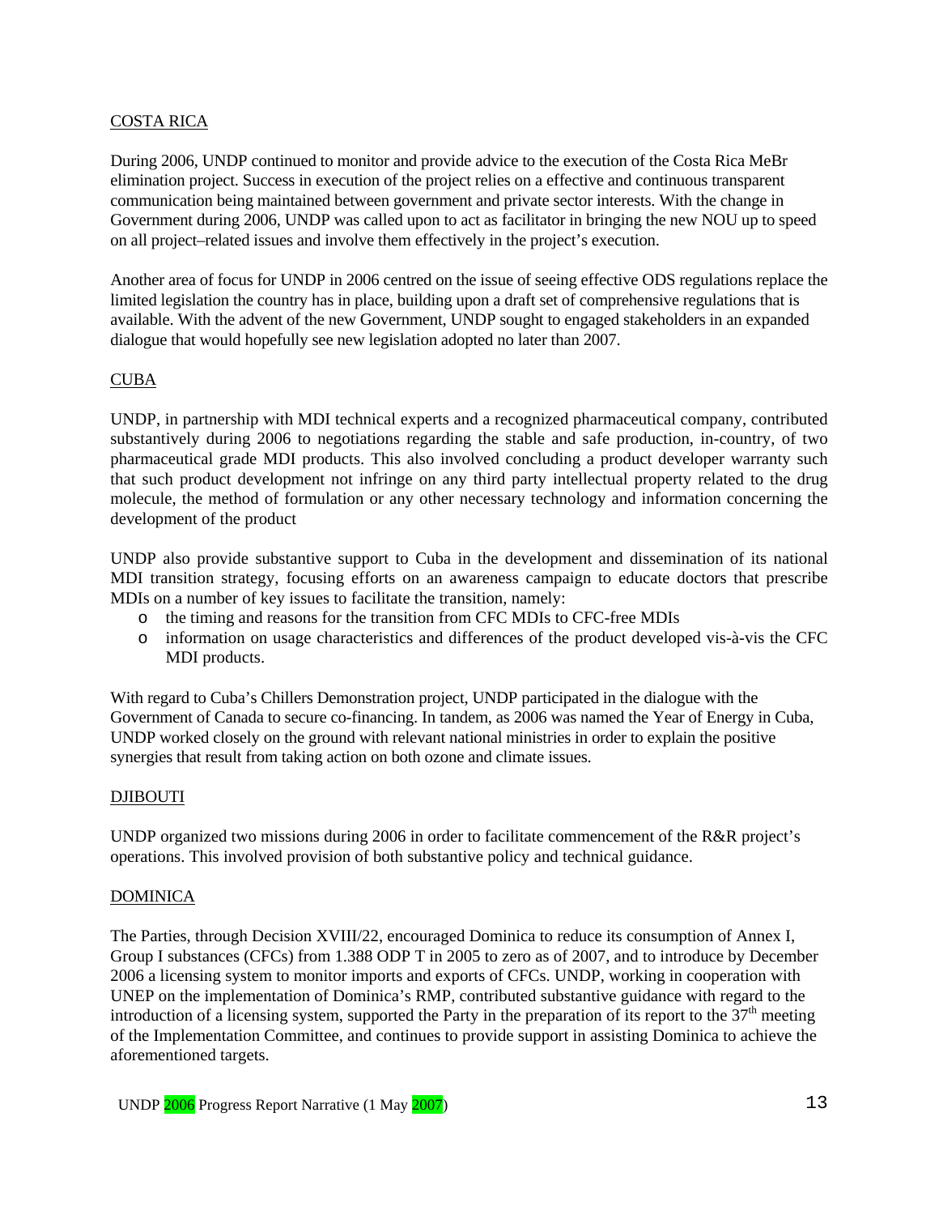COSTA RICA

During 2006, UNDP continued to monitor and provide advice to the execution of the Costa Rica MeBr elimination project. Success in execution of the project relies on a effective and continuous transparent communication being maintained between government and private sector interests. With the change in Government during 2006, UNDP was called upon to act as facilitator in bringing the new NOU up to speed on all project–related issues and involve them effectively in the project's execution.

Another area of focus for UNDP in 2006 centred on the issue of seeing effective ODS regulations replace the limited legislation the country has in place, building upon a draft set of comprehensive regulations that is available. With the advent of the new Government, UNDP sought to engaged stakeholders in an expanded dialogue that would hopefully see new legislation adopted no later than 2007.

CUBA

UNDP, in partnership with MDI technical experts and a recognized pharmaceutical company, contributed substantively during 2006 to negotiations regarding the stable and safe production, in-country, of two pharmaceutical grade MDI products. This also involved concluding a product developer warranty such that such product development not infringe on any third party intellectual property related to the drug molecule, the method of formulation or any other necessary technology and information concerning the development of the product

UNDP also provide substantive support to Cuba in the development and dissemination of its national MDI transition strategy, focusing efforts on an awareness campaign to educate doctors that prescribe MDIs on a number of key issues to facilitate the transition, namely:

- the timing and reasons for the transition from CFC MDIs to CFC-free MDIs
- information on usage characteristics and differences of the product developed vis-à-vis the CFC MDI products.

With regard to Cuba's Chillers Demonstration project, UNDP participated in the dialogue with the Government of Canada to secure co-financing. In tandem, as 2006 was named the Year of Energy in Cuba, UNDP worked closely on the ground with relevant national ministries in order to explain the positive synergies that result from taking action on both ozone and climate issues.

DJIBOUTI

UNDP organized two missions during 2006 in order to facilitate commencement of the R&R project's operations. This involved provision of both substantive policy and technical guidance.

DOMINICA

The Parties, through Decision XVIII/22, encouraged Dominica to reduce its consumption of Annex I, Group I substances (CFCs) from 1.388 ODP T in 2005 to zero as of 2007, and to introduce by December 2006 a licensing system to monitor imports and exports of CFCs. UNDP, working in cooperation with UNEP on the implementation of Dominica's RMP, contributed substantive guidance with regard to the introduction of a licensing system, supported the Party in the preparation of its report to the 37th meeting of the Implementation Committee, and continues to provide support in assisting Dominica to achieve the aforementioned targets.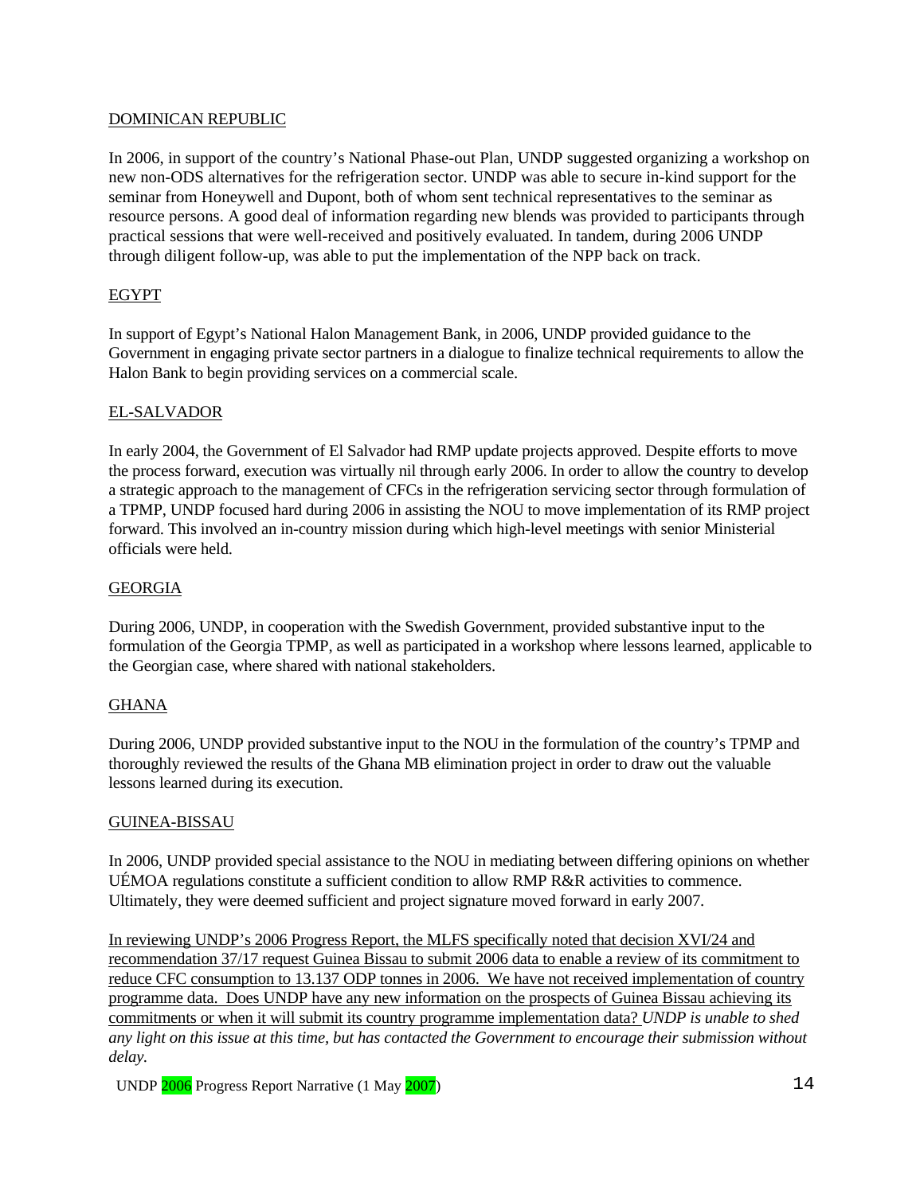DOMINICAN REPUBLIC

In 2006, in support of the country's National Phase-out Plan, UNDP suggested organizing a workshop on new non-ODS alternatives for the refrigeration sector. UNDP was able to secure in-kind support for the seminar from Honeywell and Dupont, both of whom sent technical representatives to the seminar as resource persons. A good deal of information regarding new blends was provided to participants through practical sessions that were well-received and positively evaluated. In tandem, during 2006 UNDP through diligent follow-up, was able to put the implementation of the NPP back on track.

EGYPT

In support of Egypt's National Halon Management Bank, in 2006, UNDP provided guidance to the Government in engaging private sector partners in a dialogue to finalize technical requirements to allow the Halon Bank to begin providing services on a commercial scale.

EL-SALVADOR

In early 2004, the Government of El Salvador had RMP update projects approved. Despite efforts to move the process forward, execution was virtually nil through early 2006. In order to allow the country to develop a strategic approach to the management of CFCs in the refrigeration servicing sector through formulation of a TPMP, UNDP focused hard during 2006 in assisting the NOU to move implementation of its RMP project forward. This involved an in-country mission during which high-level meetings with senior Ministerial officials were held.

GEORGIA

During 2006, UNDP, in cooperation with the Swedish Government, provided substantive input to the formulation of the Georgia TPMP, as well as participated in a workshop where lessons learned, applicable to the Georgian case, where shared with national stakeholders.

GHANA

During 2006, UNDP provided substantive input to the NOU in the formulation of the country's TPMP and thoroughly reviewed the results of the Ghana MB elimination project in order to draw out the valuable lessons learned during its execution.

GUINEA-BISSAU

In 2006, UNDP provided special assistance to the NOU in mediating between differing opinions on whether UÉMOA regulations constitute a sufficient condition to allow RMP R&R activities to commence. Ultimately, they were deemed sufficient and project signature moved forward in early 2007.

In reviewing UNDP's 2006 Progress Report, the MLFS specifically noted that decision XVI/24 and recommendation 37/17 request Guinea Bissau to submit 2006 data to enable a review of its commitment to reduce CFC consumption to 13.137 ODP tonnes in 2006. We have not received implementation of country programme data. Does UNDP have any new information on the prospects of Guinea Bissau achieving its commitments or when it will submit its country programme implementation data? *UNDP is unable to shed any light on this issue at this time, but has contacted the Government to encourage their submission without delay.*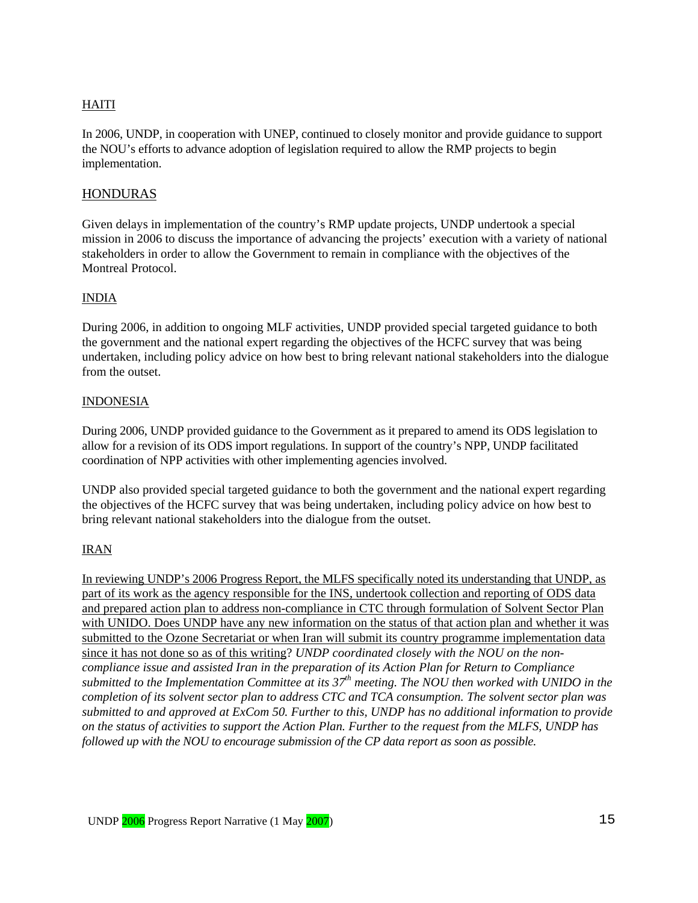HAITI

In 2006, UNDP, in cooperation with UNEP, continued to closely monitor and provide guidance to support the NOU's efforts to advance adoption of legislation required to allow the RMP projects to begin implementation.

HONDURAS

Given delays in implementation of the country's RMP update projects, UNDP undertook a special mission in 2006 to discuss the importance of advancing the projects' execution with a variety of national stakeholders in order to allow the Government to remain in compliance with the objectives of the Montreal Protocol.

INDIA

During 2006, in addition to ongoing MLF activities, UNDP provided special targeted guidance to both the government and the national expert regarding the objectives of the HCFC survey that was being undertaken, including policy advice on how best to bring relevant national stakeholders into the dialogue from the outset.

INDONESIA

During 2006, UNDP provided guidance to the Government as it prepared to amend its ODS legislation to allow for a revision of its ODS import regulations. In support of the country's NPP, UNDP facilitated coordination of NPP activities with other implementing agencies involved.

UNDP also provided special targeted guidance to both the government and the national expert regarding the objectives of the HCFC survey that was being undertaken, including policy advice on how best to bring relevant national stakeholders into the dialogue from the outset.

IRAN

In reviewing UNDP's 2006 Progress Report, the MLFS specifically noted its understanding that UNDP, as part of its work as the agency responsible for the INS, undertook collection and reporting of ODS data and prepared action plan to address non-compliance in CTC through formulation of Solvent Sector Plan with UNIDO. Does UNDP have any new information on the status of that action plan and whether it was submitted to the Ozone Secretariat or when Iran will submit its country programme implementation data since it has not done so as of this writing? *UNDP coordinated closely with the NOU on the non-compliance issue and assisted Iran in the preparation of its Action Plan for Return to Compliance submitted to the Implementation Committee at its 37th meeting. The NOU then worked with UNIDO in the completion of its solvent sector plan to address CTC and TCA consumption. The solvent sector plan was submitted to and approved at ExCom 50. Further to this, UNDP has no additional information to provide on the status of activities to support the Action Plan. Further to the request from the MLFS, UNDP has followed up with the NOU to encourage submission of the CP data report as soon as possible.*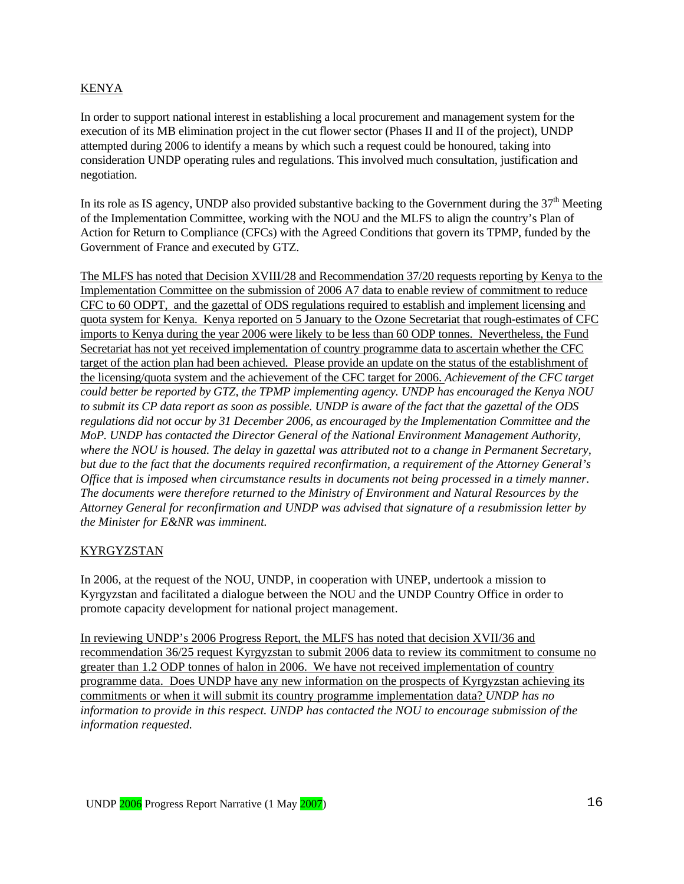KENYA

In order to support national interest in establishing a local procurement and management system for the execution of its MB elimination project in the cut flower sector (Phases II and II of the project), UNDP attempted during 2006 to identify a means by which such a request could be honoured, taking into consideration UNDP operating rules and regulations. This involved much consultation, justification and negotiation.

In its role as IS agency, UNDP also provided substantive backing to the Government during the 37th Meeting of the Implementation Committee, working with the NOU and the MLFS to align the country's Plan of Action for Return to Compliance (CFCs) with the Agreed Conditions that govern its TPMP, funded by the Government of France and executed by GTZ.

The MLFS has noted that Decision XVIII/28 and Recommendation 37/20 requests reporting by Kenya to the Implementation Committee on the submission of 2006 A7 data to enable review of commitment to reduce CFC to 60 ODPT, and the gazettal of ODS regulations required to establish and implement licensing and quota system for Kenya. Kenya reported on 5 January to the Ozone Secretariat that rough-estimates of CFC imports to Kenya during the year 2006 were likely to be less than 60 ODP tonnes. Nevertheless, the Fund Secretariat has not yet received implementation of country programme data to ascertain whether the CFC target of the action plan had been achieved. Please provide an update on the status of the establishment of the licensing/quota system and the achievement of the CFC target for 2006. *Achievement of the CFC target could better be reported by GTZ, the TPMP implementing agency. UNDP has encouraged the Kenya NOU to submit its CP data report as soon as possible. UNDP is aware of the fact that the gazettal of the ODS regulations did not occur by 31 December 2006, as encouraged by the Implementation Committee and the MoP. UNDP has contacted the Director General of the National Environment Management Authority, where the NOU is housed. The delay in gazettal was attributed not to a change in Permanent Secretary, but due to the fact that the documents required reconfirmation, a requirement of the Attorney General's Office that is imposed when circumstance results in documents not being processed in a timely manner. The documents were therefore returned to the Ministry of Environment and Natural Resources by the Attorney General for reconfirmation and UNDP was advised that signature of a resubmission letter by the Minister for E&NR was imminent.*

KYRGYZSTAN

In 2006, at the request of the NOU, UNDP, in cooperation with UNEP, undertook a mission to Kyrgyzstan and facilitated a dialogue between the NOU and the UNDP Country Office in order to promote capacity development for national project management.

In reviewing UNDP's 2006 Progress Report, the MLFS has noted that decision XVII/36 and recommendation 36/25 request Kyrgyzstan to submit 2006 data to review its commitment to consume no greater than 1.2 ODP tonnes of halon in 2006. We have not received implementation of country programme data. Does UNDP have any new information on the prospects of Kyrgyzstan achieving its commitments or when it will submit its country programme implementation data? *UNDP has no information to provide in this respect. UNDP has contacted the NOU to encourage submission of the information requested.*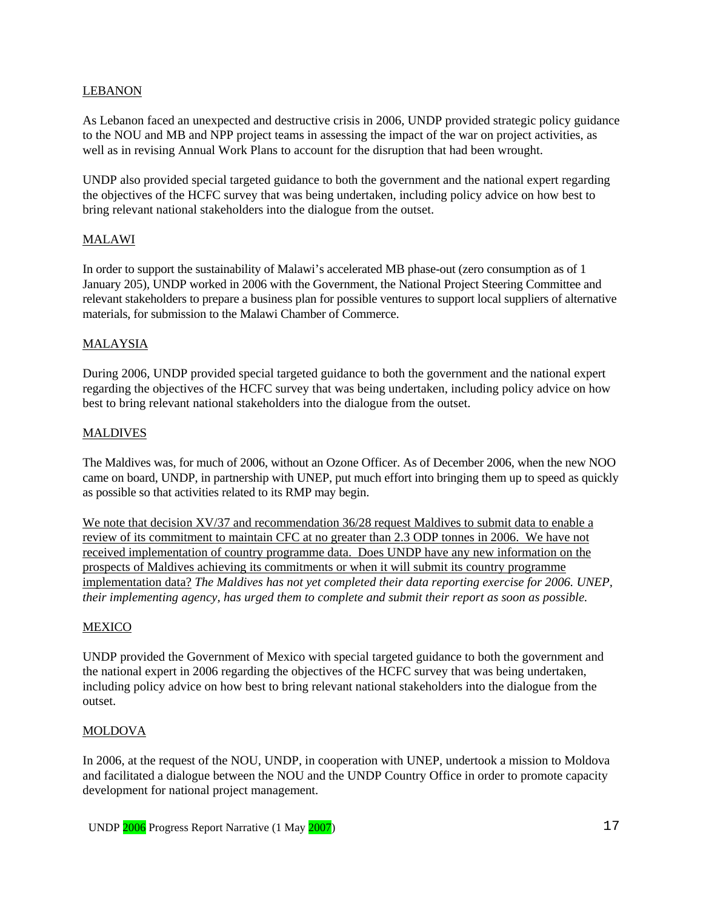LEBANON

As Lebanon faced an unexpected and destructive crisis in 2006, UNDP provided strategic policy guidance to the NOU and MB and NPP project teams in assessing the impact of the war on project activities, as well as in revising Annual Work Plans to account for the disruption that had been wrought.

UNDP also provided special targeted guidance to both the government and the national expert regarding the objectives of the HCFC survey that was being undertaken, including policy advice on how best to bring relevant national stakeholders into the dialogue from the outset.

MALAWI

In order to support the sustainability of Malawi's accelerated MB phase-out (zero consumption as of 1 January 205), UNDP worked in 2006 with the Government, the National Project Steering Committee and relevant stakeholders to prepare a business plan for possible ventures to support local suppliers of alternative materials, for submission to the Malawi Chamber of Commerce.

MALAYSIA

During 2006, UNDP provided special targeted guidance to both the government and the national expert regarding the objectives of the HCFC survey that was being undertaken, including policy advice on how best to bring relevant national stakeholders into the dialogue from the outset.

MALDIVES

The Maldives was, for much of 2006, without an Ozone Officer. As of December 2006, when the new NOO came on board, UNDP, in partnership with UNEP, put much effort into bringing them up to speed as quickly as possible so that activities related to its RMP may begin.

We note that decision XV/37 and recommendation 36/28 request Maldives to submit data to enable a review of its commitment to maintain CFC at no greater than 2.3 ODP tonnes in 2006. We have not received implementation of country programme data. Does UNDP have any new information on the prospects of Maldives achieving its commitments or when it will submit its country programme implementation data? *The Maldives has not yet completed their data reporting exercise for 2006. UNEP, their implementing agency, has urged them to complete and submit their report as soon as possible.*

MEXICO

UNDP provided the Government of Mexico with special targeted guidance to both the government and the national expert in 2006 regarding the objectives of the HCFC survey that was being undertaken, including policy advice on how best to bring relevant national stakeholders into the dialogue from the outset.

MOLDOVA

In 2006, at the request of the NOU, UNDP, in cooperation with UNEP, undertook a mission to Moldova and facilitated a dialogue between the NOU and the UNDP Country Office in order to promote capacity development for national project management.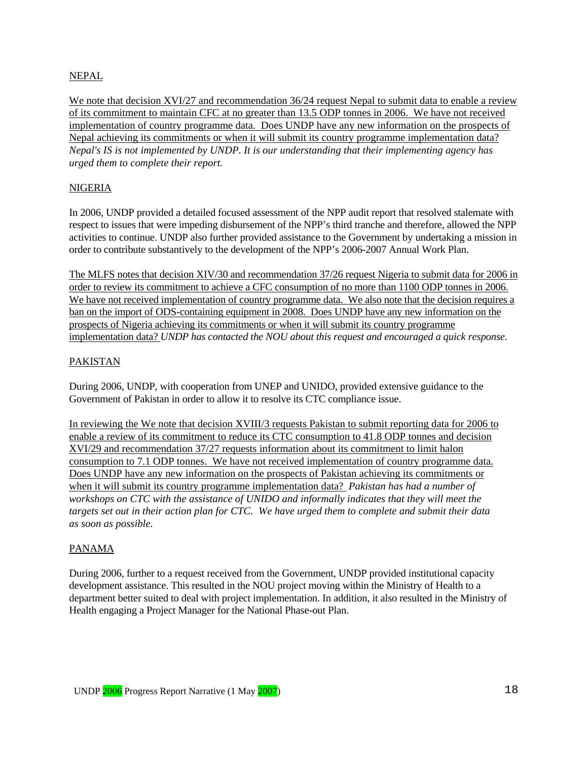NEPAL

We note that decision XVI/27 and recommendation 36/24 request Nepal to submit data to enable a review of its commitment to maintain CFC at no greater than 13.5 ODP tonnes in 2006. We have not received implementation of country programme data. Does UNDP have any new information on the prospects of Nepal achieving its commitments or when it will submit its country programme implementation data? *Nepal's IS is not implemented by UNDP. It is our understanding that their implementing agency has urged them to complete their report.*

NIGERIA

In 2006, UNDP provided a detailed focused assessment of the NPP audit report that resolved stalemate with respect to issues that were impeding disbursement of the NPP's third tranche and therefore, allowed the NPP activities to continue. UNDP also further provided assistance to the Government by undertaking a mission in order to contribute substantively to the development of the NPP's 2006-2007 Annual Work Plan.

The MLFS notes that decision XIV/30 and recommendation 37/26 request Nigeria to submit data for 2006 in order to review its commitment to achieve a CFC consumption of no more than 1100 ODP tonnes in 2006. We have not received implementation of country programme data. We also note that the decision requires a ban on the import of ODS-containing equipment in 2008. Does UNDP have any new information on the prospects of Nigeria achieving its commitments or when it will submit its country programme implementation data? *UNDP has contacted the NOU about this request and encouraged a quick response.*

PAKISTAN

During 2006, UNDP, with cooperation from UNEP and UNIDO, provided extensive guidance to the Government of Pakistan in order to allow it to resolve its CTC compliance issue.

In reviewing the We note that decision XVIII/3 requests Pakistan to submit reporting data for 2006 to enable a review of its commitment to reduce its CTC consumption to 41.8 ODP tonnes and decision XVI/29 and recommendation 37/27 requests information about its commitment to limit halon consumption to 7.1 ODP tonnes. We have not received implementation of country programme data. Does UNDP have any new information on the prospects of Pakistan achieving its commitments or when it will submit its country programme implementation data? *Pakistan has had a number of workshops on CTC with the assistance of UNIDO and informally indicates that they will meet the targets set out in their action plan for CTC. We have urged them to complete and submit their data as soon as possible.*

PANAMA

During 2006, further to a request received from the Government, UNDP provided institutional capacity development assistance. This resulted in the NOU project moving within the Ministry of Health to a department better suited to deal with project implementation. In addition, it also resulted in the Ministry of Health engaging a Project Manager for the National Phase-out Plan.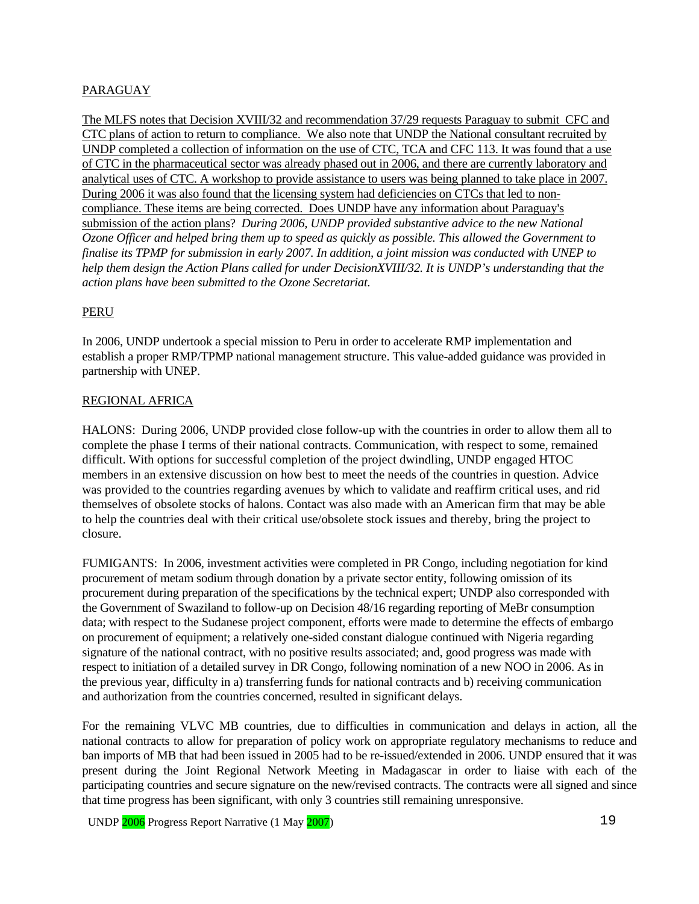PARAGUAY

The MLFS notes that Decision XVIII/32 and recommendation 37/29 requests Paraguay to submit CFC and CTC plans of action to return to compliance. We also note that UNDP the National consultant recruited by UNDP completed a collection of information on the use of CTC, TCA and CFC 113. It was found that a use of CTC in the pharmaceutical sector was already phased out in 2006, and there are currently laboratory and analytical uses of CTC. A workshop to provide assistance to users was being planned to take place in 2007. During 2006 it was also found that the licensing system had deficiencies on CTCs that led to non-compliance. These items are being corrected. Does UNDP have any information about Paraguay's submission of the action plans? *During 2006, UNDP provided substantive advice to the new National Ozone Officer and helped bring them up to speed as quickly as possible. This allowed the Government to finalise its TPMP for submission in early 2007. In addition, a joint mission was conducted with UNEP to help them design the Action Plans called for under DecisionXVIII/32. It is UNDP's understanding that the action plans have been submitted to the Ozone Secretariat.*

PERU

In 2006, UNDP undertook a special mission to Peru in order to accelerate RMP implementation and establish a proper RMP/TPMP national management structure. This value-added guidance was provided in partnership with UNEP.

REGIONAL AFRICA

HALONS: During 2006, UNDP provided close follow-up with the countries in order to allow them all to complete the phase I terms of their national contracts. Communication, with respect to some, remained difficult. With options for successful completion of the project dwindling, UNDP engaged HTOC members in an extensive discussion on how best to meet the needs of the countries in question. Advice was provided to the countries regarding avenues by which to validate and reaffirm critical uses, and rid themselves of obsolete stocks of halons. Contact was also made with an American firm that may be able to help the countries deal with their critical use/obsolete stock issues and thereby, bring the project to closure.

FUMIGANTS: In 2006, investment activities were completed in PR Congo, including negotiation for kind procurement of metam sodium through donation by a private sector entity, following omission of its procurement during preparation of the specifications by the technical expert; UNDP also corresponded with the Government of Swaziland to follow-up on Decision 48/16 regarding reporting of MeBr consumption data; with respect to the Sudanese project component, efforts were made to determine the effects of embargo on procurement of equipment; a relatively one-sided constant dialogue continued with Nigeria regarding signature of the national contract, with no positive results associated; and, good progress was made with respect to initiation of a detailed survey in DR Congo, following nomination of a new NOO in 2006. As in the previous year, difficulty in a) transferring funds for national contracts and b) receiving communication and authorization from the countries concerned, resulted in significant delays.

For the remaining VLVC MB countries, due to difficulties in communication and delays in action, all the national contracts to allow for preparation of policy work on appropriate regulatory mechanisms to reduce and ban imports of MB that had been issued in 2005 had to be re-issued/extended in 2006. UNDP ensured that it was present during the Joint Regional Network Meeting in Madagascar in order to liaise with each of the participating countries and secure signature on the new/revised contracts. The contracts were all signed and since that time progress has been significant, with only 3 countries still remaining unresponsive.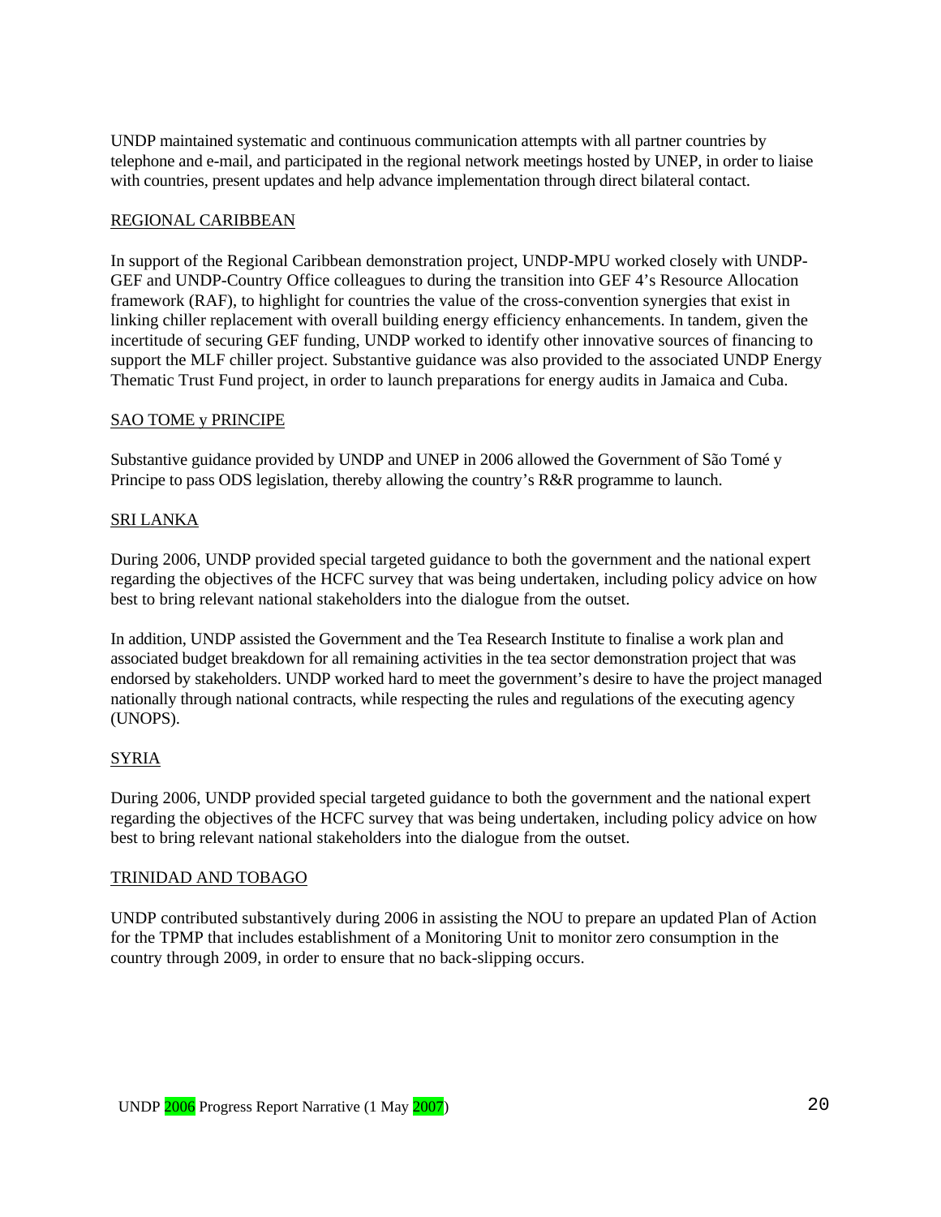UNDP maintained systematic and continuous communication attempts with all partner countries by telephone and e-mail, and participated in the regional network meetings hosted by UNEP, in order to liaise with countries, present updates and help advance implementation through direct bilateral contact.

<u>REGIONAL CARIBBEAN</u>

In support of the Regional Caribbean demonstration project, UNDP-MPU worked closely with UNDP-GEF and UNDP-Country Office colleagues to during the transition into GEF 4's Resource Allocation framework (RAF), to highlight for countries the value of the cross-convention synergies that exist in linking chiller replacement with overall building energy efficiency enhancements. In tandem, given the incertitude of securing GEF funding, UNDP worked to identify other innovative sources of financing to support the MLF chiller project. Substantive guidance was also provided to the associated UNDP Energy Thematic Trust Fund project, in order to launch preparations for energy audits in Jamaica and Cuba.

<u>SAO TOME y PRINCIPE</u>

Substantive guidance provided by UNDP and UNEP in 2006 allowed the Government of São Tomé y Principe to pass ODS legislation, thereby allowing the country's R&R programme to launch.

<u>SRI LANKA</u>

During 2006, UNDP provided special targeted guidance to both the government and the national expert regarding the objectives of the HCFC survey that was being undertaken, including policy advice on how best to bring relevant national stakeholders into the dialogue from the outset.

In addition, UNDP assisted the Government and the Tea Research Institute to finalise a work plan and associated budget breakdown for all remaining activities in the tea sector demonstration project that was endorsed by stakeholders. UNDP worked hard to meet the government's desire to have the project managed nationally through national contracts, while respecting the rules and regulations of the executing agency (UNOPS).

<u>SYRIA</u>

During 2006, UNDP provided special targeted guidance to both the government and the national expert regarding the objectives of the HCFC survey that was being undertaken, including policy advice on how best to bring relevant national stakeholders into the dialogue from the outset.

<u>TRINIDAD AND TOBAGO</u>

UNDP contributed substantively during 2006 in assisting the NOU to prepare an updated Plan of Action for the TPMP that includes establishment of a Monitoring Unit to monitor zero consumption in the country through 2009, in order to ensure that no back-slipping occurs.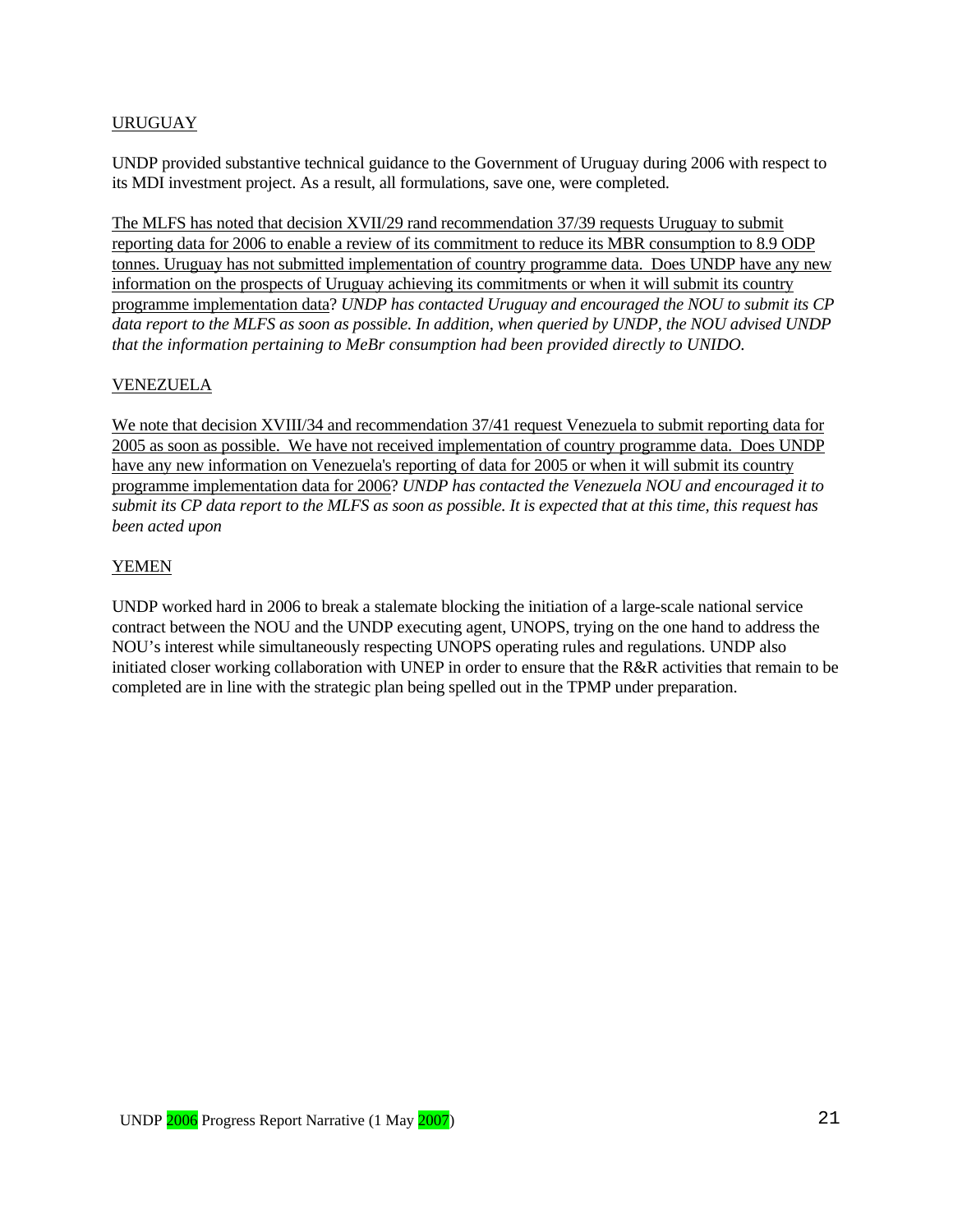URUGUAY

UNDP provided substantive technical guidance to the Government of Uruguay during 2006 with respect to its MDI investment project. As a result, all formulations, save one, were completed.

The MLFS has noted that decision XVII/29 rand recommendation 37/39 requests Uruguay to submit reporting data for 2006 to enable a review of its commitment to reduce its MBR consumption to 8.9 ODP tonnes. Uruguay has not submitted implementation of country programme data. Does UNDP have any new information on the prospects of Uruguay achieving its commitments or when it will submit its country programme implementation data? *UNDP has contacted Uruguay and encouraged the NOU to submit its CP data report to the MLFS as soon as possible. In addition, when queried by UNDP, the NOU advised UNDP that the information pertaining to MeBr consumption had been provided directly to UNIDO.*

VENEZUELA

We note that decision XVIII/34 and recommendation 37/41 request Venezuela to submit reporting data for 2005 as soon as possible. We have not received implementation of country programme data. Does UNDP have any new information on Venezuela's reporting of data for 2005 or when it will submit its country programme implementation data for 2006? *UNDP has contacted the Venezuela NOU and encouraged it to submit its CP data report to the MLFS as soon as possible. It is expected that at this time, this request has been acted upon*

YEMEN

UNDP worked hard in 2006 to break a stalemate blocking the initiation of a large-scale national service contract between the NOU and the UNDP executing agent, UNOPS, trying on the one hand to address the NOU's interest while simultaneously respecting UNOPS operating rules and regulations. UNDP also initiated closer working collaboration with UNEP in order to ensure that the R&R activities that remain to be completed are in line with the strategic plan being spelled out in the TPMP under preparation.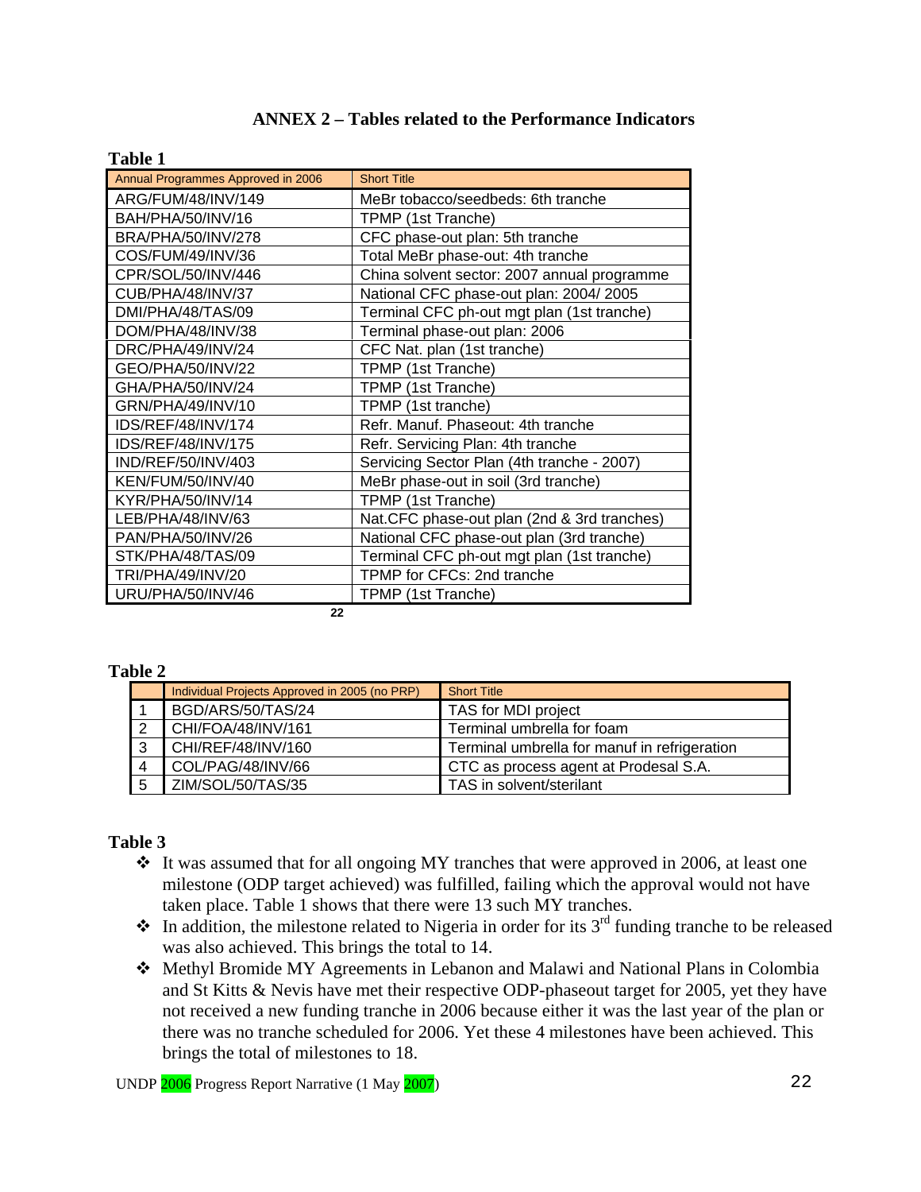## ANNEX 2 – Tables related to the Performance Indicators

**Table 1**

| Annual Programmes Approved in 2006 | Short Title |
|---|---|
| ARG/FUM/48/INV/149 | MeBr tobacco/seedbeds: 6th tranche |
| BAH/PHA/50/INV/16 | TPMP (1st Tranche) |
| BRA/PHA/50/INV/278 | CFC phase-out plan: 5th tranche |
| COS/FUM/49/INV/36 | Total MeBr phase-out: 4th tranche |
| CPR/SOL/50/INV/446 | China solvent sector: 2007 annual programme |
| CUB/PHA/48/INV/37 | National CFC phase-out plan: 2004/ 2005 |
| DMI/PHA/48/TAS/09 | Terminal CFC ph-out mgt plan (1st tranche) |
| DOM/PHA/48/INV/38 | Terminal phase-out plan: 2006 |
| DRC/PHA/49/INV/24 | CFC Nat. plan (1st tranche) |
| GEO/PHA/50/INV/22 | TPMP (1st Tranche) |
| GHA/PHA/50/INV/24 | TPMP (1st Tranche) |
| GRN/PHA/49/INV/10 | TPMP (1st tranche) |
| IDS/REF/48/INV/174 | Refr. Manuf. Phaseout: 4th tranche |
| IDS/REF/48/INV/175 | Refr. Servicing Plan: 4th tranche |
| IND/REF/50/INV/403 | Servicing Sector Plan (4th tranche - 2007) |
| KEN/FUM/50/INV/40 | MeBr phase-out in soil (3rd tranche) |
| KYR/PHA/50/INV/14 | TPMP (1st Tranche) |
| LEB/PHA/48/INV/63 | Nat.CFC phase-out plan (2nd & 3rd tranches) |
| PAN/PHA/50/INV/26 | National CFC phase-out plan (3rd tranche) |
| STK/PHA/48/TAS/09 | Terminal CFC ph-out mgt plan (1st tranche) |
| TRI/PHA/49/INV/20 | TPMP for CFCs: 2nd tranche |
| URU/PHA/50/INV/46 | TPMP (1st Tranche) |

22

**Table 2**

| | Individual Projects Approved in 2005 (no PRP) | Short Title |
|---|---|---|
| 1 | BGD/ARS/50/TAS/24 | TAS for MDI project |
| 2 | CHI/FOA/48/INV/161 | Terminal umbrella for foam |
| 3 | CHI/REF/48/INV/160 | Terminal umbrella for manuf in refrigeration |
| 4 | COL/PAG/48/INV/66 | CTC as process agent at Prodesal S.A. |
| 5 | ZIM/SOL/50/TAS/35 | TAS in solvent/sterilant |

**Table 3**

- It was assumed that for all ongoing MY tranches that were approved in 2006, at least one milestone (ODP target achieved) was fulfilled, failing which the approval would not have taken place. Table 1 shows that there were 13 such MY tranches.
- In addition, the milestone related to Nigeria in order for its 3rd funding tranche to be released was also achieved. This brings the total to 14.
- Methyl Bromide MY Agreements in Lebanon and Malawi and National Plans in Colombia and St Kitts & Nevis have met their respective ODP-phaseout target for 2005, yet they have not received a new funding tranche in 2006 because either it was the last year of the plan or there was no tranche scheduled for 2006. Yet these 4 milestones have been achieved. This brings the total of milestones to 18.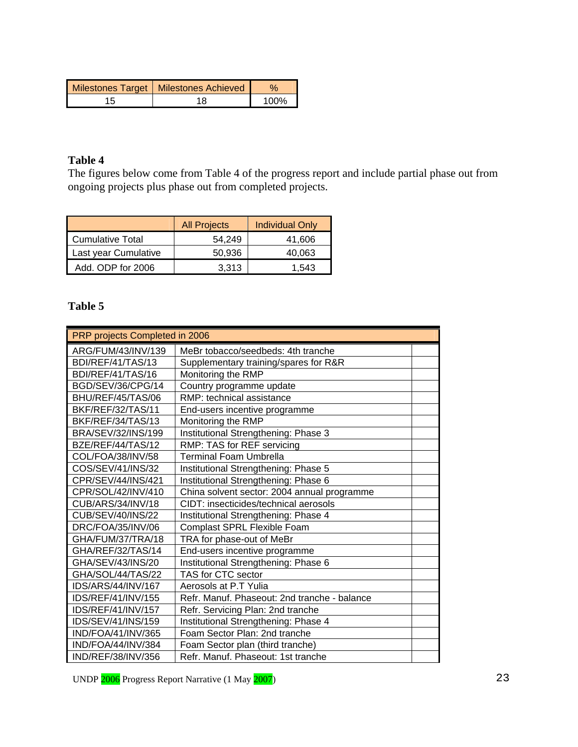| Milestones Target | Milestones Achieved | % |
|---|---|---|
| 15 | 18 | 100% |

**Table 4**

The figures below come from Table 4 of the progress report and include partial phase out from ongoing projects plus phase out from completed projects.

| | All Projects | Individual Only |
|---|---|---|
| Cumulative Total | 54,249 | 41,606 |
| Last year Cumulative | 50,936 | 40,063 |
| Add. ODP for 2006 | 3,313 | 1,543 |

**Table 5**

| PRP projects Completed in 2006 | | |
|---|---|---|
| ARG/FUM/43/INV/139 | MeBr tobacco/seedbeds: 4th tranche | |
| BDI/REF/41/TAS/13 | Supplementary training/spares for R&R | |
| BDI/REF/41/TAS/16 | Monitoring the RMP | |
| BGD/SEV/36/CPG/14 | Country programme update | |
| BHU/REF/45/TAS/06 | RMP: technical assistance | |
| BKF/REF/32/TAS/11 | End-users incentive programme | |
| BKF/REF/34/TAS/13 | Monitoring the RMP | |
| BRA/SEV/32/INS/199 | Institutional Strengthening: Phase 3 | |
| BZE/REF/44/TAS/12 | RMP: TAS for REF servicing | |
| COL/FOA/38/INV/58 | Terminal Foam Umbrella | |
| COS/SEV/41/INS/32 | Institutional Strengthening: Phase 5 | |
| CPR/SEV/44/INS/421 | Institutional Strengthening: Phase 6 | |
| CPR/SOL/42/INV/410 | China solvent sector: 2004 annual programme | |
| CUB/ARS/34/INV/18 | CIDT: insecticides/technical aerosols | |
| CUB/SEV/40/INS/22 | Institutional Strengthening: Phase 4 | |
| DRC/FOA/35/INV/06 | Complast SPRL Flexible Foam | |
| GHA/FUM/37/TRA/18 | TRA for phase-out of MeBr | |
| GHA/REF/32/TAS/14 | End-users incentive programme | |
| GHA/SEV/43/INS/20 | Institutional Strengthening: Phase 6 | |
| GHA/SOL/44/TAS/22 | TAS for CTC sector | |
| IDS/ARS/44/INV/167 | Aerosols at P.T Yulia | |
| IDS/REF/41/INV/155 | Refr. Manuf. Phaseout: 2nd tranche - balance | |
| IDS/REF/41/INV/157 | Refr. Servicing Plan: 2nd tranche | |
| IDS/SEV/41/INS/159 | Institutional Strengthening: Phase 4 | |
| IND/FOA/41/INV/365 | Foam Sector Plan: 2nd tranche | |
| IND/FOA/44/INV/384 | Foam Sector plan (third tranche) | |
| IND/REF/38/INV/356 | Refr. Manuf. Phaseout: 1st tranche | |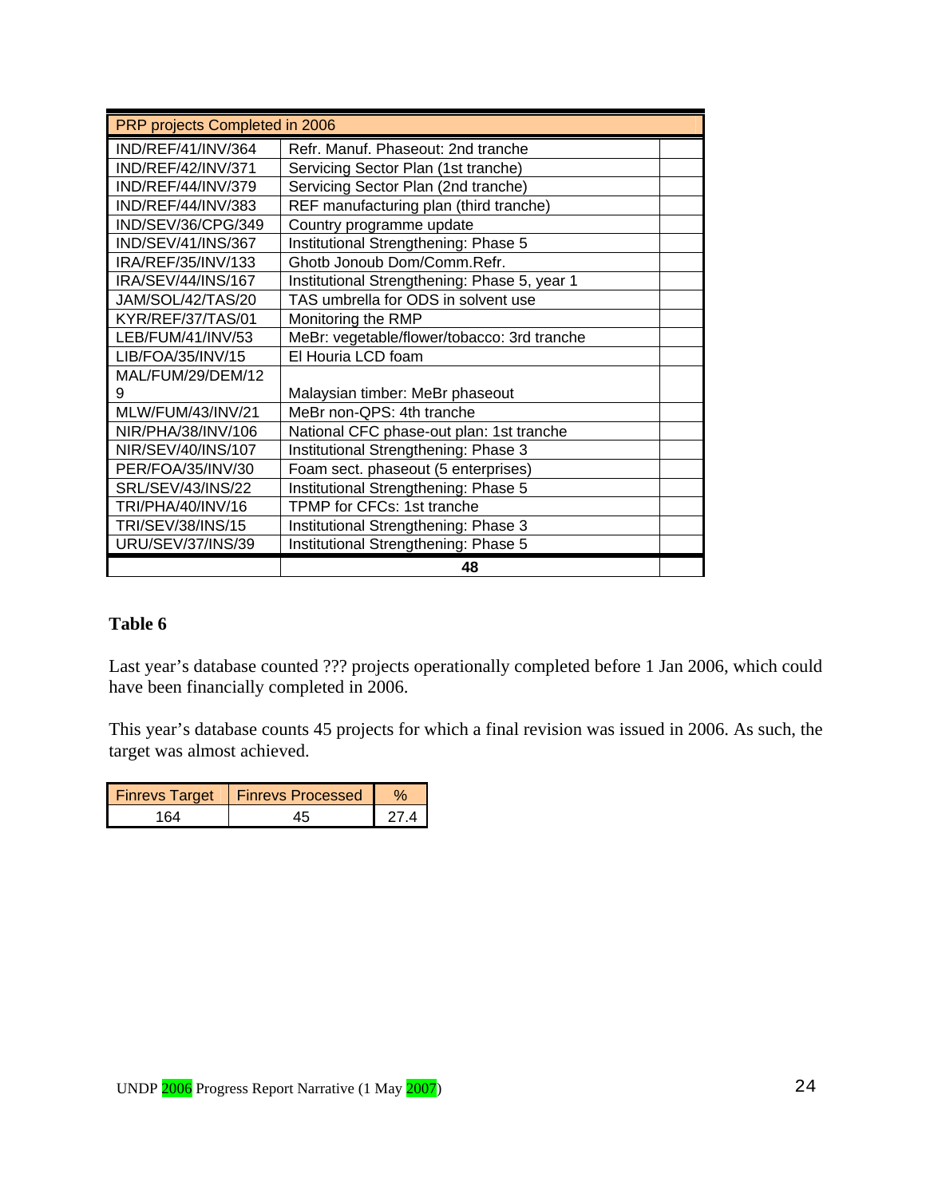| PRP projects Completed in 2006 | | |
|---|---|---|
| IND/REF/41/INV/364 | Refr. Manuf. Phaseout: 2nd tranche | |
| IND/REF/42/INV/371 | Servicing Sector Plan (1st tranche) | |
| IND/REF/44/INV/379 | Servicing Sector Plan (2nd tranche) | |
| IND/REF/44/INV/383 | REF manufacturing plan (third tranche) | |
| IND/SEV/36/CPG/349 | Country programme update | |
| IND/SEV/41/INS/367 | Institutional Strengthening: Phase 5 | |
| IRA/REF/35/INV/133 | Ghotb Jonoub Dom/Comm.Refr. | |
| IRA/SEV/44/INS/167 | Institutional Strengthening: Phase 5, year 1 | |
| JAM/SOL/42/TAS/20 | TAS umbrella for ODS in solvent use | |
| KYR/REF/37/TAS/01 | Monitoring the RMP | |
| LEB/FUM/41/INV/53 | MeBr: vegetable/flower/tobacco: 3rd tranche | |
| LIB/FOA/35/INV/15 | El Houria LCD foam | |
| MAL/FUM/29/DEM/129 | Malaysian timber: MeBr phaseout | |
| MLW/FUM/43/INV/21 | MeBr non-QPS: 4th tranche | |
| NIR/PHA/38/INV/106 | National CFC phase-out plan: 1st tranche | |
| NIR/SEV/40/INS/107 | Institutional Strengthening: Phase 3 | |
| PER/FOA/35/INV/30 | Foam sect. phaseout (5 enterprises) | |
| SRL/SEV/43/INS/22 | Institutional Strengthening: Phase 5 | |
| TRI/PHA/40/INV/16 | TPMP for CFCs: 1st tranche | |
| TRI/SEV/38/INS/15 | Institutional Strengthening: Phase 3 | |
| URU/SEV/37/INS/39 | Institutional Strengthening: Phase 5 | |
| | **48** | |

**Table 6**

Last year's database counted ??? projects operationally completed before 1 Jan 2006, which could have been financially completed in 2006.

This year's database counts 45 projects for which a final revision was issued in 2006. As such, the target was almost achieved.

| Finrevs Target | Finrevs Processed | % |
|---|---|---|
| 164 | 45 | 27.4 |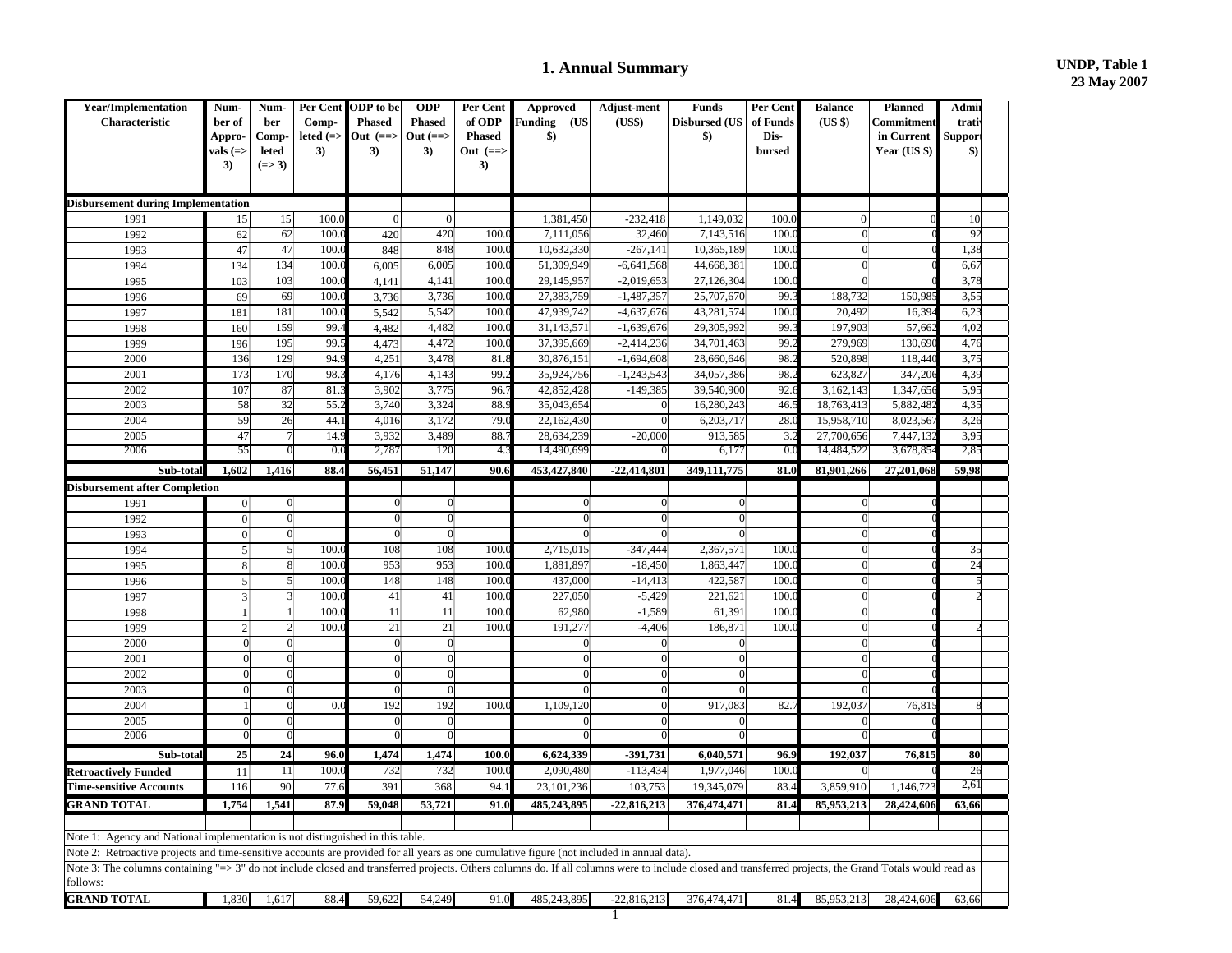# 1. Annual Summary

**UNDP, Table 1**
**23 May 2007**

| Year/Implementation Characteristic | Number of Approvals (=> 3) | Number Completed (=> 3) | Per Cent Completed (=> 3) | ODP to be Phased Out (==> 3) | ODP Phased Out (==> 3) | Per Cent of ODP Phased Out (==> 3) | Approved Funding (US $) | Adjust-ment (US$) | Funds Disbursed (US $) | Per Cent of Funds Dis-bursed | Balance (US $) | Planned Commitment in Current Year (US $) | Administrative Support $) |
|---|---|---|---|---|---|---|---|---|---|---|---|---|---|
| **Disbursement during Implementation** | | | | | | | | | | | | | |
| 1991 | 15 | 15 | 100.0 | 0 | 0 | | 1,381,450 | -232,418 | 1,149,032 | 100.0 | 0 | 0 | 10 |
| 1992 | 62 | 62 | 100.0 | 420 | 420 | 100.0 | 7,111,056 | 32,460 | 7,143,516 | 100.0 | 0 | 0 | 92 |
| 1993 | 47 | 47 | 100.0 | 848 | 848 | 100.0 | 10,632,330 | -267,141 | 10,365,189 | 100.0 | 0 | 0 | 1,38 |
| 1994 | 134 | 134 | 100.0 | 6,005 | 6,005 | 100.0 | 51,309,949 | -6,641,568 | 44,668,381 | 100.0 | 0 | 0 | 6,67 |
| 1995 | 103 | 103 | 100.0 | 4,141 | 4,141 | 100.0 | 29,145,957 | -2,019,653 | 27,126,304 | 100.0 | 0 | 0 | 3,78 |
| 1996 | 69 | 69 | 100.0 | 3,736 | 3,736 | 100.0 | 27,383,759 | -1,487,357 | 25,707,670 | 99.3 | 188,732 | 150,985 | 3,55 |
| 1997 | 181 | 181 | 100.0 | 5,542 | 5,542 | 100.0 | 47,939,742 | -4,637,676 | 43,281,574 | 100.0 | 20,492 | 16,394 | 6,23 |
| 1998 | 160 | 159 | 99.4 | 4,482 | 4,482 | 100.0 | 31,143,571 | -1,639,676 | 29,305,992 | 99.3 | 197,903 | 57,662 | 4,02 |
| 1999 | 196 | 195 | 99.5 | 4,473 | 4,472 | 100.0 | 37,395,669 | -2,414,236 | 34,701,463 | 99.2 | 279,969 | 130,690 | 4,76 |
| 2000 | 136 | 129 | 94.9 | 4,251 | 3,478 | 81.8 | 30,876,151 | -1,694,608 | 28,660,646 | 98.2 | 520,898 | 118,440 | 3,75 |
| 2001 | 173 | 170 | 98.3 | 4,176 | 4,143 | 99.2 | 35,924,756 | -1,243,543 | 34,057,386 | 98.2 | 623,827 | 347,206 | 4,39 |
| 2002 | 107 | 87 | 81.3 | 3,902 | 3,775 | 96.7 | 42,852,428 | -149,385 | 39,540,900 | 92.6 | 3,162,143 | 1,347,656 | 5,95 |
| 2003 | 58 | 32 | 55.2 | 3,740 | 3,324 | 88.9 | 35,043,654 | 0 | 16,280,243 | 46.5 | 18,763,413 | 5,882,482 | 4,35 |
| 2004 | 59 | 26 | 44.1 | 4,016 | 3,172 | 79.0 | 22,162,430 | 0 | 6,203,717 | 28.0 | 15,958,710 | 8,023,567 | 3,26 |
| 2005 | 47 | 7 | 14.9 | 3,932 | 3,489 | 88.7 | 28,634,239 | -20,000 | 913,585 | 3.2 | 27,700,656 | 7,447,132 | 3,95 |
| 2006 | 55 | 0 | 0.0 | 2,787 | 120 | 4.3 | 14,490,699 | 0 | 6,177 | 0.0 | 14,484,522 | 3,678,854 | 2,85 |
| **Sub-total** | **1,602** | **1,416** | **88.4** | **56,451** | **51,147** | **90.6** | **453,427,840** | **-22,414,801** | **349,111,775** | **81.0** | **81,901,266** | **27,201,068** | **59,98** |
| **Disbursement after Completion** | | | | | | | | | | | | | |
| 1991 | 0 | 0 | | 0 | 0 | | 0 | 0 | 0 | | 0 | 0 | |
| 1992 | 0 | 0 | | 0 | 0 | | 0 | 0 | 0 | | 0 | 0 | |
| 1993 | 0 | 0 | | 0 | 0 | | 0 | 0 | 0 | | 0 | 0 | |
| 1994 | 5 | 5 | 100.0 | 108 | 108 | 100.0 | 2,715,015 | -347,444 | 2,367,571 | 100.0 | 0 | 0 | 35 |
| 1995 | 8 | 8 | 100.0 | 953 | 953 | 100.0 | 1,881,897 | -18,450 | 1,863,447 | 100.0 | 0 | 0 | 24 |
| 1996 | 5 | 5 | 100.0 | 148 | 148 | 100.0 | 437,000 | -14,413 | 422,587 | 100.0 | 0 | 0 | 5 |
| 1997 | 3 | 3 | 100.0 | 41 | 41 | 100.0 | 227,050 | -5,429 | 221,621 | 100.0 | 0 | 0 | 2 |
| 1998 | 1 | 1 | 100.0 | 11 | 11 | 100.0 | 62,980 | -1,589 | 61,391 | 100.0 | 0 | 0 | |
| 1999 | 2 | 2 | 100.0 | 21 | 21 | 100.0 | 191,277 | -4,406 | 186,871 | 100.0 | 0 | 0 | 2 |
| 2000 | 0 | 0 | | 0 | 0 | | 0 | 0 | 0 | | 0 | 0 | |
| 2001 | 0 | 0 | | 0 | 0 | | 0 | 0 | 0 | | 0 | 0 | |
| 2002 | 0 | 0 | | 0 | 0 | | 0 | 0 | 0 | | 0 | 0 | |
| 2003 | 0 | 0 | | 0 | 0 | | 0 | 0 | 0 | | 0 | 0 | |
| 2004 | 1 | 0 | 0.0 | 192 | 192 | 100.0 | 1,109,120 | 0 | 917,083 | 82.7 | 192,037 | 76,815 | 8 |
| 2005 | 0 | 0 | | 0 | 0 | | 0 | 0 | 0 | | 0 | 0 | |
| 2006 | 0 | 0 | | 0 | 0 | | 0 | 0 | 0 | | 0 | 0 | |
| **Sub-total** | **25** | **24** | **96.0** | **1,474** | **1,474** | **100.0** | **6,624,339** | **-391,731** | **6,040,571** | **96.9** | **192,037** | **76,815** | **80** |
| **Retroactively Funded** | 11 | 11 | 100.0 | 732 | 732 | 100.0 | 2,090,480 | -113,434 | 1,977,046 | 100.0 | 0 | 0 | 26 |
| **Time-sensitive Accounts** | 116 | 90 | 77.6 | 391 | 368 | 94.1 | 23,101,236 | 103,753 | 19,345,079 | 83.4 | 3,859,910 | 1,146,723 | 2,61 |
| **GRAND TOTAL** | **1,754** | **1,541** | **87.9** | **59,048** | **53,721** | **91.0** | **485,243,895** | **-22,816,213** | **376,474,471** | **81.4** | **85,953,213** | **28,424,606** | **63,66** |

Note 1: Agency and National implementation is not distinguished in this table.

Note 2: Retroactive projects and time-sensitive accounts are provided for all years as one cumulative figure (not included in annual data).

Note 3: The columns containing "=> 3" do not include closed and transferred projects. Others columns do. If all columns were to include closed and transferred projects, the Grand Totals would read as follows:

| | | | | | | | | | | | | | |
|---|---|---|---|---|---|---|---|---|---|---|---|---|---|
| **GRAND TOTAL** | 1,830 | 1,617 | 88.4 | 59,622 | 54,249 | 91.0 | 485,243,895 | -22,816,213 | 376,474,471 | 81.4 | 85,953,213 | 28,424,606 | 63,66 |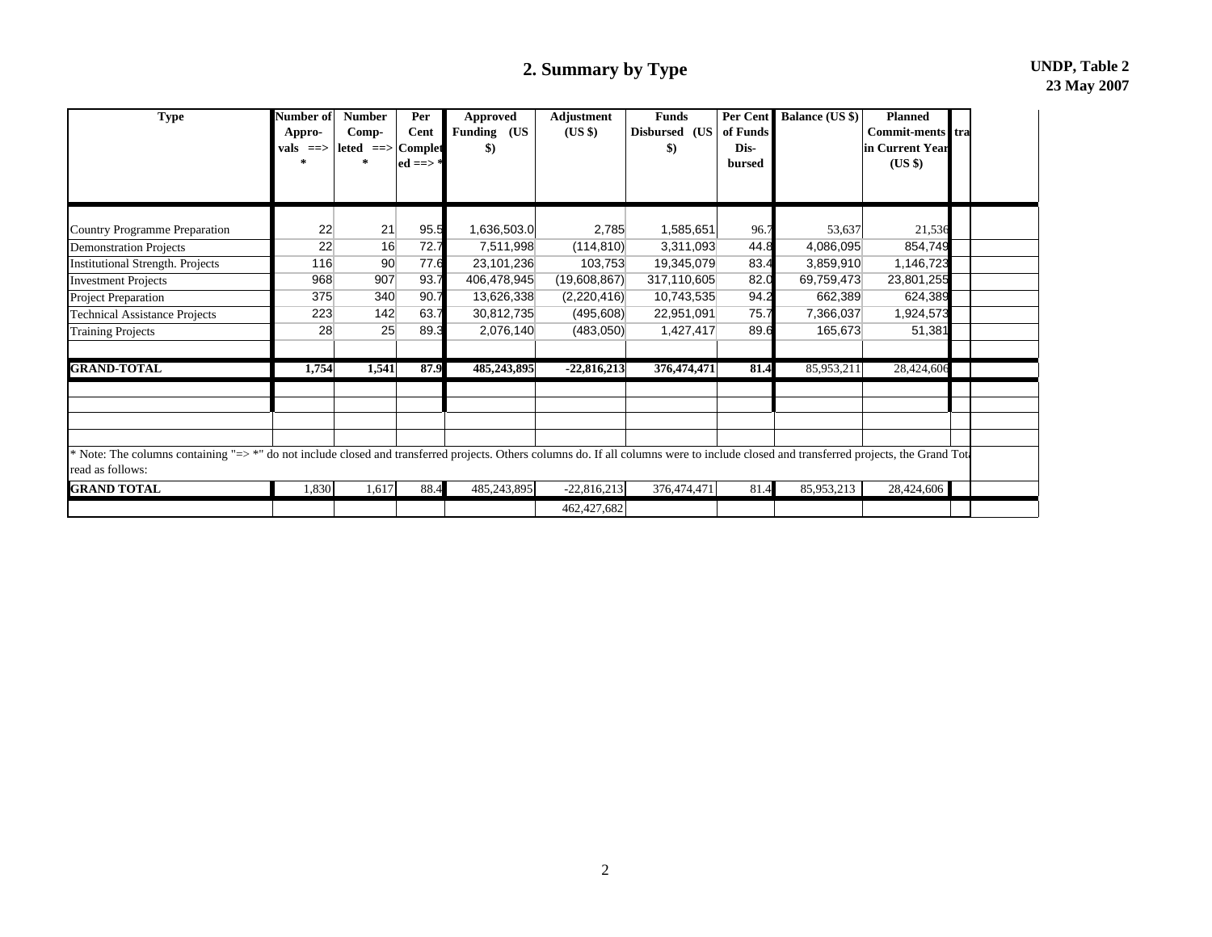## 2. Summary by Type

**UNDP, Table 2**
**23 May 2007**

| Type | Number of Appro-vals ==> * | Number Comp-leted ==> * | Per Cent Complet ed ==> * | Approved Funding (US $) | Adjustment (US $) | Funds Disbursed (US $) | Per Cent of Funds Dis-bursed | Balance (US $) | Planned Commit-ments in Current Year (US $) | tra |
|---|---|---|---|---|---|---|---|---|---|---|
| Country Programme Preparation | 22 | 21 | 95.5 | 1,636,503.0 | 2,785 | 1,585,651 | 96.7 | 53,637 | 21,536 | |
| Demonstration Projects | 22 | 16 | 72.7 | 7,511,998 | (114,810) | 3,311,093 | 44.8 | 4,086,095 | 854,749 | |
| Institutional Strength. Projects | 116 | 90 | 77.6 | 23,101,236 | 103,753 | 19,345,079 | 83.4 | 3,859,910 | 1,146,723 | |
| Investment Projects | 968 | 907 | 93.7 | 406,478,945 | (19,608,867) | 317,110,605 | 82.0 | 69,759,473 | 23,801,255 | |
| Project Preparation | 375 | 340 | 90.7 | 13,626,338 | (2,220,416) | 10,743,535 | 94.2 | 662,389 | 624,389 | |
| Technical Assistance Projects | 223 | 142 | 63.7 | 30,812,735 | (495,608) | 22,951,091 | 75.7 | 7,366,037 | 1,924,573 | |
| Training Projects | 28 | 25 | 89.3 | 2,076,140 | (483,050) | 1,427,417 | 89.6 | 165,673 | 51,381 | |
| **GRAND-TOTAL** | **1,754** | **1,541** | **87.9** | **485,243,895** | **-22,816,213** | **376,474,471** | **81.4** | 85,953,211 | 28,424,606 | |

* Note: The columns containing "=> *" do not include closed and transferred projects. Others columns do. If all columns were to include closed and transferred projects, the Grand Tota read as follows:

| | | | | | | | | | | |
|---|---|---|---|---|---|---|---|---|---|---|
| **GRAND TOTAL** | 1,830 | 1,617 | 88.4 | 485,243,895 | -22,816,213 | 376,474,471 | 81.4 | 85,953,213 | 28,424,606 | |
| | | | | | 462,427,682 | | | | | |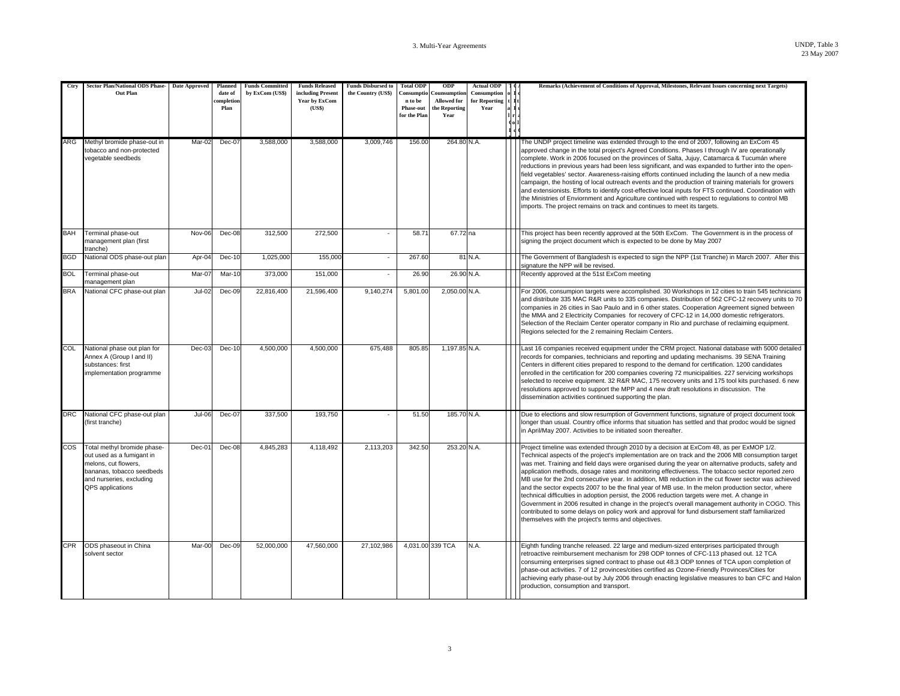| Ctry | Sector Plan/National ODS Phase-Out Plan | Date Approved | Planned date of completion Plan | Funds Committed by ExCom (US$) | Funds Released including Present Year by ExCom (US$) | Funds Disbursed to the Country (US$) | Total ODP Consumption to be Phase-out for the Plan | ODP Counsumption Allowed for the Reporting Year | Actual ODP Consumption for Reporting Year | | | | Remarks (Achievement of Conditions of Approval, Milestones, Relevant Issues concerning next Targets) |
|---|---|---|---|---|---|---|---|---|---|---|---|---|---|
| ARG | Methyl bromide phase-out in tobacco and non-protected vegetable seedbeds | Mar-02 | Dec-07 | 3,588,000 | 3,588,000 | 3,009,746 | 156.00 | 264.80 | N.A. | | | | The UNDP project timeline was extended through to the end of 2007, following an ExCom 45 approved change in the total project's Agreed Conditions. Phases I through IV are operationally complete. Work in 2006 focused on the provinces of Salta, Jujuy, Catamarca & Tucumán where reductions in previous years had been less significant, and was expanded to further into the open-field vegetables' sector. Awareness-raising efforts continued including the launch of a new media campaign, the hosting of local outreach events and the production of training materials for growers and extensionists. Efforts to identify cost-effective local inputs for FTS continued. Coordination with the Ministries of Enviornment and Agriculture continued with respect to regulations to control MB imports. The project remains on track and continues to meet its targets. |
| BAH | Terminal phase-out management plan (first tranche) | Nov-06 | Dec-08 | 312,500 | 272,500 | - | 58.71 | 67.72 | na | | | | This project has been recently approved at the 50th ExCom. The Government is in the process of signing the project document which is expected to be done by May 2007 |
| BGD | National ODS phase-out plan | Apr-04 | Dec-10 | 1,025,000 | 155,000 | - | 267.60 | 81 | N.A. | | | | The Government of Bangladesh is expected to sign the NPP (1st Tranche) in March 2007. After this signature the NPP will be revised. |
| BOL | Terminal phase-out management plan | Mar-07 | Mar-10 | 373,000 | 151,000 | - | 26.90 | 26.90 | N.A. | | | | Recently approved at the 51st ExCom meeting |
| BRA | National CFC phase-out plan | Jul-02 | Dec-09 | 22,816,400 | 21,596,400 | 9,140,274 | 5,801.00 | 2,050.00 | N.A. | | | | For 2006, consumpion targets were accomplished. 30 Workshops in 12 cities to train 545 technicians and distribute 335 MAC R&R units to 335 companies. Distribution of 562 CFC-12 recovery units to 70 companies in 26 cities in Sao Paulo and in 6 other states. Cooperation Agreement signed between the MMA and 2 Electricity Companies for recovery of CFC-12 in 14,000 domestic refrigerators. Selection of the Reclaim Center operator company in Rio and purchase of reclaiming equipment. Regions selected for the 2 remaining Reclaim Centers. |
| COL | National phase out plan for Annex A (Group I and II) substances: first implementation programme | Dec-03 | Dec-10 | 4,500,000 | 4,500,000 | 675,488 | 805.85 | 1,197.85 | N.A. | | | | Last 16 companies received equipment under the CRM project. National database with 5000 detailed records for companies, technicians and reporting and updating mechanisms. 39 SENA Training Centers in different cities prepared to respond to the demand for certification. 1200 candidates enrolled in the certification for 200 companies covering 72 municipalities. 227 servicing workshops selected to receive equipment. 32 R&R MAC, 175 recovery units and 175 tool kits purchased. 6 new resolutions approved to support the MPP and 4 new draft resolutions in discussion. The dissemination activities continued supporting the plan. |
| DRC | National CFC phase-out plan (first tranche) | Jul-06 | Dec-07 | 337,500 | 193,750 | - | 51.50 | 185.70 | N.A. | | | | Due to elections and slow resumption of Government functions, signature of project document took longer than usual. Country office informs that situation has settled and that prodoc would be signed in April/May 2007. Activities to be initiated soon thereafter. |
| COS | Total methyl bromide phase-out used as a fumigant in melons, cut flowers, bananas, tobacco seedbeds and nurseries, excluding QPS applications | Dec-01 | Dec-08 | 4,845,283 | 4,118,492 | 2,113,203 | 342.50 | 253.20 | N.A. | | | | Project timeline was extended through 2010 by a decision at ExCom 48, as per ExMOP 1/2. Technical aspects of the project's implementation are on track and the 2006 MB consumption target was met. Training and field days were organised during the year on alternative products, safety and application methods, dosage rates and monitoring effectiveness. The tobacco sector reported zero MB use for the 2nd consecutive year. In addition, MB reduction in the cut flower sector was achieved and the sector expects 2007 to be the final year of MB use. In the melon production sector, where technical difficulties in adoption persist, the 2006 reduction targets were met. A change in Government in 2006 resulted in change in the project's overall management authority in COGO. This contributed to some delays on policy work and approval for fund disbursement staff familiarized themselves with the project's terms and objectives. |
| CPR | ODS phaseout in China solvent sector | Mar-00 | Dec-09 | 52,000,000 | 47,560,000 | 27,102,986 | 4,031.00 | 339 TCA | N.A. | | | | Eighth funding tranche released. 22 large and medium-sized enterprises participated through retroactive reimbursement mechanism for 298 ODP tonnes of CFC-113 phased out. 12 TCA consuming enterprises signed contract to phase out 48.3 ODP tonnes of TCA upon completion of phase-out activities. 7 of 12 provinces/cities certified as Ozone-Friendly Provinces/Cities for achieving early phase-out by July 2006 through enacting legislative measures to ban CFC and Halon production, consumption and transport. |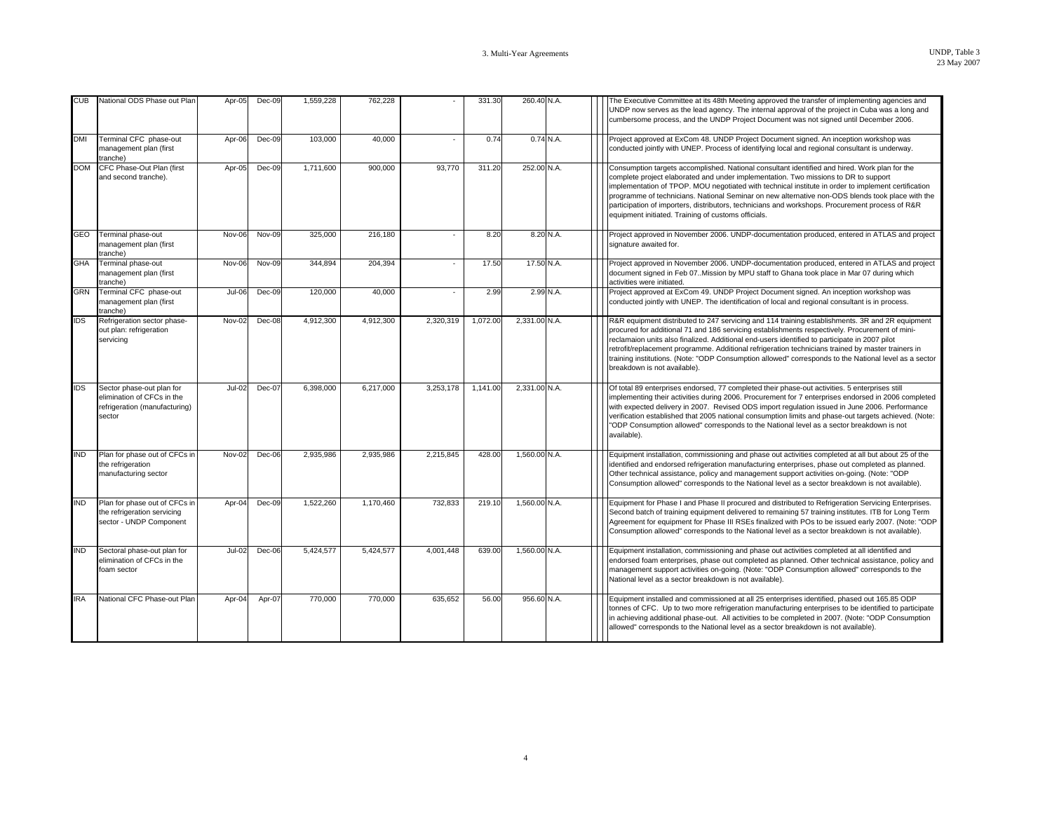| | | | | | | | | | | | | | | |
|---|---|---|---|---|---|---|---|---|---|---|---|---|---|---|
| CUB | National ODS Phase out Plan | Apr-05 | Dec-09 | 1,559,228 | 762,228 | - | 331.30 | 260.40 | N.A. | | | | | The Executive Committee at its 48th Meeting approved the transfer of implementing agencies and UNDP now serves as the lead agency. The internal approval of the project in Cuba was a long and cumbersome process, and the UNDP Project Document was not signed until December 2006. |
| DMI | Terminal CFC phase-out management plan (first tranche) | Apr-06 | Dec-09 | 103,000 | 40,000 | - | 0.74 | 0.74 | N.A. | | | | | Project approved at ExCom 48. UNDP Project Document signed. An inception workshop was conducted jointly with UNEP. Process of identifying local and regional consultant is underway. |
| DOM | CFC Phase-Out Plan (first and second tranche). | Apr-05 | Dec-09 | 1,711,600 | 900,000 | 93,770 | 311.20 | 252.00 | N.A. | | | | | Consumption targets accomplished. National consultant identified and hired. Work plan for the complete project elaborated and under implementation. Two missions to DR to support implementation of TPOP. MOU negotiated with technical institute in order to implement certification programme of technicians. National Seminar on new alternative non-ODS blends took place with the participation of importers, distributors, technicians and workshops. Procurement process of R&R equipment initiated. Training of customs officials. |
| GEO | Terminal phase-out management plan (first tranche) | Nov-06 | Nov-09 | 325,000 | 216,180 | - | 8.20 | 8.20 | N.A. | | | | | Project approved in November 2006. UNDP-documentation produced, entered in ATLAS and project signature awaited for. |
| GHA | Terminal phase-out management plan (first tranche) | Nov-06 | Nov-09 | 344,894 | 204,394 | - | 17.50 | 17.50 | N.A. | | | | | Project approved in November 2006. UNDP-documentation produced, entered in ATLAS and project document signed in Feb 07..Mission by MPU staff to Ghana took place in Mar 07 during which activities were initiated. |
| GRN | Terminal CFC phase-out management plan (first tranche) | Jul-06 | Dec-09 | 120,000 | 40,000 | - | 2.99 | 2.99 | N.A. | | | | | Project approved at ExCom 49. UNDP Project Document signed. An inception workshop was conducted jointly with UNEP. The identification of local and regional consultant is in process. |
| IDS | Refrigeration sector phase-out plan: refrigeration servicing | Nov-02 | Dec-08 | 4,912,300 | 4,912,300 | 2,320,319 | 1,072.00 | 2,331.00 | N.A. | | | | | R&R equipment distributed to 247 servicing and 114 training establishments. 3R and 2R equipment procured for additional 71 and 186 servicing establishments respectively. Procurement of mini-reclamaion units also finalized. Additional end-users identified to participate in 2007 pilot retrofit/replacement programme. Additional refrigeration technicians trained by master trainers in training institutions. (Note: "ODP Consumption allowed" corresponds to the National level as a sector breakdown is not available). |
| IDS | Sector phase-out plan for elimination of CFCs in the refrigeration (manufacturing) sector | Jul-02 | Dec-07 | 6,398,000 | 6,217,000 | 3,253,178 | 1,141.00 | 2,331.00 | N.A. | | | | | Of total 89 enterprises endorsed, 77 completed their phase-out activities. 5 enterprises still implementing their activities during 2006. Procurement for 7 enterprises endorsed in 2006 completed with expected delivery in 2007. Revised ODS import regulation issued in June 2006. Performance verification established that 2005 national consumption limits and phase-out targets achieved. (Note: "ODP Consumption allowed" corresponds to the National level as a sector breakdown is not available). |
| IND | Plan for phase out of CFCs in the refrigeration manufacturing sector | Nov-02 | Dec-06 | 2,935,986 | 2,935,986 | 2,215,845 | 428.00 | 1,560.00 | N.A. | | | | | Equipment installation, commissioning and phase out activities completed at all but about 25 of the identified and endorsed refrigeration manufacturing enterprises, phase out completed as planned. Other technical assistance, policy and management support activities on-going. (Note: "ODP Consumption allowed" corresponds to the National level as a sector breakdown is not available). |
| IND | Plan for phase out of CFCs in the refrigeration servicing sector - UNDP Component | Apr-04 | Dec-09 | 1,522,260 | 1,170,460 | 732,833 | 219.10 | 1,560.00 | N.A. | | | | | Equipment for Phase I and Phase II procured and distributed to Refrigeration Servicing Enterprises. Second batch of training equipment delivered to remaining 57 training institutes. ITB for Long Term Agreement for equipment for Phase III RSEs finalized with POs to be issued early 2007. (Note: "ODP Consumption allowed" corresponds to the National level as a sector breakdown is not available). |
| IND | Sectoral phase-out plan for elimination of CFCs in the foam sector | Jul-02 | Dec-06 | 5,424,577 | 5,424,577 | 4,001,448 | 639.00 | 1,560.00 | N.A. | | | | | Equipment installation, commissioning and phase out activities completed at all identified and endorsed foam enterprises, phase out completed as planned. Other technical assistance, policy and management support activities on-going. (Note: "ODP Consumption allowed" corresponds to the National level as a sector breakdown is not available). |
| IRA | National CFC Phase-out Plan | Apr-04 | Apr-07 | 770,000 | 770,000 | 635,652 | 56.00 | 956.60 | N.A. | | | | | Equipment installed and commissioned at all 25 enterprises identified, phased out 165.85 ODP tonnes of CFC. Up to two more refrigeration manufacturing enterprises to be identified to participate in achieving additional phase-out. All activities to be completed in 2007. (Note: "ODP Consumption allowed" corresponds to the National level as a sector breakdown is not available). |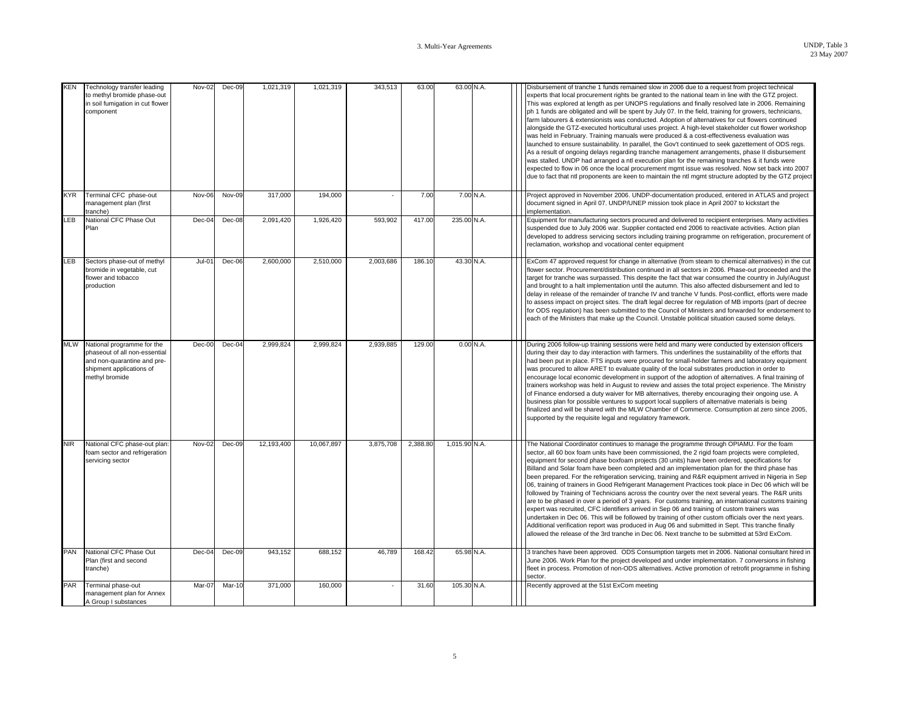| | | | | | | | | | | | | | |
|---|---|---|---|---|---|---|---|---|---|---|---|---|---|
| KEN | Technology transfer leading to methyl bromide phase-out in soil fumigation in cut flower component | Nov-02 | Dec-09 | 1,021,319 | 1,021,319 | 343,513 | 63.00 | 63.00 | N.A. | | | | Disbursement of tranche 1 funds remained slow in 2006 due to a request from project technical experts that local procurement rights be granted to the national team in line with the GTZ project. This was explored at length as per UNOPS regulations and finally resolved late in 2006. Remaining ph 1 funds are obligated and will be spent by July 07. In the field, training for growers, technicians, farm labourers & extensionists was conducted. Adoption of alternatives for cut flowers continued alongside the GTZ-executed horticultural uses project. A high-level stakeholder cut flower workshop was held in February. Training manuals were produced & a cost-effectiveness evaluation was launched to ensure sustainability. In parallel, the Gov't continued to seek gazettement of ODS regs. As a result of ongoing delays regarding tranche management arrangements, phase II disbursement was stalled. UNDP had arranged a ntl execution plan for the remaining tranches & it funds were expected to flow in 06 once the local procurement mgmt issue was resolved. Now set back into 2007 due to fact that ntl proponents are keen to maintain the ntl mgmt structure adopted by the GTZ project |
| KYR | Terminal CFC phase-out management plan (first tranche) | Nov-06 | Nov-09 | 317,000 | 194,000 | - | 7.00 | 7.00 | N.A. | | | | Project approved in November 2006. UNDP-documentation produced, entered in ATLAS and project document signed in April 07. UNDP/UNEP mission took place in April 2007 to kickstart the implementation. |
| LEB | National CFC Phase Out Plan | Dec-04 | Dec-08 | 2,091,420 | 1,926,420 | 593,902 | 417.00 | 235.00 | N.A. | | | | Equipment for manufacturing sectors procured and delivered to recipient enterprises. Many activities suspended due to July 2006 war. Supplier contacted end 2006 to reactivate activities. Action plan developed to address servicing sectors including training programme on refrigeration, procurement of reclamation, workshop and vocational center equipment |
| LEB | Sectors phase-out of methyl bromide in vegetable, cut flower and tobacco production | Jul-01 | Dec-06 | 2,600,000 | 2,510,000 | 2,003,686 | 186.10 | 43.30 | N.A. | | | | ExCom 47 approved request for change in alternative (from steam to chemical alternatives) in the cut flower sector. Procurement/distribution continued in all sectors in 2006. Phase-out proceeded and the target for tranche was surpassed. This despite the fact that war consumed the country in July/August and brought to a halt implementation until the autumn. This also affected disbursement and led to delay in release of the remainder of tranche IV and tranche V funds. Post-conflict, efforts were made to assess impact on project sites. The draft legal decree for regulation of MB imports (part of decree for ODS regulation) has been submitted to the Council of Ministers and forwarded for endorsement to each of the Ministers that make up the Council. Unstable political situation caused some delays. |
| MLW | National programme for the phaseout of all non-essential and non-quarantine and pre-shipment applications of methyl bromide | Dec-00 | Dec-04 | 2,999,824 | 2,999,824 | 2,939,885 | 129.00 | 0.00 | N.A. | | | | During 2006 follow-up training sessions were held and many were conducted by extension officers during their day to day interaction with farmers. This underlines the sustainability of the efforts that had been put in place. FTS inputs were procured for small-holder farmers and laboratory equipment was procured to allow ARET to evaluate quality of the local substrates production in order to encourage local economic development in support of the adoption of alternatives. A final training of trainers workshop was held in August to review and asses the total project experience. The Ministry of Finance endorsed a duty waiver for MB alternatives, thereby encouraging their ongoing use. A business plan for possible ventures to support local suppliers of alternative materials is being finalized and will be shared with the MLW Chamber of Commerce. Consumption at zero since 2005, supported by the requisite legal and regulatory framework. |
| NIR | National CFC phase-out plan: foam sector and refrigeration servicing sector | Nov-02 | Dec-09 | 12,193,400 | 10,067,897 | 3,875,708 | 2,388.80 | 1,015.90 | N.A. | | | | The National Coordinator continues to manage the programme through OPIAMU. For the foam sector, all 60 box foam units have been commissioned, the 2 rigid foam projects were completed, equipment for second phase boxfoam projects (30 units) have been ordered, specifications for Billand and Solar foam have been completed and an implementation plan for the third phase has been prepared. For the refrigeration servicing, training and R&R equipment arrived in Nigeria in Sep 06, training of trainers in Good Refrigerant Management Practices took place in Dec 06 which will be followed by Training of Technicians across the country over the next several years. The R&R units are to be phased in over a period of 3 years. For customs training, an international customs training expert was recruited, CFC identifiers arrived in Sep 06 and training of custom trainers was undertaken in Dec 06. This will be followed by training of other custom officials over the next years. Additional verification report was produced in Aug 06 and submitted in Sept. This tranche finally allowed the release of the 3rd tranche in Dec 06. Next tranche to be submitted at 53rd ExCom. |
| PAN | National CFC Phase Out Plan (first and second tranche) | Dec-04 | Dec-09 | 943,152 | 688,152 | 46,789 | 168.42 | 65.98 | N.A. | | | | 3 tranches have been approved. ODS Consumption targets met in 2006. National consultant hired in June 2006. Work Plan for the project developed and under implementation. 7 conversions in fishing fleet in process. Promotion of non-ODS alternatives. Active promotion of retrofit programme in fishing sector. |
| PAR | Terminal phase-out management plan for Annex A Group I substances | Mar-07 | Mar-10 | 371,000 | 160,000 | - | 31.60 | 105.30 | N.A. | | | | Recently approved at the 51st ExCom meeting |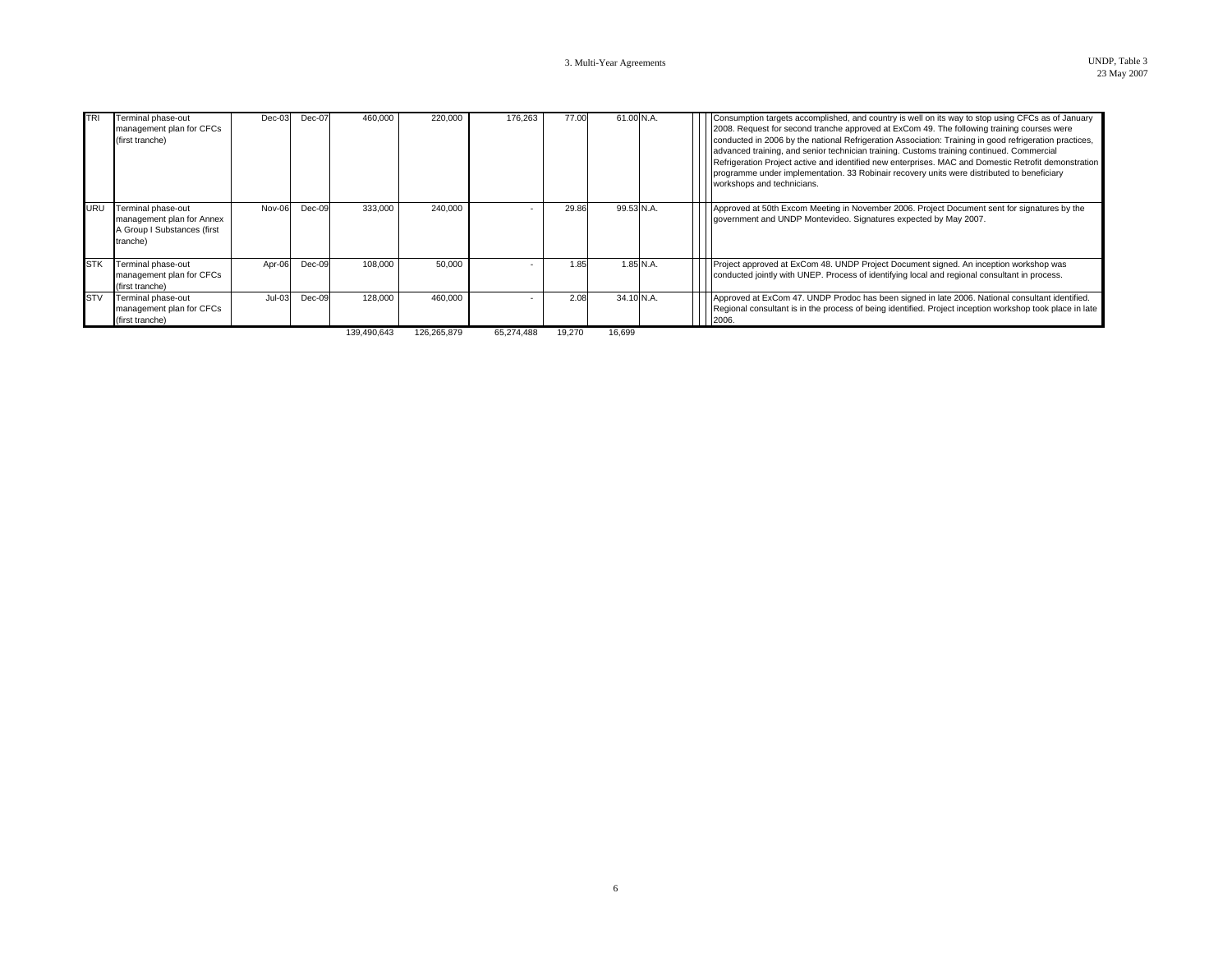| | | | | | | | | | | | | | |
|---|---|---|---|---|---|---|---|---|---|---|---|---|---|
| TRI | Terminal phase-out management plan for CFCs (first tranche) | Dec-03 | Dec-07 | 460,000 | 220,000 | 176,263 | 77.00 | 61.00 | N.A. | | | | Consumption targets accomplished, and country is well on its way to stop using CFCs as of January 2008. Request for second tranche approved at ExCom 49. The following training courses were conducted in 2006 by the national Refrigeration Association: Training in good refrigeration practices, advanced training, and senior technician training. Customs training continued. Commercial Refrigeration Project active and identified new enterprises. MAC and Domestic Retrofit demonstration programme under implementation. 33 Robinair recovery units were distributed to beneficiary workshops and technicians. |
| URU | Terminal phase-out management plan for Annex A Group I Substances (first tranche) | Nov-06 | Dec-09 | 333,000 | 240,000 | - | 29.86 | 99.53 | N.A. | | | | Approved at 50th Excom Meeting in November 2006. Project Document sent for signatures by the government and UNDP Montevideo. Signatures expected by May 2007. |
| STK | Terminal phase-out management plan for CFCs (first tranche) | Apr-06 | Dec-09 | 108,000 | 50,000 | - | 1.85 | 1.85 | N.A. | | | | Project approved at ExCom 48. UNDP Project Document signed. An inception workshop was conducted jointly with UNEP. Process of identifying local and regional consultant in process. |
| STV | Terminal phase-out management plan for CFCs (first tranche) | Jul-03 | Dec-09 | 128,000 | 460,000 | - | 2.08 | 34.10 | N.A. | | | | Approved at ExCom 47. UNDP Prodoc has been signed in late 2006. National consultant identified. Regional consultant is in the process of being identified. Project inception workshop took place in late 2006. |
| | | | | 139,490,643 | 126,265,879 | 65,274,488 | 19,270 | 16,699 | | | | | |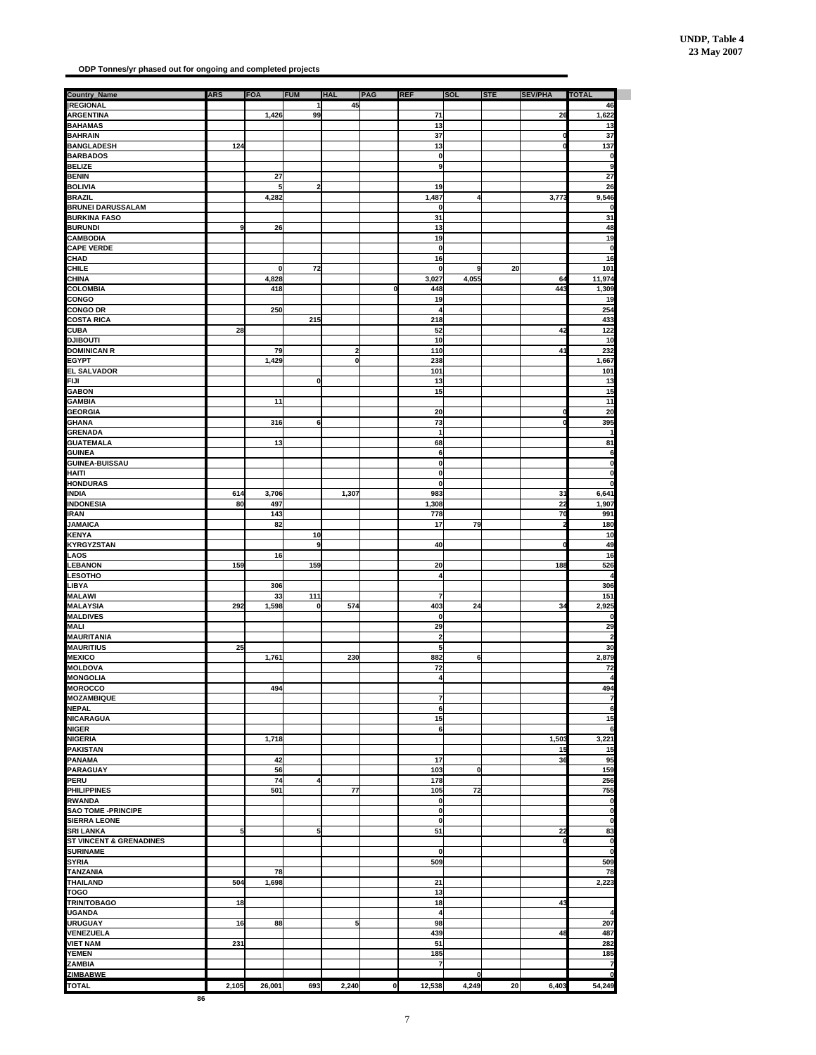**UNDP, Table 4**
**23 May 2007**

**ODP Tonnes/yr phased out for ongoing and completed projects**

| Country_Name | ARS | FOA | FUM | HAL | PAG | REF | SOL | STE | SEV/PHA | TOTAL |
|---|---|---|---|---|---|---|---|---|---|---|
| REGIONAL | | | 1 | 45 | | | | | | 46 |
| ARGENTINA | | 1,426 | 99 | | | 71 | | | 26 | 1,622 |
| BAHAMAS | | | | | | 13 | | | | 13 |
| BAHRAIN | | | | | | 37 | | | 0 | 37 |
| BANGLADESH | 124 | | | | | 13 | | | 0 | 137 |
| BARBADOS | | | | | | 0 | | | | 0 |
| BELIZE | | | | | | 9 | | | | 9 |
| BENIN | | 27 | | | | | | | | 27 |
| BOLIVIA | | 5 | 2 | | | 19 | | | | 26 |
| BRAZIL | | 4,282 | | | | 1,487 | 4 | | 3,773 | 9,546 |
| BRUNEI DARUSSALAM | | | | | | 0 | | | | 0 |
| BURKINA FASO | | | | | | 31 | | | | 31 |
| BURUNDI | 9 | 26 | | | | 13 | | | | 48 |
| CAMBODIA | | | | | | 19 | | | | 19 |
| CAPE VERDE | | | | | | 0 | | | | 0 |
| CHAD | | | | | | 16 | | | | 16 |
| CHILE | | 0 | 72 | | | 0 | 9 | 20 | | 101 |
| CHINA | | 4,828 | | | | 3,027 | 4,055 | | 64 | 11,974 |
| COLOMBIA | | 418 | | | 0 | 448 | | | 443 | 1,309 |
| CONGO | | | | | | 19 | | | | 19 |
| CONGO DR | | 250 | | | | 4 | | | | 254 |
| COSTA RICA | | | 215 | | | 218 | | | | 433 |
| CUBA | 28 | | | | | 52 | | | 42 | 122 |
| DJIBOUTI | | | | | | 10 | | | | 10 |
| DOMINICAN R | | 79 | | 2 | | 110 | | | 41 | 232 |
| EGYPT | | 1,429 | | 0 | | 238 | | | | 1,667 |
| EL SALVADOR | | | | | | 101 | | | | 101 |
| FIJI | | | 0 | | | 13 | | | | 13 |
| GABON | | | | | | 15 | | | | 15 |
| GAMBIA | | 11 | | | | | | | | 11 |
| GEORGIA | | | | | | 20 | | | 0 | 20 |
| GHANA | | 316 | 6 | | | 73 | | | 0 | 395 |
| GRENADA | | | | | | 1 | | | | 1 |
| GUATEMALA | | 13 | | | | 68 | | | | 81 |
| GUINEA | | | | | | 6 | | | | 6 |
| GUINEA-BUISSAU | | | | | | 0 | | | | 0 |
| HAITI | | | | | | 0 | | | | 0 |
| HONDURAS | | | | | | 0 | | | | 0 |
| INDIA | 614 | 3,706 | | 1,307 | | 983 | | | 31 | 6,641 |
| INDONESIA | 80 | 497 | | | | 1,308 | | | 22 | 1,907 |
| IRAN | | 143 | | | | 778 | | | 70 | 991 |
| JAMAICA | | 82 | | | | 17 | 79 | | 2 | 180 |
| KENYA | | | 10 | | | | | | | 10 |
| KYRGYZSTAN | | | 9 | | | 40 | | | 0 | 49 |
| LAOS | | 16 | | | | | | | | 16 |
| LEBANON | 159 | | 159 | | | 20 | | | 188 | 526 |
| LESOTHO | | | | | | 4 | | | | 4 |
| LIBYA | | 306 | | | | | | | | 306 |
| MALAWI | | 33 | 111 | | | 7 | | | | 151 |
| MALAYSIA | 292 | 1,598 | 0 | 574 | | 403 | 24 | | 34 | 2,925 |
| MALDIVES | | | | | | 0 | | | | 0 |
| MALI | | | | | | 29 | | | | 29 |
| MAURITANIA | | | | | | 2 | | | | 2 |
| MAURITIUS | 25 | | | | | 5 | | | | 30 |
| MEXICO | | 1,761 | | 230 | | 882 | 6 | | | 2,879 |
| MOLDOVA | | | | | | 72 | | | | 72 |
| MONGOLIA | | | | | | 4 | | | | 4 |
| MOROCCO | | 494 | | | | | | | | 494 |
| MOZAMBIQUE | | | | | | 7 | | | | 7 |
| NEPAL | | | | | | 6 | | | | 6 |
| NICARAGUA | | | | | | 15 | | | | 15 |
| NIGER | | | | | | 6 | | | | 6 |
| NIGERIA | | 1,718 | | | | | | | 1,503 | 3,221 |
| PAKISTAN | | | | | | | | | 15 | 15 |
| PANAMA | | 42 | | | | 17 | | | 36 | 95 |
| PARAGUAY | | 56 | | | | 103 | 0 | | | 159 |
| PERU | | 74 | 4 | | | 178 | | | | 256 |
| PHILIPPINES | | 501 | | 77 | | 105 | 72 | | | 755 |
| RWANDA | | | | | | 0 | | | | 0 |
| SAO TOME -PRINCIPE | | | | | | 0 | | | | 0 |
| SIERRA LEONE | | | | | | 0 | | | | 0 |
| SRI LANKA | 5 | | 5 | | | 51 | | | 22 | 83 |
| ST VINCENT & GRENADINES | | | | | | | | | 0 | 0 |
| SURINAME | | | | | | 0 | | | | 0 |
| SYRIA | | | | | | 509 | | | | 509 |
| TANZANIA | | 78 | | | | | | | | 78 |
| THAILAND | 504 | 1,698 | | | | 21 | | | | 2,223 |
| TOGO | | | | | | 13 | | | | |
| TRIN/TOBAGO | 18 | | | | | 18 | | | 43 | |
| UGANDA | | | | | | 4 | | | | 4 |
| URUGUAY | 16 | 88 | | 5 | | 98 | | | | 207 |
| VENEZUELA | | | | | | 439 | | | 48 | 487 |
| VIET NAM | 231 | | | | | 51 | | | | 282 |
| YEMEN | | | | | | 185 | | | | 185 |
| ZAMBIA | | | | | | 7 | | | | 7 |
| ZIMBABWE | | | | | | | 0 | | | 0 |
| TOTAL | 2,105 | 26,001 | 693 | 2,240 | 0 | 12,538 | 4,249 | 20 | 6,403 | 54,249 |

86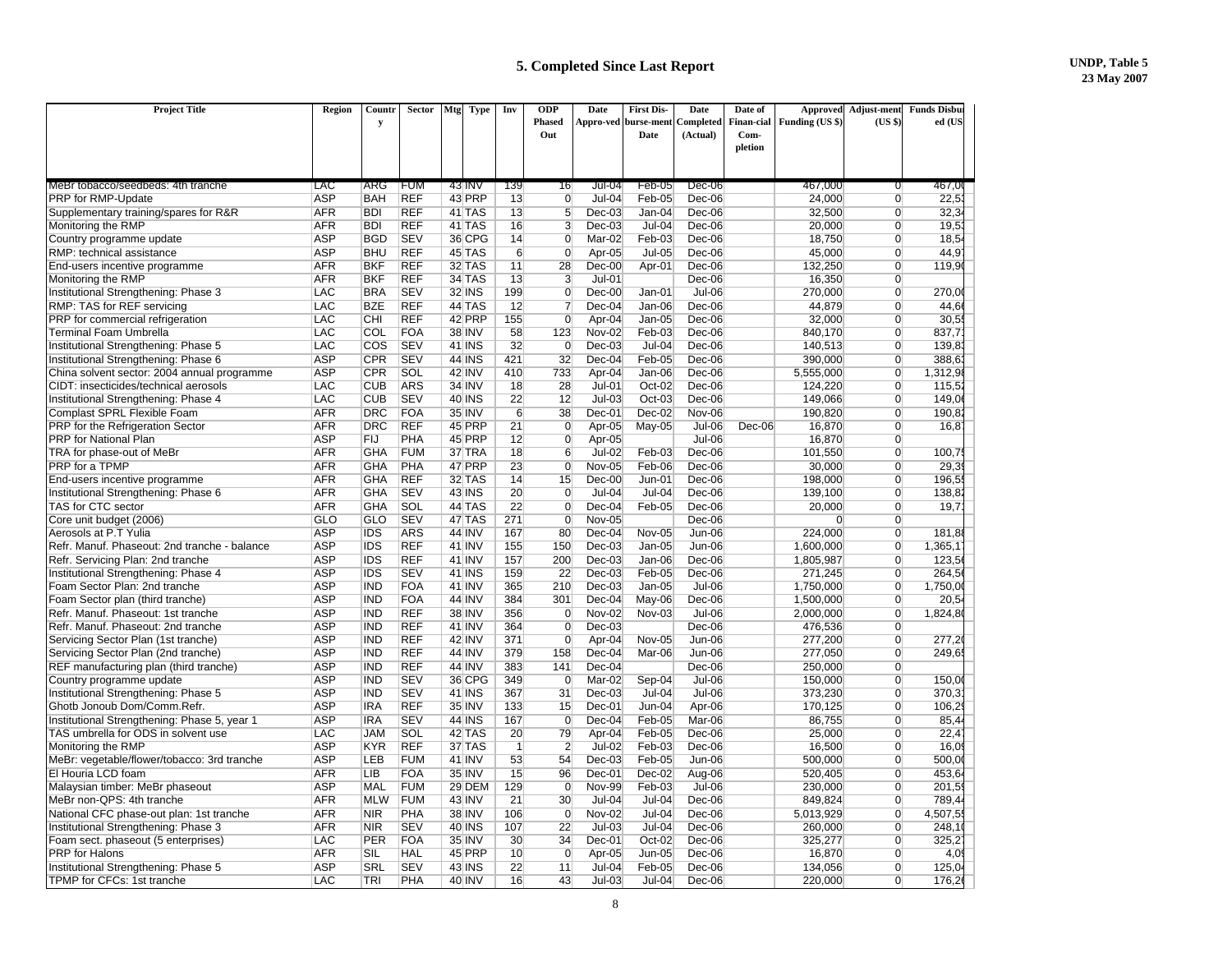# 5. Completed Since Last Report

UNDP, Table 5
23 May 2007

| Project Title | Region | Country | Sector | Mtg | Type | Inv | ODP Phased Out | Date Appro-ved | First Dis-burse-ment Date | Date Completed (Actual) | Date of Finan-cial Com-pletion | Approved Funding (US $) | Adjust-ment (US $) | Funds Disbursed (US |
|---|---|---|---|---|---|---|---|---|---|---|---|---|---|---|
| MeBr tobacco/seedbeds: 4th tranche | LAC | ARG | FUM | 43 | INV | 139 | 16 | Jul-04 | Feb-05 | Dec-06 | | 467,000 | 0 | 467,00 |
| PRP for RMP-Update | ASP | BAH | REF | 43 | PRP | 13 | 0 | Jul-04 | Feb-05 | Dec-06 | | 24,000 | 0 | 22,5 |
| Supplementary training/spares for R&R | AFR | BDI | REF | 41 | TAS | 13 | 5 | Dec-03 | Jan-04 | Dec-06 | | 32,500 | 0 | 32,3 |
| Monitoring the RMP | AFR | BDI | REF | 41 | TAS | 16 | 3 | Dec-03 | Jul-04 | Dec-06 | | 20,000 | 0 | 19,5 |
| Country programme update | ASP | BGD | SEV | 36 | CPG | 14 | 0 | Mar-02 | Feb-03 | Dec-06 | | 18,750 | 0 | 18,5 |
| RMP: technical assistance | ASP | BHU | REF | 45 | TAS | 6 | 0 | Apr-05 | Jul-05 | Dec-06 | | 45,000 | 0 | 44,9 |
| End-users incentive programme | AFR | BKF | REF | 32 | TAS | 11 | 28 | Dec-00 | Apr-01 | Dec-06 | | 132,250 | 0 | 119,9 |
| Monitoring the RMP | AFR | BKF | REF | 34 | TAS | 13 | 3 | Jul-01 | | Dec-06 | | 16,350 | 0 | |
| Institutional Strengthening: Phase 3 | LAC | BRA | SEV | 32 | INS | 199 | 0 | Dec-00 | Jan-01 | Jul-06 | | 270,000 | 0 | 270,0 |
| RMP: TAS for REF servicing | LAC | BZE | REF | 44 | TAS | 12 | 7 | Dec-04 | Jan-06 | Dec-06 | | 44,879 | 0 | 44,6 |
| PRP for commercial refrigeration | LAC | CHI | REF | 42 | PRP | 155 | 0 | Apr-04 | Jan-05 | Dec-06 | | 32,000 | 0 | 30,5 |
| Terminal Foam Umbrella | LAC | COL | FOA | 38 | INV | 58 | 123 | Nov-02 | Feb-03 | Dec-06 | | 840,170 | 0 | 837,7 |
| Institutional Strengthening: Phase 5 | LAC | COS | SEV | 41 | INS | 32 | 0 | Dec-03 | Jul-04 | Dec-06 | | 140,513 | 0 | 139,8 |
| Institutional Strengthening: Phase 6 | ASP | CPR | SEV | 44 | INS | 421 | 32 | Dec-04 | Feb-05 | Dec-06 | | 390,000 | 0 | 388,6 |
| China solvent sector: 2004 annual programme | ASP | CPR | SOL | 42 | INV | 410 | 733 | Apr-04 | Jan-06 | Dec-06 | | 5,555,000 | 0 | 1,312,9 |
| CIDT: insecticides/technical aerosols | LAC | CUB | ARS | 34 | INV | 18 | 28 | Jul-01 | Oct-02 | Dec-06 | | 124,220 | 0 | 115,5 |
| Institutional Strengthening: Phase 4 | LAC | CUB | SEV | 40 | INS | 22 | 12 | Jul-03 | Oct-03 | Dec-06 | | 149,066 | 0 | 149,0 |
| Complast SPRL Flexible Foam | AFR | DRC | FOA | 35 | INV | 6 | 38 | Dec-01 | Dec-02 | Nov-06 | | 190,820 | 0 | 190,8 |
| PRP for the Refrigeration Sector | AFR | DRC | REF | 45 | PRP | 21 | 0 | Apr-05 | May-05 | Jul-06 | Dec-06 | 16,870 | 0 | 16,8 |
| PRP for National Plan | ASP | FIJ | PHA | 45 | PRP | 12 | 0 | Apr-05 | | Jul-06 | | 16,870 | 0 | |
| TRA for phase-out of MeBr | AFR | GHA | FUM | 37 | TRA | 18 | 6 | Jul-02 | Feb-03 | Dec-06 | | 101,550 | 0 | 100,7 |
| PRP for a TPMP | AFR | GHA | PHA | 47 | PRP | 23 | 0 | Nov-05 | Feb-06 | Dec-06 | | 30,000 | 0 | 29,3 |
| End-users incentive programme | AFR | GHA | REF | 32 | TAS | 14 | 15 | Dec-00 | Jun-01 | Dec-06 | | 198,000 | 0 | 196,5 |
| Institutional Strengthening: Phase 6 | AFR | GHA | SEV | 43 | INS | 20 | 0 | Jul-04 | Jul-04 | Dec-06 | | 139,100 | 0 | 138,8 |
| TAS for CTC sector | AFR | GHA | SOL | 44 | TAS | 22 | 0 | Dec-04 | Feb-05 | Dec-06 | | 20,000 | 0 | 19,7 |
| Core unit budget (2006) | GLO | GLO | SEV | 47 | TAS | 271 | 0 | Nov-05 | | Dec-06 | | 0 | 0 | |
| Aerosols at P.T Yulia | ASP | IDS | ARS | 44 | INV | 167 | 80 | Dec-04 | Nov-05 | Jun-06 | | 224,000 | 0 | 181,8 |
| Refr. Manuf. Phaseout: 2nd tranche - balance | ASP | IDS | REF | 41 | INV | 155 | 150 | Dec-03 | Jan-05 | Jun-06 | | 1,600,000 | 0 | 1,365,1 |
| Refr. Servicing Plan: 2nd tranche | ASP | IDS | REF | 41 | INV | 157 | 200 | Dec-03 | Jan-06 | Dec-06 | | 1,805,987 | 0 | 123,5 |
| Institutional Strengthening: Phase 4 | ASP | IDS | SEV | 41 | INS | 159 | 22 | Dec-03 | Feb-05 | Dec-06 | | 271,245 | 0 | 264,5 |
| Foam Sector Plan: 2nd tranche | ASP | IND | FOA | 41 | INV | 365 | 210 | Dec-03 | Jan-05 | Jul-06 | | 1,750,000 | 0 | 1,750,0 |
| Foam Sector plan (third tranche) | ASP | IND | FOA | 44 | INV | 384 | 301 | Dec-04 | May-06 | Dec-06 | | 1,500,000 | 0 | 20,5 |
| Refr. Manuf. Phaseout: 1st tranche | ASP | IND | REF | 38 | INV | 356 | 0 | Nov-02 | Nov-03 | Jul-06 | | 2,000,000 | 0 | 1,824,8 |
| Refr. Manuf. Phaseout: 2nd tranche | ASP | IND | REF | 41 | INV | 364 | 0 | Dec-03 | | Dec-06 | | 476,536 | 0 | |
| Servicing Sector Plan (1st tranche) | ASP | IND | REF | 42 | INV | 371 | 0 | Apr-04 | Nov-05 | Jun-06 | | 277,200 | 0 | 277,2 |
| Servicing Sector Plan (2nd tranche) | ASP | IND | REF | 44 | INV | 379 | 158 | Dec-04 | Mar-06 | Jun-06 | | 277,050 | 0 | 249,6 |
| REF manufacturing plan (third tranche) | ASP | IND | REF | 44 | INV | 383 | 141 | Dec-04 | | Dec-06 | | 250,000 | 0 | |
| Country programme update | ASP | IND | SEV | 36 | CPG | 349 | 0 | Mar-02 | Sep-04 | Jul-06 | | 150,000 | 0 | 150,0 |
| Institutional Strengthening: Phase 5 | ASP | IND | SEV | 41 | INS | 367 | 31 | Dec-03 | Jul-04 | Jul-06 | | 373,230 | 0 | 370,3 |
| Ghotb Jonoub Dom/Comm.Refr. | ASP | IRA | REF | 35 | INV | 133 | 15 | Dec-01 | Jun-04 | Apr-06 | | 170,125 | 0 | 106,2 |
| Institutional Strengthening: Phase 5, year 1 | ASP | IRA | SEV | 44 | INS | 167 | 0 | Dec-04 | Feb-05 | Mar-06 | | 86,755 | 0 | 85,4 |
| TAS umbrella for ODS in solvent use | LAC | JAM | SOL | 42 | TAS | 20 | 79 | Apr-04 | Feb-05 | Dec-06 | | 25,000 | 0 | 22,4 |
| Monitoring the RMP | ASP | KYR | REF | 37 | TAS | 1 | 2 | Jul-02 | Feb-03 | Dec-06 | | 16,500 | 0 | 16,0 |
| MeBr: vegetable/flower/tobacco: 3rd tranche | ASP | LEB | FUM | 41 | INV | 53 | 54 | Dec-03 | Feb-05 | Jun-06 | | 500,000 | 0 | 500,0 |
| El Houria LCD foam | AFR | LIB | FOA | 35 | INV | 15 | 96 | Dec-01 | Dec-02 | Aug-06 | | 520,405 | 0 | 453,6 |
| Malaysian timber: MeBr phaseout | ASP | MAL | FUM | 29 | DEM | 129 | 0 | Nov-99 | Feb-03 | Jul-06 | | 230,000 | 0 | 201,5 |
| MeBr non-QPS: 4th tranche | AFR | MLW | FUM | 43 | INV | 21 | 30 | Jul-04 | Jul-04 | Dec-06 | | 849,824 | 0 | 789,4 |
| National CFC phase-out plan: 1st tranche | AFR | NIR | PHA | 38 | INV | 106 | 0 | Nov-02 | Jul-04 | Dec-06 | | 5,013,929 | 0 | 4,507,5 |
| Institutional Strengthening: Phase 3 | AFR | NIR | SEV | 40 | INS | 107 | 22 | Jul-03 | Jul-04 | Dec-06 | | 260,000 | 0 | 248,1 |
| Foam sect. phaseout (5 enterprises) | LAC | PER | FOA | 35 | INV | 30 | 34 | Dec-01 | Oct-02 | Dec-06 | | 325,277 | 0 | 325,2 |
| PRP for Halons | AFR | SIL | HAL | 45 | PRP | 10 | 0 | Apr-05 | Jun-05 | Dec-06 | | 16,870 | 0 | 4,0 |
| Institutional Strengthening: Phase 5 | ASP | SRL | SEV | 43 | INS | 22 | 11 | Jul-04 | Feb-05 | Dec-06 | | 134,056 | 0 | 125,0 |
| TPMP for CFCs: 1st tranche | LAC | TRI | PHA | 40 | INV | 16 | 43 | Jul-03 | Jul-04 | Dec-06 | | 220,000 | 0 | 176,2 |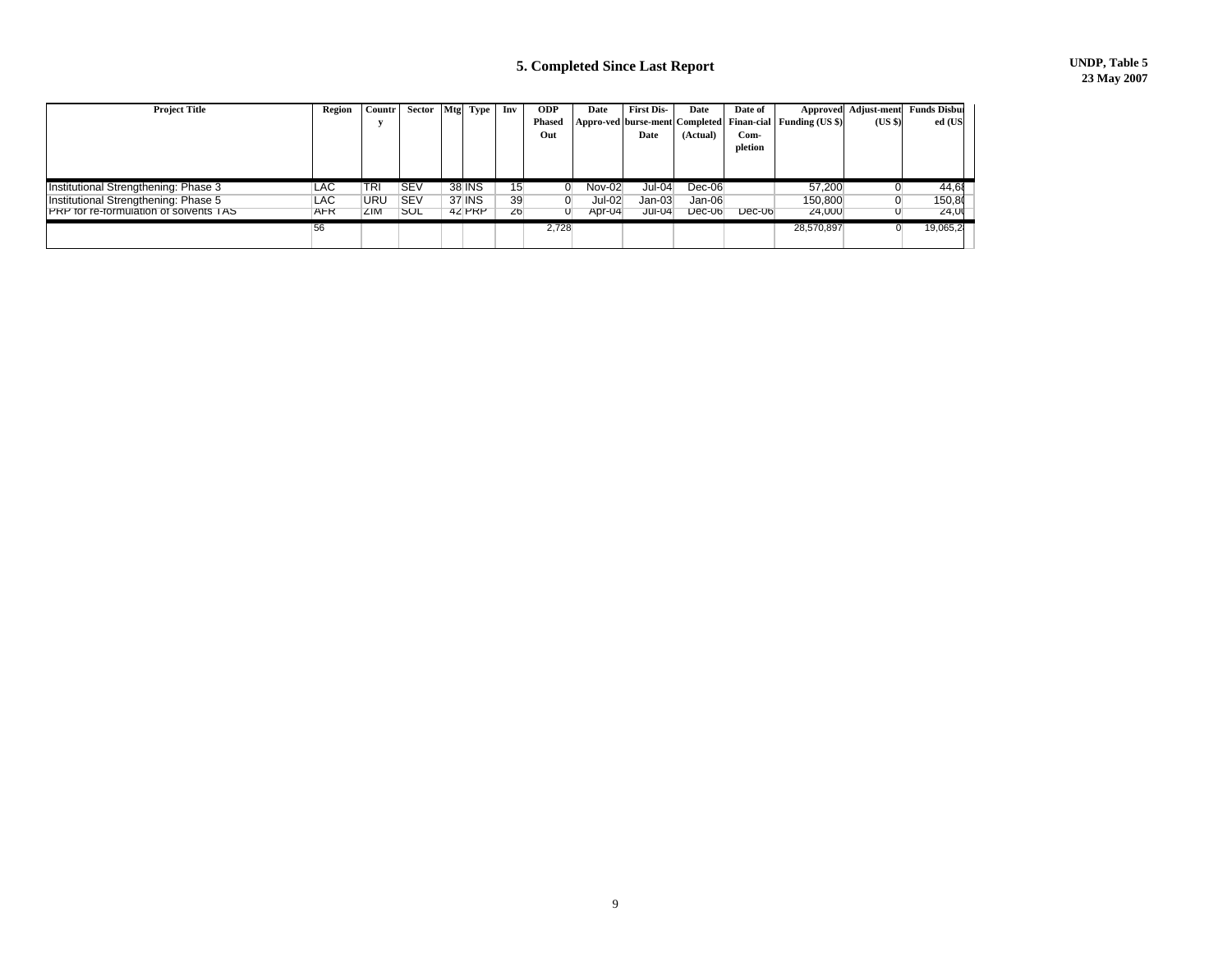# 5. Completed Since Last Report

UNDP, Table 5
23 May 2007

| Project Title | Region | Country | Sector | Mtg | Type | Inv | ODP Phased Out | Date Appro-ved | First Dis-burse-ment Date | Date Completed (Actual) | Date of Finan-cial Com-pletion | Approved Funding (US $) | Adjust-ment (US $) | Funds Disburs-ed (US |
|---|---|---|---|---|---|---|---|---|---|---|---|---|---|---|
| Institutional Strengthening: Phase 3 | LAC | TRI | SEV | 38 | INS | 15 | 0 | Nov-02 | Jul-04 | Dec-06 | | 57,200 | 0 | 44,68 |
| Institutional Strengthening: Phase 5 | LAC | URU | SEV | 37 | INS | 39 | 0 | Jul-02 | Jan-03 | Jan-06 | | 150,800 | 0 | 150,80 |
| PRP for re-formulation of solvents TAS | AFR | ZIM | SOL | 42 | PRP | 26 | 0 | Apr-04 | Jul-04 | Dec-06 | Dec-06 | 24,000 | 0 | 24,00 |
| | 56 | | | | | | 2,728 | | | | | 28,570,897 | 0 | 19,065,2 |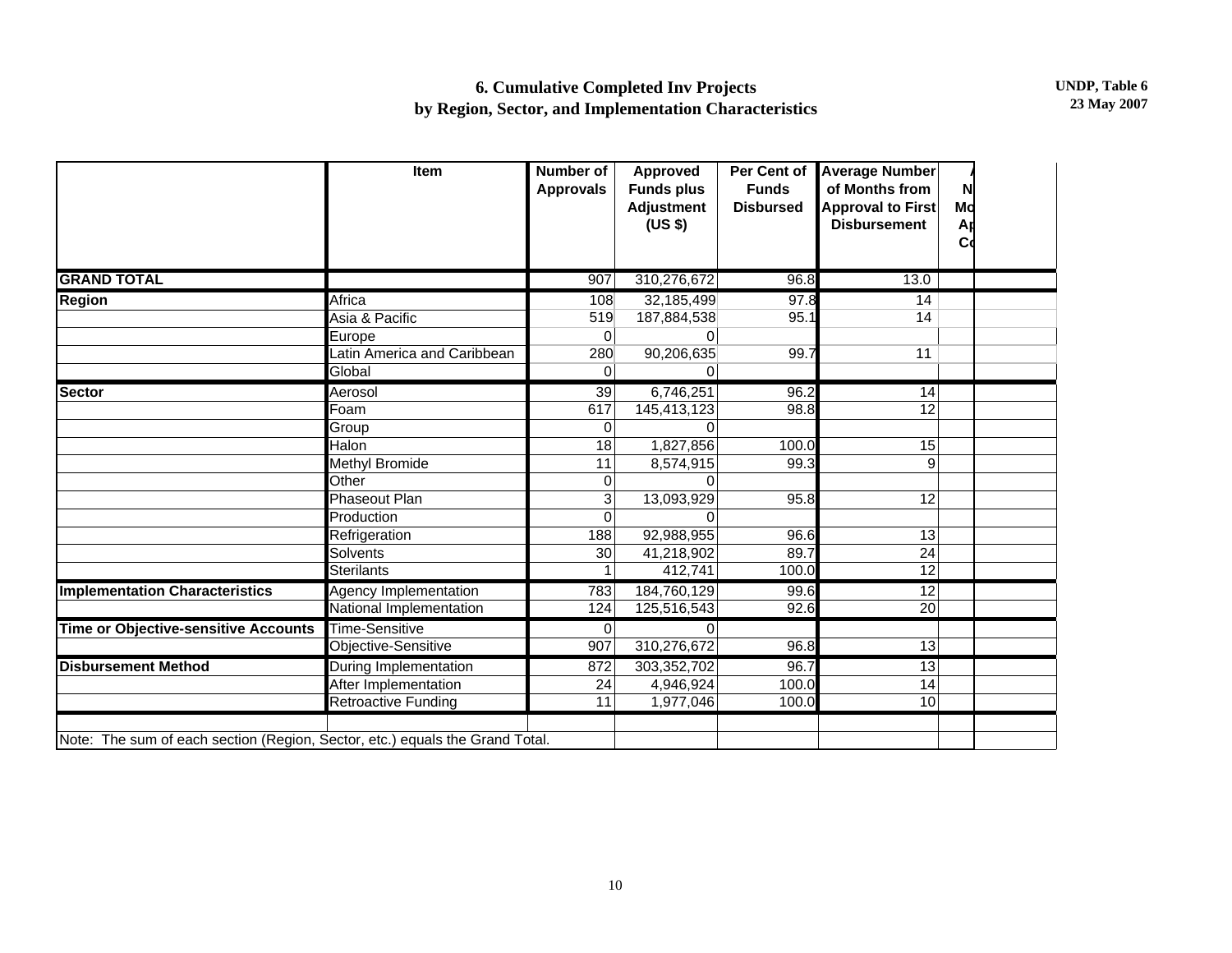# 6. Cumulative Completed Inv Projects by Region, Sector, and Implementation Characteristics

UNDP, Table 6
23 May 2007

| | Item | Number of Approvals | Approved Funds plus Adjustment (US $) | Per Cent of Funds Disbursed | Average Number of Months from Approval to First Disbursement | N Mo Ap Co | |
|---|---|---|---|---|---|---|---|
| **GRAND TOTAL** | | 907 | 310,276,672 | 96.8 | 13.0 | | |
| **Region** | Africa | 108 | 32,185,499 | 97.8 | 14 | | |
| | Asia & Pacific | 519 | 187,884,538 | 95.1 | 14 | | |
| | Europe | 0 | 0 | | | | |
| | Latin America and Caribbean | 280 | 90,206,635 | 99.7 | 11 | | |
| | Global | 0 | 0 | | | | |
| **Sector** | Aerosol | 39 | 6,746,251 | 96.2 | 14 | | |
| | Foam | 617 | 145,413,123 | 98.8 | 12 | | |
| | Group | 0 | 0 | | | | |
| | Halon | 18 | 1,827,856 | 100.0 | 15 | | |
| | Methyl Bromide | 11 | 8,574,915 | 99.3 | 9 | | |
| | Other | 0 | 0 | | | | |
| | Phaseout Plan | 3 | 13,093,929 | 95.8 | 12 | | |
| | Production | 0 | 0 | | | | |
| | Refrigeration | 188 | 92,988,955 | 96.6 | 13 | | |
| | Solvents | 30 | 41,218,902 | 89.7 | 24 | | |
| | Sterilants | 1 | 412,741 | 100.0 | 12 | | |
| **Implementation Characteristics** | Agency Implementation | 783 | 184,760,129 | 99.6 | 12 | | |
| | National Implementation | 124 | 125,516,543 | 92.6 | 20 | | |
| **Time or Objective-sensitive Accounts** | Time-Sensitive | 0 | 0 | | | | |
| | Objective-Sensitive | 907 | 310,276,672 | 96.8 | 13 | | |
| **Disbursement Method** | During Implementation | 872 | 303,352,702 | 96.7 | 13 | | |
| | After Implementation | 24 | 4,946,924 | 100.0 | 14 | | |
| | Retroactive Funding | 11 | 1,977,046 | 100.0 | 10 | | |

Note: The sum of each section (Region, Sector, etc.) equals the Grand Total.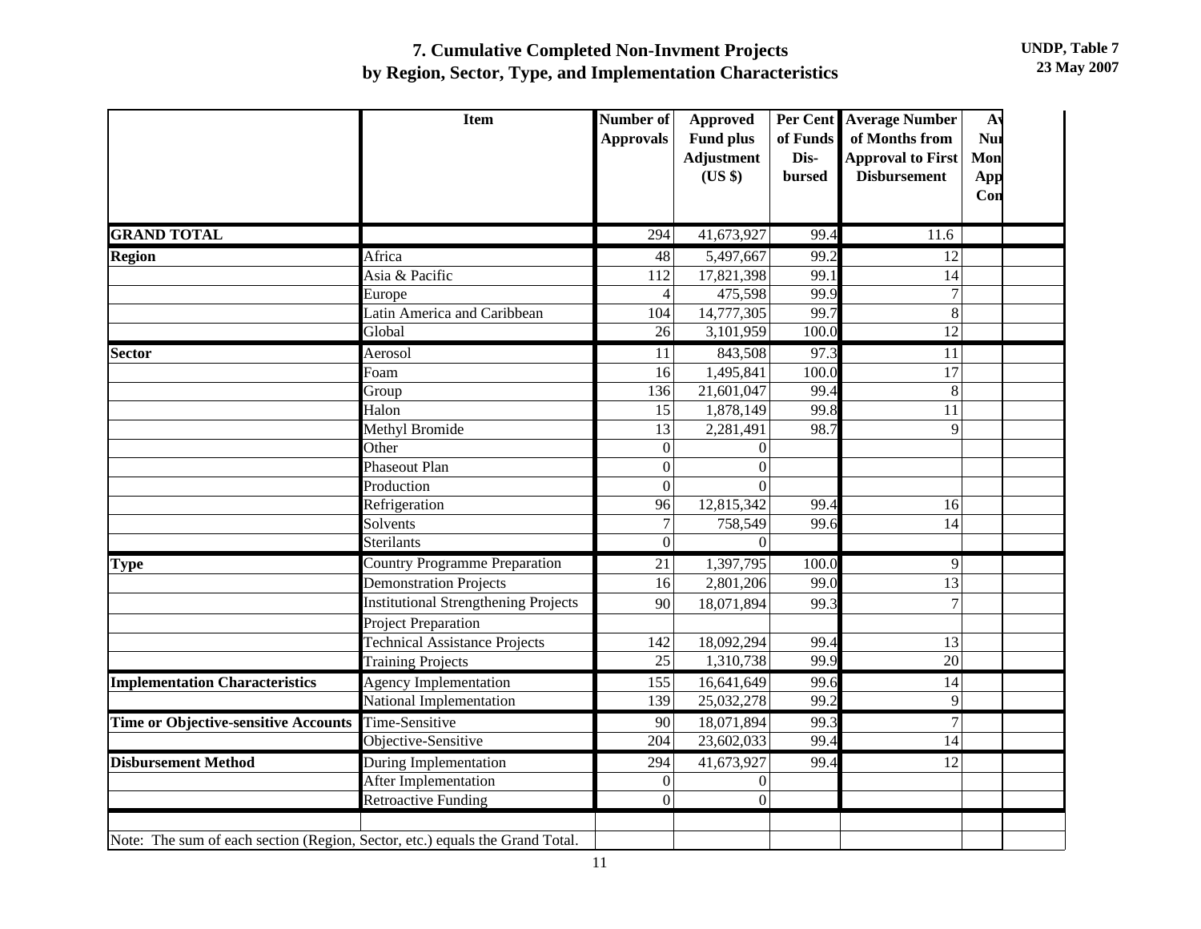# 7. Cumulative Completed Non-Invment Projects by Region, Sector, Type, and Implementation Characteristics

UNDP, Table 7
23 May 2007

| | Item | Number of Approvals | Approved Fund plus Adjustment (US $) | Per Cent of Funds Dis-bursed | Average Number of Months from Approval to First Disbursement | Av Nu Mon App Con | |
|---|---|---|---|---|---|---|---|
| **GRAND TOTAL** | | 294 | 41,673,927 | 99.4 | 11.6 | | |
| **Region** | Africa | 48 | 5,497,667 | 99.2 | 12 | | |
| | Asia & Pacific | 112 | 17,821,398 | 99.1 | 14 | | |
| | Europe | 4 | 475,598 | 99.9 | 7 | | |
| | Latin America and Caribbean | 104 | 14,777,305 | 99.7 | 8 | | |
| | Global | 26 | 3,101,959 | 100.0 | 12 | | |
| **Sector** | Aerosol | 11 | 843,508 | 97.3 | 11 | | |
| | Foam | 16 | 1,495,841 | 100.0 | 17 | | |
| | Group | 136 | 21,601,047 | 99.4 | 8 | | |
| | Halon | 15 | 1,878,149 | 99.8 | 11 | | |
| | Methyl Bromide | 13 | 2,281,491 | 98.7 | 9 | | |
| | Other | 0 | 0 | | | | |
| | Phaseout Plan | 0 | 0 | | | | |
| | Production | 0 | 0 | | | | |
| | Refrigeration | 96 | 12,815,342 | 99.4 | 16 | | |
| | Solvents | 7 | 758,549 | 99.6 | 14 | | |
| | Sterilants | 0 | 0 | | | | |
| **Type** | Country Programme Preparation | 21 | 1,397,795 | 100.0 | 9 | | |
| | Demonstration Projects | 16 | 2,801,206 | 99.0 | 13 | | |
| | Institutional Strengthening Projects | 90 | 18,071,894 | 99.3 | 7 | | |
| | Project Preparation | | | | | | |
| | Technical Assistance Projects | 142 | 18,092,294 | 99.4 | 13 | | |
| | Training Projects | 25 | 1,310,738 | 99.9 | 20 | | |
| **Implementation Characteristics** | Agency Implementation | 155 | 16,641,649 | 99.6 | 14 | | |
| | National Implementation | 139 | 25,032,278 | 99.2 | 9 | | |
| **Time or Objective-sensitive Accounts** | Time-Sensitive | 90 | 18,071,894 | 99.3 | 7 | | |
| | Objective-Sensitive | 204 | 23,602,033 | 99.4 | 14 | | |
| **Disbursement Method** | During Implementation | 294 | 41,673,927 | 99.4 | 12 | | |
| | After Implementation | 0 | 0 | | | | |
| | Retroactive Funding | 0 | 0 | | | | |

Note: The sum of each section (Region, Sector, etc.) equals the Grand Total.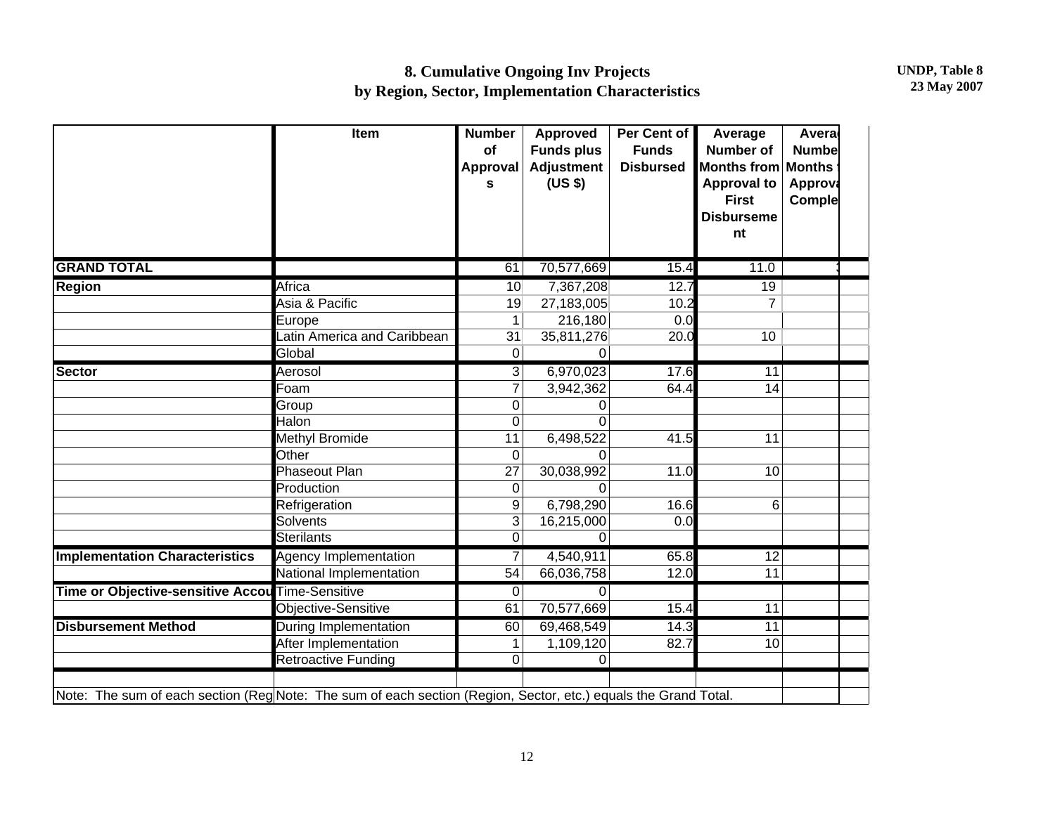**UNDP, Table 8**
**23 May 2007**

# 8. Cumulative Ongoing Inv Projects by Region, Sector, Implementation Characteristics

| | Item | Number of Approvals | Approved Funds plus Adjustment (US $) | Per Cent of Funds Disbursed | Average Number of Months from Approval to First Disbursement | Average Number of Months from Approval to Completion | |
|---|---|---|---|---|---|---|---|
| **GRAND TOTAL** | | 61 | 70,577,669 | 15.4 | 11.0 | 3 | |
| **Region** | Africa | 10 | 7,367,208 | 12.7 | 19 | | |
| | Asia & Pacific | 19 | 27,183,005 | 10.2 | 7 | | |
| | Europe | 1 | 216,180 | 0.0 | | | |
| | Latin America and Caribbean | 31 | 35,811,276 | 20.0 | 10 | | |
| | Global | 0 | 0 | | | | |
| **Sector** | Aerosol | 3 | 6,970,023 | 17.6 | 11 | | |
| | Foam | 7 | 3,942,362 | 64.4 | 14 | | |
| | Group | 0 | 0 | | | | |
| | Halon | 0 | 0 | | | | |
| | Methyl Bromide | 11 | 6,498,522 | 41.5 | 11 | | |
| | Other | 0 | 0 | | | | |
| | Phaseout Plan | 27 | 30,038,992 | 11.0 | 10 | | |
| | Production | 0 | 0 | | | | |
| | Refrigeration | 9 | 6,798,290 | 16.6 | 6 | | |
| | Solvents | 3 | 16,215,000 | 0.0 | | | |
| | Sterilants | 0 | 0 | | | | |
| **Implementation Characteristics** | Agency Implementation | 7 | 4,540,911 | 65.8 | 12 | | |
| | National Implementation | 54 | 66,036,758 | 12.0 | 11 | | |
| **Time or Objective-sensitive Accou** | Time-Sensitive | 0 | 0 | | | | |
| | Objective-Sensitive | 61 | 70,577,669 | 15.4 | 11 | | |
| **Disbursement Method** | During Implementation | 60 | 69,468,549 | 14.3 | 11 | | |
| | After Implementation | 1 | 1,109,120 | 82.7 | 10 | | |
| | Retroactive Funding | 0 | 0 | | | | |

Note: The sum of each section (Region, Sector, etc.) equals the Grand Total.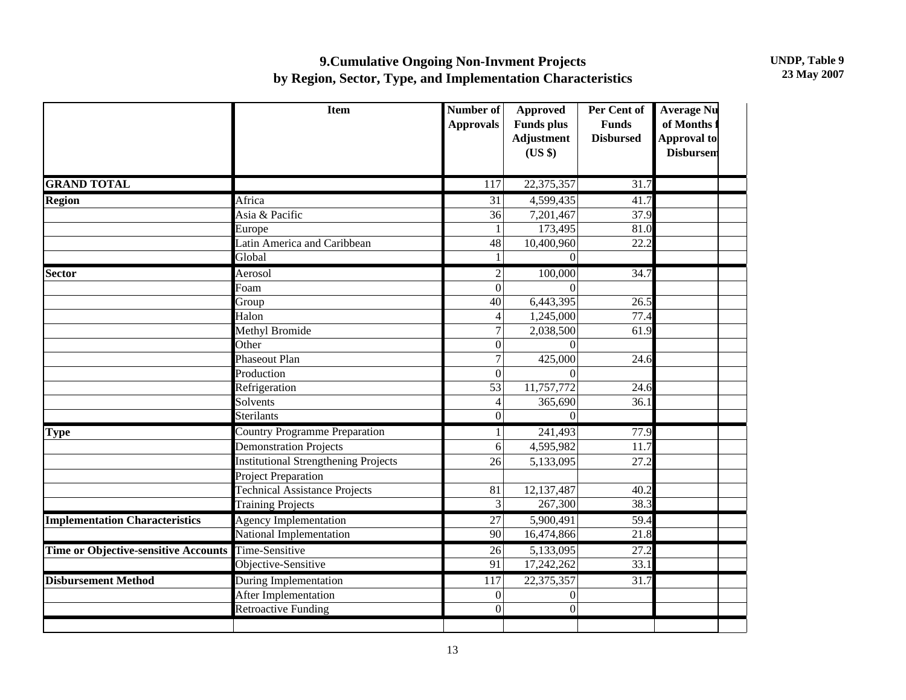# 9.Cumulative Ongoing Non-Invment Projects by Region, Sector, Type, and Implementation Characteristics

UNDP, Table 9
23 May 2007

| | Item | Number of Approvals | Approved Funds plus Adjustment (US $) | Per Cent of Funds Disbursed | Average Nu of Months f Approval to Disbursem | |
|---|---|---|---|---|---|---|
| **GRAND TOTAL** | | 117 | 22,375,357 | 31.7 | | |
| **Region** | Africa | 31 | 4,599,435 | 41.7 | | |
| | Asia & Pacific | 36 | 7,201,467 | 37.9 | | |
| | Europe | 1 | 173,495 | 81.0 | | |
| | Latin America and Caribbean | 48 | 10,400,960 | 22.2 | | |
| | Global | 1 | 0 | | | |
| **Sector** | Aerosol | 2 | 100,000 | 34.7 | | |
| | Foam | 0 | 0 | | | |
| | Group | 40 | 6,443,395 | 26.5 | | |
| | Halon | 4 | 1,245,000 | 77.4 | | |
| | Methyl Bromide | 7 | 2,038,500 | 61.9 | | |
| | Other | 0 | 0 | | | |
| | Phaseout Plan | 7 | 425,000 | 24.6 | | |
| | Production | 0 | 0 | | | |
| | Refrigeration | 53 | 11,757,772 | 24.6 | | |
| | Solvents | 4 | 365,690 | 36.1 | | |
| | Sterilants | 0 | 0 | | | |
| **Type** | Country Programme Preparation | 1 | 241,493 | 77.9 | | |
| | Demonstration Projects | 6 | 4,595,982 | 11.7 | | |
| | Institutional Strengthening Projects | 26 | 5,133,095 | 27.2 | | |
| | Project Preparation | | | | | |
| | Technical Assistance Projects | 81 | 12,137,487 | 40.2 | | |
| | Training Projects | 3 | 267,300 | 38.3 | | |
| **Implementation Characteristics** | Agency Implementation | 27 | 5,900,491 | 59.4 | | |
| | National Implementation | 90 | 16,474,866 | 21.8 | | |
| **Time or Objective-sensitive Accounts** | Time-Sensitive | 26 | 5,133,095 | 27.2 | | |
| | Objective-Sensitive | 91 | 17,242,262 | 33.1 | | |
| **Disbursement Method** | During Implementation | 117 | 22,375,357 | 31.7 | | |
| | After Implementation | 0 | 0 | | | |
| | Retroactive Funding | 0 | 0 | | | |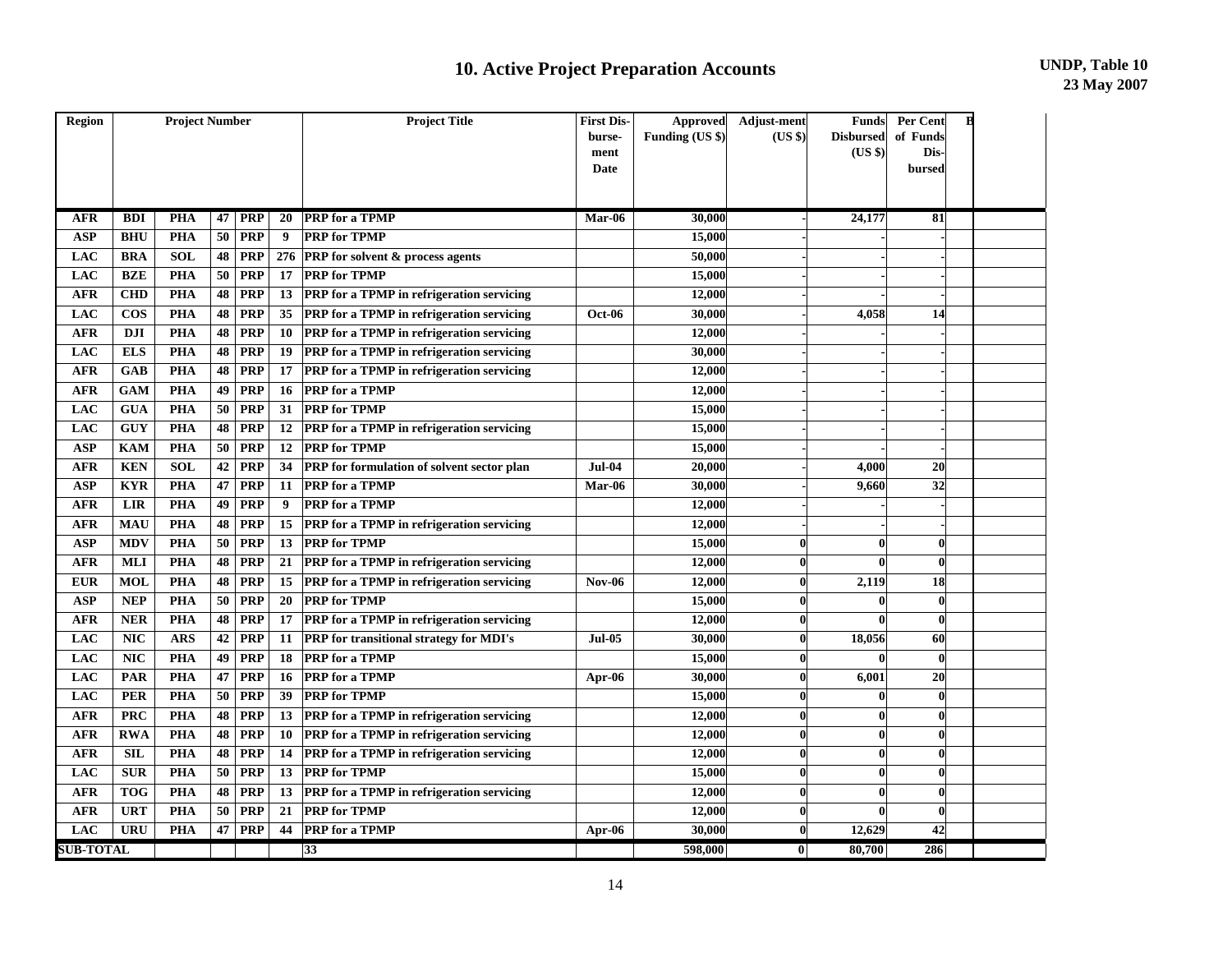# 10. Active Project Preparation Accounts

UNDP, Table 10
23 May 2007

| Region | Project Number | | | | | Project Title | First Dis-burse-ment Date | Approved Funding (US $) | Adjust-ment (US $) | Funds Disbursed (US $) | Per Cent of Funds Dis-bursed | B |
|---|---|---|---|---|---|---|---|---|---|---|---|---|
| AFR | BDI | PHA | 47 | PRP | 20 | PRP for a TPMP | Mar-06 | 30,000 | - | 24,177 | 81 | |
| ASP | BHU | PHA | 50 | PRP | 9 | PRP for TPMP | | 15,000 | - | - | - | |
| LAC | BRA | SOL | 48 | PRP | 276 | PRP for solvent & process agents | | 50,000 | - | - | - | |
| LAC | BZE | PHA | 50 | PRP | 17 | PRP for TPMP | | 15,000 | - | - | - | |
| AFR | CHD | PHA | 48 | PRP | 13 | PRP for a TPMP in refrigeration servicing | | 12,000 | - | - | - | |
| LAC | COS | PHA | 48 | PRP | 35 | PRP for a TPMP in refrigeration servicing | Oct-06 | 30,000 | - | 4,058 | 14 | |
| AFR | DJI | PHA | 48 | PRP | 10 | PRP for a TPMP in refrigeration servicing | | 12,000 | - | - | - | |
| LAC | ELS | PHA | 48 | PRP | 19 | PRP for a TPMP in refrigeration servicing | | 30,000 | - | - | - | |
| AFR | GAB | PHA | 48 | PRP | 17 | PRP for a TPMP in refrigeration servicing | | 12,000 | - | - | - | |
| AFR | GAM | PHA | 49 | PRP | 16 | PRP for a TPMP | | 12,000 | - | - | - | |
| LAC | GUA | PHA | 50 | PRP | 31 | PRP for TPMP | | 15,000 | - | - | - | |
| LAC | GUY | PHA | 48 | PRP | 12 | PRP for a TPMP in refrigeration servicing | | 15,000 | - | - | - | |
| ASP | KAM | PHA | 50 | PRP | 12 | PRP for TPMP | | 15,000 | - | - | - | |
| AFR | KEN | SOL | 42 | PRP | 34 | PRP for formulation of solvent sector plan | Jul-04 | 20,000 | - | 4,000 | 20 | |
| ASP | KYR | PHA | 47 | PRP | 11 | PRP for a TPMP | Mar-06 | 30,000 | - | 9,660 | 32 | |
| AFR | LIR | PHA | 49 | PRP | 9 | PRP for a TPMP | | 12,000 | - | - | - | |
| AFR | MAU | PHA | 48 | PRP | 15 | PRP for a TPMP in refrigeration servicing | | 12,000 | - | - | - | |
| ASP | MDV | PHA | 50 | PRP | 13 | PRP for TPMP | | 15,000 | 0 | 0 | 0 | |
| AFR | MLI | PHA | 48 | PRP | 21 | PRP for a TPMP in refrigeration servicing | | 12,000 | 0 | 0 | 0 | |
| EUR | MOL | PHA | 48 | PRP | 15 | PRP for a TPMP in refrigeration servicing | Nov-06 | 12,000 | 0 | 2,119 | 18 | |
| ASP | NEP | PHA | 50 | PRP | 20 | PRP for TPMP | | 15,000 | 0 | 0 | 0 | |
| AFR | NER | PHA | 48 | PRP | 17 | PRP for a TPMP in refrigeration servicing | | 12,000 | 0 | 0 | 0 | |
| LAC | NIC | ARS | 42 | PRP | 11 | PRP for transitional strategy for MDI's | Jul-05 | 30,000 | 0 | 18,056 | 60 | |
| LAC | NIC | PHA | 49 | PRP | 18 | PRP for a TPMP | | 15,000 | 0 | 0 | 0 | |
| LAC | PAR | PHA | 47 | PRP | 16 | PRP for a TPMP | Apr-06 | 30,000 | 0 | 6,001 | 20 | |
| LAC | PER | PHA | 50 | PRP | 39 | PRP for TPMP | | 15,000 | 0 | 0 | 0 | |
| AFR | PRC | PHA | 48 | PRP | 13 | PRP for a TPMP in refrigeration servicing | | 12,000 | 0 | 0 | 0 | |
| AFR | RWA | PHA | 48 | PRP | 10 | PRP for a TPMP in refrigeration servicing | | 12,000 | 0 | 0 | 0 | |
| AFR | SIL | PHA | 48 | PRP | 14 | PRP for a TPMP in refrigeration servicing | | 12,000 | 0 | 0 | 0 | |
| LAC | SUR | PHA | 50 | PRP | 13 | PRP for TPMP | | 15,000 | 0 | 0 | 0 | |
| AFR | TOG | PHA | 48 | PRP | 13 | PRP for a TPMP in refrigeration servicing | | 12,000 | 0 | 0 | 0 | |
| AFR | URT | PHA | 50 | PRP | 21 | PRP for TPMP | | 12,000 | 0 | 0 | 0 | |
| LAC | URU | PHA | 47 | PRP | 44 | PRP for a TPMP | Apr-06 | 30,000 | 0 | 12,629 | 42 | |
| SUB-TOTAL | | | | | | 33 | | 598,000 | 0 | 80,700 | 286 | |